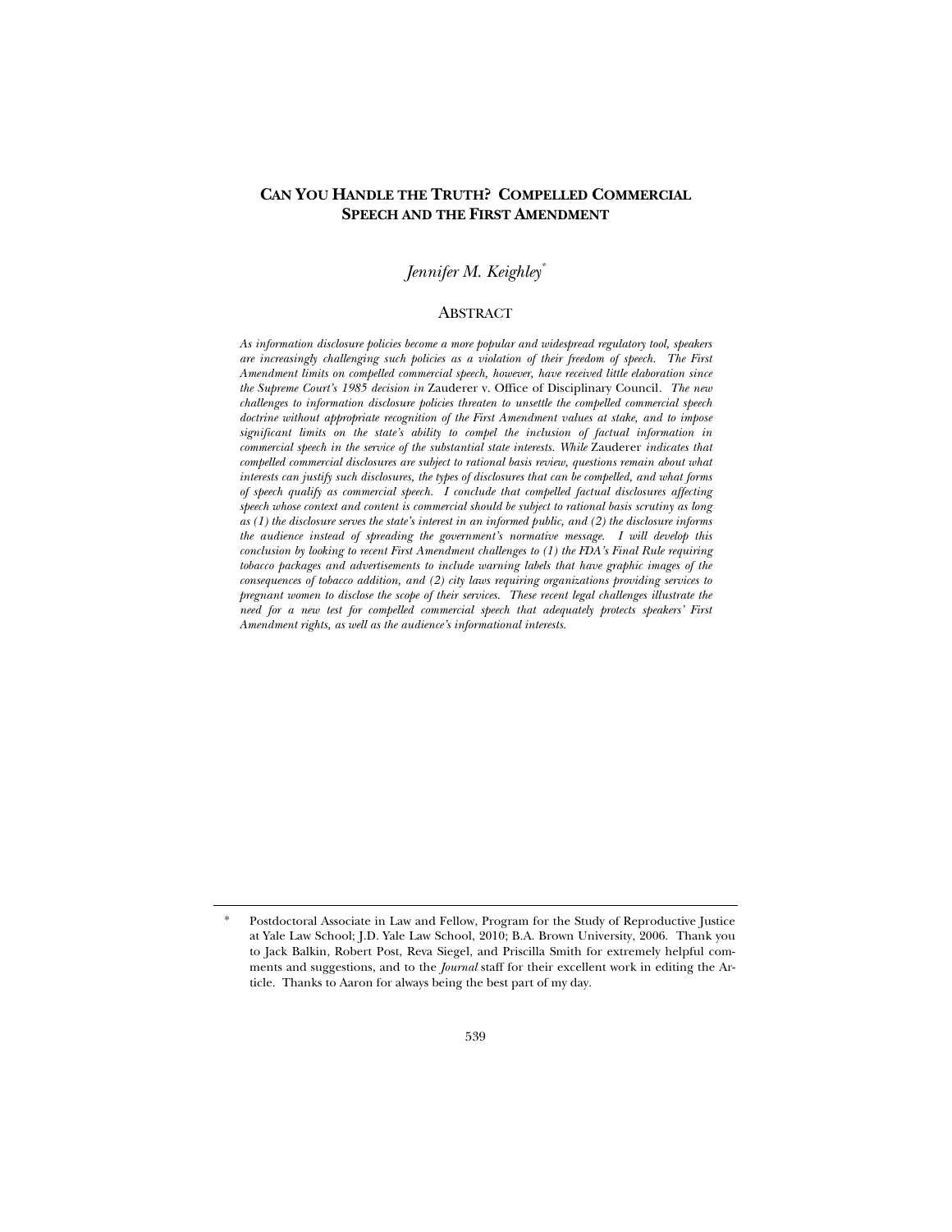# CAN YOU HANDLE THE TRUTH? COMPELLED COMMERCIAL SPEECH AND THE FIRST AMENDMENT

*Jennifer M. Keighley*[*]

## ABSTRACT

*As information disclosure policies become a more popular and widespread regulatory tool, speakers are increasingly challenging such policies as a violation of their freedom of speech. The First Amendment limits on compelled commercial speech, however, have received little elaboration since the Supreme Court's 1985 decision in* Zauderer v. Office of Disciplinary Council. *The new challenges to information disclosure policies threaten to unsettle the compelled commercial speech doctrine without appropriate recognition of the First Amendment values at stake, and to impose significant limits on the state's ability to compel the inclusion of factual information in commercial speech in the service of the substantial state interests. While* Zauderer *indicates that compelled commercial disclosures are subject to rational basis review, questions remain about what interests can justify such disclosures, the types of disclosures that can be compelled, and what forms of speech qualify as commercial speech. I conclude that compelled factual disclosures affecting speech whose context and content is commercial should be subject to rational basis scrutiny as long as (1) the disclosure serves the state's interest in an informed public, and (2) the disclosure informs the audience instead of spreading the government's normative message. I will develop this conclusion by looking to recent First Amendment challenges to (1) the FDA's Final Rule requiring tobacco packages and advertisements to include warning labels that have graphic images of the consequences of tobacco addition, and (2) city laws requiring organizations providing services to pregnant women to disclose the scope of their services. These recent legal challenges illustrate the need for a new test for compelled commercial speech that adequately protects speakers' First Amendment rights, as well as the audience's informational interests.*

---

[*] Postdoctoral Associate in Law and Fellow, Program for the Study of Reproductive Justice at Yale Law School; J.D. Yale Law School, 2010; B.A. Brown University, 2006. Thank you to Jack Balkin, Robert Post, Reva Siegel, and Priscilla Smith for extremely helpful comments and suggestions, and to the *Journal* staff for their excellent work in editing the Article. Thanks to Aaron for always being the best part of my day.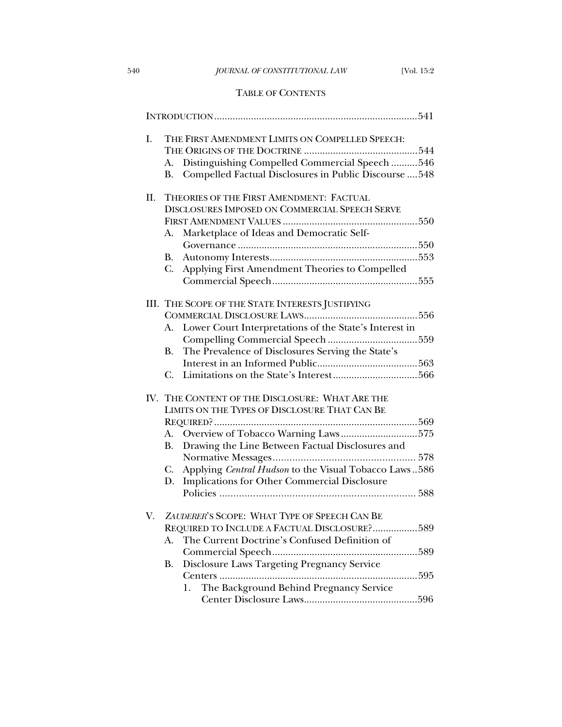## TABLE OF CONTENTS

INTRODUCTION ............................................................................541

I. THE FIRST AMENDMENT LIMITS ON COMPELLED SPEECH: THE ORIGINS OF THE DOCTRINE ...........................................544
   - A. Distinguishing Compelled Commercial Speech ..........546
   - B. Compelled Factual Disclosures in Public Discourse ....548

II. THEORIES OF THE FIRST AMENDMENT: FACTUAL DISCLOSURES IMPOSED ON COMMERCIAL SPEECH SERVE FIRST AMENDMENT VALUES ..................................................550
   - A. Marketplace of Ideas and Democratic Self-Governance ...................................................................550
   - B. Autonomy Interests........................................................553
   - C. Applying First Amendment Theories to Compelled Commercial Speech.......................................................555

III. THE SCOPE OF THE STATE INTERESTS JUSTIFYING COMMERCIAL DISCLOSURE LAWS...........................................556
   - A. Lower Court Interpretations of the State's Interest in Compelling Commercial Speech ..................................559
   - B. The Prevalence of Disclosures Serving the State's Interest in an Informed Public......................................563
   - C. Limitations on the State's Interest................................566

IV. THE CONTENT OF THE DISCLOSURE: WHAT ARE THE LIMITS ON THE TYPES OF DISCLOSURE THAT CAN BE REQUIRED?............................................................................569
   - A. Overview of Tobacco Warning Laws.............................575
   - B. Drawing the Line Between Factual Disclosures and Normative Messages.................................................... 578
   - C. Applying *Central Hudson* to the Visual Tobacco Laws ..586
   - D. Implications for Other Commercial Disclosure Policies ....................................................................... 588

V. *ZAUDERER*'S SCOPE: WHAT TYPE OF SPEECH CAN BE REQUIRED TO INCLUDE A FACTUAL DISCLOSURE?.................589
   - A. The Current Doctrine's Confused Definition of Commercial Speech.......................................................589
   - B. Disclosure Laws Targeting Pregnancy Service Centers ...........................................................................595
     1. The Background Behind Pregnancy Service Center Disclosure Laws...........................................596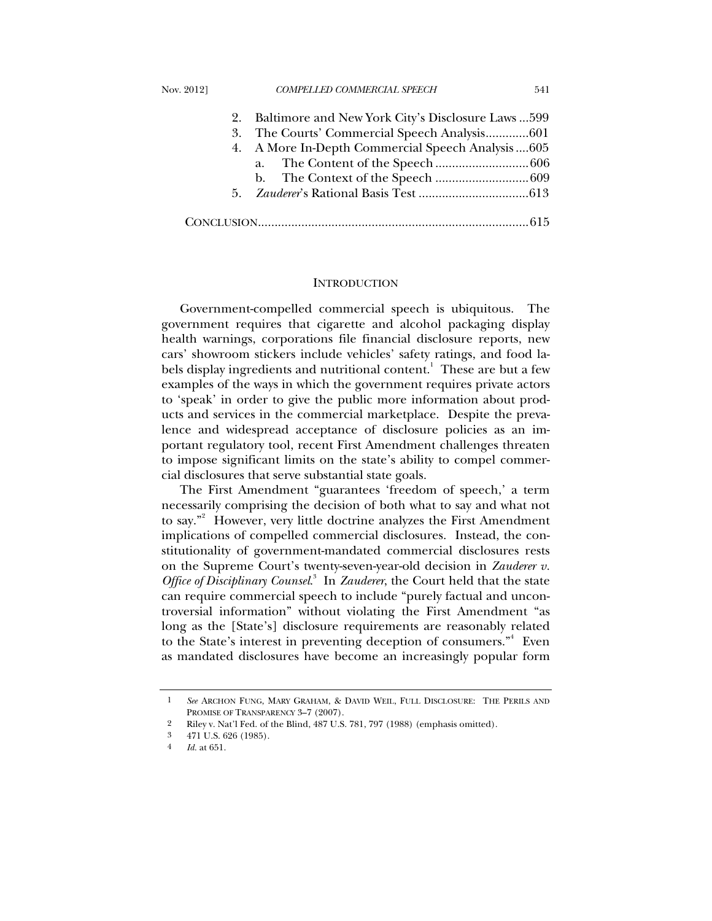2. Baltimore and New York City's Disclosure Laws ...599
3. The Courts' Commercial Speech Analysis.............601
4. A More In-Depth Commercial Speech Analysis ....605
   a. The Content of the Speech ............................606
   b. The Context of the Speech ............................609
5. *Zauderer*'s Rational Basis Test .................................613

CONCLUSION.................................................................................615

## INTRODUCTION

Government-compelled commercial speech is ubiquitous. The government requires that cigarette and alcohol packaging display health warnings, corporations file financial disclosure reports, new cars' showroom stickers include vehicles' safety ratings, and food labels display ingredients and nutritional content.[1] These are but a few examples of the ways in which the government requires private actors to 'speak' in order to give the public more information about products and services in the commercial marketplace. Despite the prevalence and widespread acceptance of disclosure policies as an important regulatory tool, recent First Amendment challenges threaten to impose significant limits on the state's ability to compel commercial disclosures that serve substantial state goals.

The First Amendment "guarantees 'freedom of speech,' a term necessarily comprising the decision of both what to say and what not to say."[2] However, very little doctrine analyzes the First Amendment implications of compelled commercial disclosures. Instead, the constitutionality of government-mandated commercial disclosures rests on the Supreme Court's twenty-seven-year-old decision in *Zauderer v. Office of Disciplinary Counsel*.[3] In *Zauderer*, the Court held that the state can require commercial speech to include "purely factual and uncontroversial information" without violating the First Amendment "as long as the [State's] disclosure requirements are reasonably related to the State's interest in preventing deception of consumers."[4] Even as mandated disclosures have become an increasingly popular form

---

1 *See* ARCHON FUNG, MARY GRAHAM, & DAVID WEIL, FULL DISCLOSURE: THE PERILS AND PROMISE OF TRANSPARENCY 3–7 (2007).

2 Riley v. Nat'l Fed. of the Blind, 487 U.S. 781, 797 (1988) (emphasis omitted).

3 471 U.S. 626 (1985).

4 *Id.* at 651.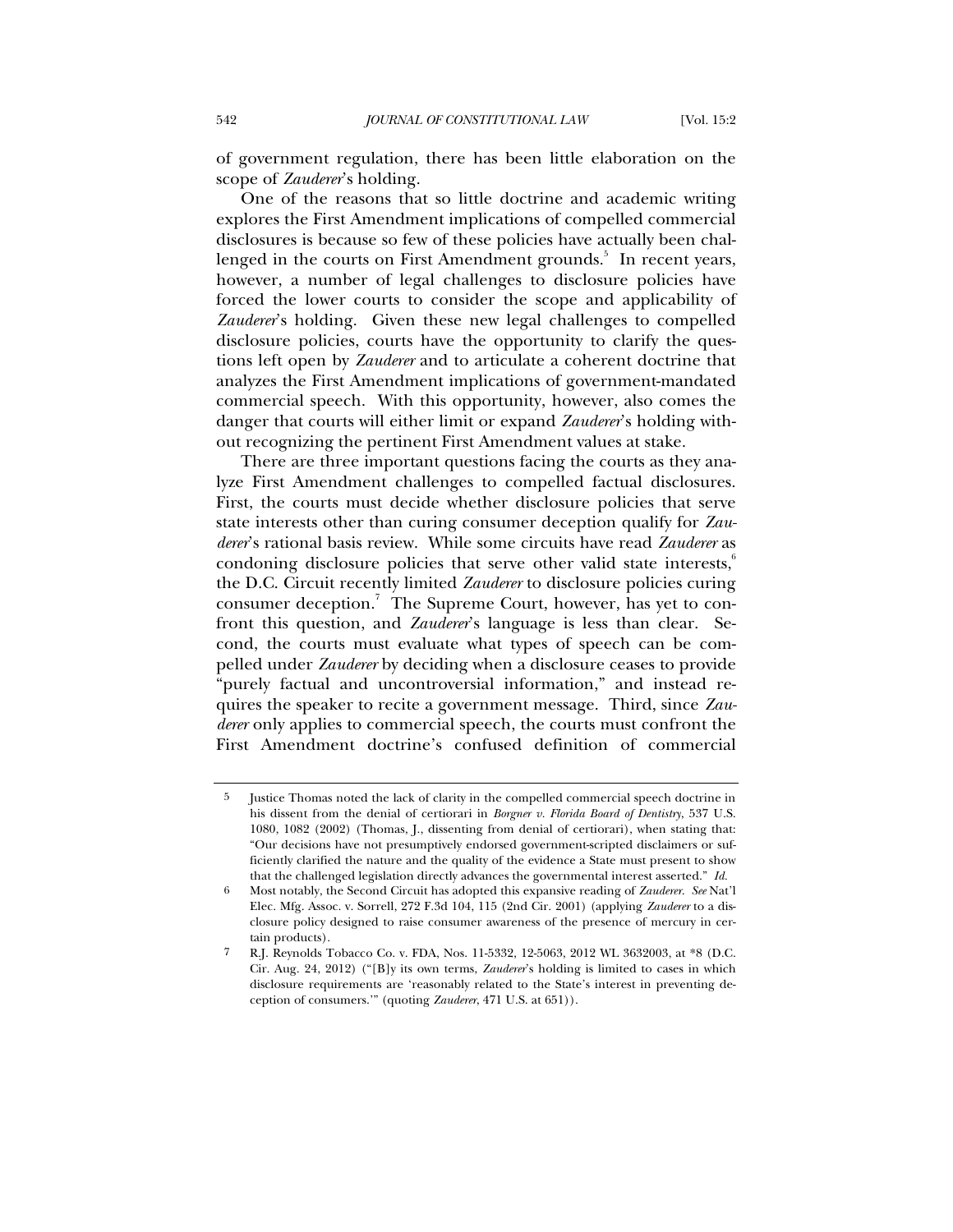of government regulation, there has been little elaboration on the scope of *Zauderer*'s holding.

One of the reasons that so little doctrine and academic writing explores the First Amendment implications of compelled commercial disclosures is because so few of these policies have actually been challenged in the courts on First Amendment grounds.[5] In recent years, however, a number of legal challenges to disclosure policies have forced the lower courts to consider the scope and applicability of *Zauderer*'s holding. Given these new legal challenges to compelled disclosure policies, courts have the opportunity to clarify the questions left open by *Zauderer* and to articulate a coherent doctrine that analyzes the First Amendment implications of government-mandated commercial speech. With this opportunity, however, also comes the danger that courts will either limit or expand *Zauderer*'s holding without recognizing the pertinent First Amendment values at stake.

There are three important questions facing the courts as they analyze First Amendment challenges to compelled factual disclosures. First, the courts must decide whether disclosure policies that serve state interests other than curing consumer deception qualify for *Zauderer*'s rational basis review. While some circuits have read *Zauderer* as condoning disclosure policies that serve other valid state interests,[6] the D.C. Circuit recently limited *Zauderer* to disclosure policies curing consumer deception.[7] The Supreme Court, however, has yet to confront this question, and *Zauderer*'s language is less than clear. Second, the courts must evaluate what types of speech can be compelled under *Zauderer* by deciding when a disclosure ceases to provide "purely factual and uncontroversial information," and instead requires the speaker to recite a government message. Third, since *Zauderer* only applies to commercial speech, the courts must confront the First Amendment doctrine's confused definition of commercial

---

5 Justice Thomas noted the lack of clarity in the compelled commercial speech doctrine in his dissent from the denial of certiorari in *Borgner v. Florida Board of Dentistry*, 537 U.S. 1080, 1082 (2002) (Thomas, J., dissenting from denial of certiorari), when stating that: "Our decisions have not presumptively endorsed government-scripted disclaimers or sufficiently clarified the nature and the quality of the evidence a State must present to show that the challenged legislation directly advances the governmental interest asserted." *Id.*

6 Most notably, the Second Circuit has adopted this expansive reading of *Zauderer*. *See* Nat'l Elec. Mfg. Assoc. v. Sorrell, 272 F.3d 104, 115 (2nd Cir. 2001) (applying *Zauderer* to a disclosure policy designed to raise consumer awareness of the presence of mercury in certain products).

7 R.J. Reynolds Tobacco Co. v. FDA, Nos. 11-5332, 12-5063, 2012 WL 3632003, at *8 (D.C. Cir. Aug. 24, 2012) ("[B]y its own terms, *Zauderer*'s holding is limited to cases in which disclosure requirements are 'reasonably related to the State's interest in preventing deception of consumers.'" (quoting *Zauderer*, 471 U.S. at 651)).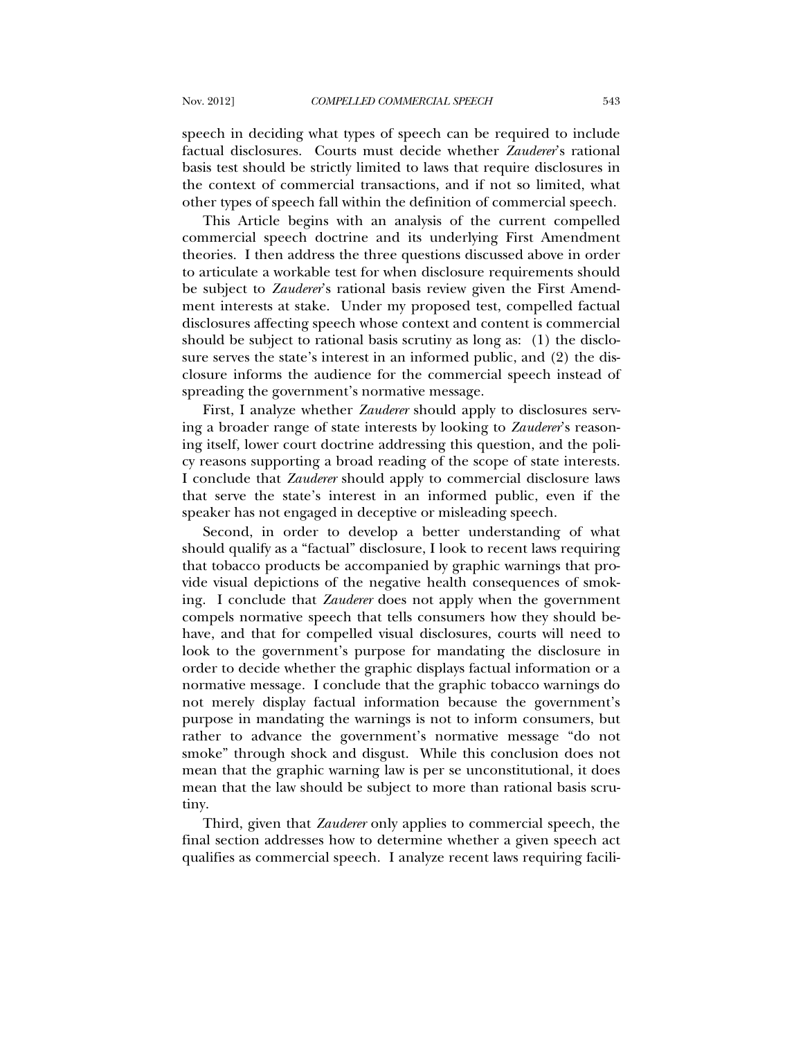speech in deciding what types of speech can be required to include factual disclosures. Courts must decide whether *Zauderer*'s rational basis test should be strictly limited to laws that require disclosures in the context of commercial transactions, and if not so limited, what other types of speech fall within the definition of commercial speech.

This Article begins with an analysis of the current compelled commercial speech doctrine and its underlying First Amendment theories. I then address the three questions discussed above in order to articulate a workable test for when disclosure requirements should be subject to *Zauderer*'s rational basis review given the First Amendment interests at stake. Under my proposed test, compelled factual disclosures affecting speech whose context and content is commercial should be subject to rational basis scrutiny as long as: (1) the disclosure serves the state's interest in an informed public, and (2) the disclosure informs the audience for the commercial speech instead of spreading the government's normative message.

First, I analyze whether *Zauderer* should apply to disclosures serving a broader range of state interests by looking to *Zauderer*'s reasoning itself, lower court doctrine addressing this question, and the policy reasons supporting a broad reading of the scope of state interests. I conclude that *Zauderer* should apply to commercial disclosure laws that serve the state's interest in an informed public, even if the speaker has not engaged in deceptive or misleading speech.

Second, in order to develop a better understanding of what should qualify as a "factual" disclosure, I look to recent laws requiring that tobacco products be accompanied by graphic warnings that provide visual depictions of the negative health consequences of smoking. I conclude that *Zauderer* does not apply when the government compels normative speech that tells consumers how they should behave, and that for compelled visual disclosures, courts will need to look to the government's purpose for mandating the disclosure in order to decide whether the graphic displays factual information or a normative message. I conclude that the graphic tobacco warnings do not merely display factual information because the government's purpose in mandating the warnings is not to inform consumers, but rather to advance the government's normative message "do not smoke" through shock and disgust. While this conclusion does not mean that the graphic warning law is per se unconstitutional, it does mean that the law should be subject to more than rational basis scrutiny.

Third, given that *Zauderer* only applies to commercial speech, the final section addresses how to determine whether a given speech act qualifies as commercial speech. I analyze recent laws requiring facili-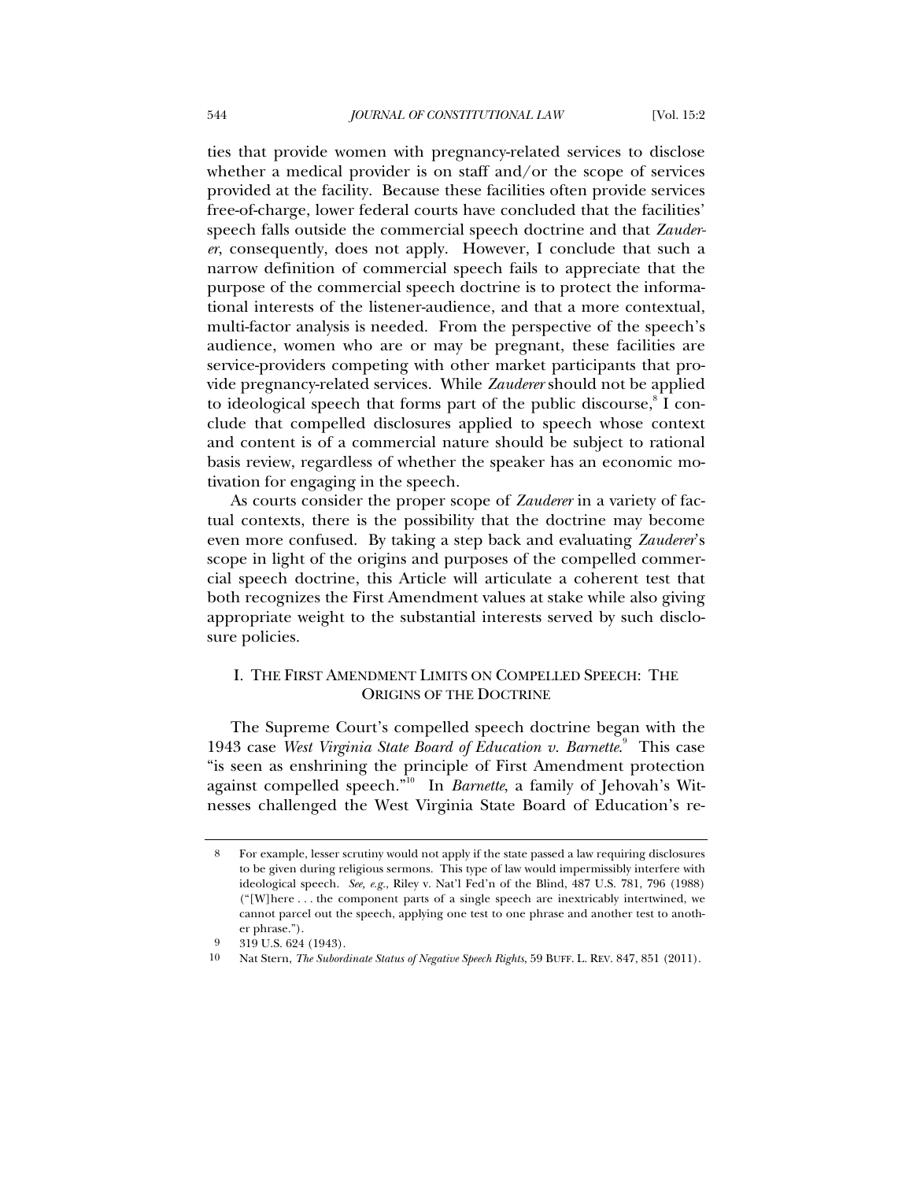ties that provide women with pregnancy-related services to disclose whether a medical provider is on staff and/or the scope of services provided at the facility. Because these facilities often provide services free-of-charge, lower federal courts have concluded that the facilities' speech falls outside the commercial speech doctrine and that *Zauderer*, consequently, does not apply. However, I conclude that such a narrow definition of commercial speech fails to appreciate that the purpose of the commercial speech doctrine is to protect the informational interests of the listener-audience, and that a more contextual, multi-factor analysis is needed. From the perspective of the speech's audience, women who are or may be pregnant, these facilities are service-providers competing with other market participants that provide pregnancy-related services. While *Zauderer* should not be applied to ideological speech that forms part of the public discourse,[8] I conclude that compelled disclosures applied to speech whose context and content is of a commercial nature should be subject to rational basis review, regardless of whether the speaker has an economic motivation for engaging in the speech.

As courts consider the proper scope of *Zauderer* in a variety of factual contexts, there is the possibility that the doctrine may become even more confused. By taking a step back and evaluating *Zauderer*'s scope in light of the origins and purposes of the compelled commercial speech doctrine, this Article will articulate a coherent test that both recognizes the First Amendment values at stake while also giving appropriate weight to the substantial interests served by such disclosure policies.

## I. THE FIRST AMENDMENT LIMITS ON COMPELLED SPEECH: THE ORIGINS OF THE DOCTRINE

The Supreme Court's compelled speech doctrine began with the 1943 case *West Virginia State Board of Education v. Barnette*.[9] This case "is seen as enshrining the principle of First Amendment protection against compelled speech."[10] In *Barnette*, a family of Jehovah's Witnesses challenged the West Virginia State Board of Education's re-

---

8 For example, lesser scrutiny would not apply if the state passed a law requiring disclosures to be given during religious sermons. This type of law would impermissibly interfere with ideological speech. *See, e.g.*, Riley v. Nat'l Fed'n of the Blind, 487 U.S. 781, 796 (1988) ("[W]here . . . the component parts of a single speech are inextricably intertwined, we cannot parcel out the speech, applying one test to one phrase and another test to another phrase.").

9 319 U.S. 624 (1943).

10 Nat Stern, *The Subordinate Status of Negative Speech Rights*, 59 BUFF. L. REV. 847, 851 (2011).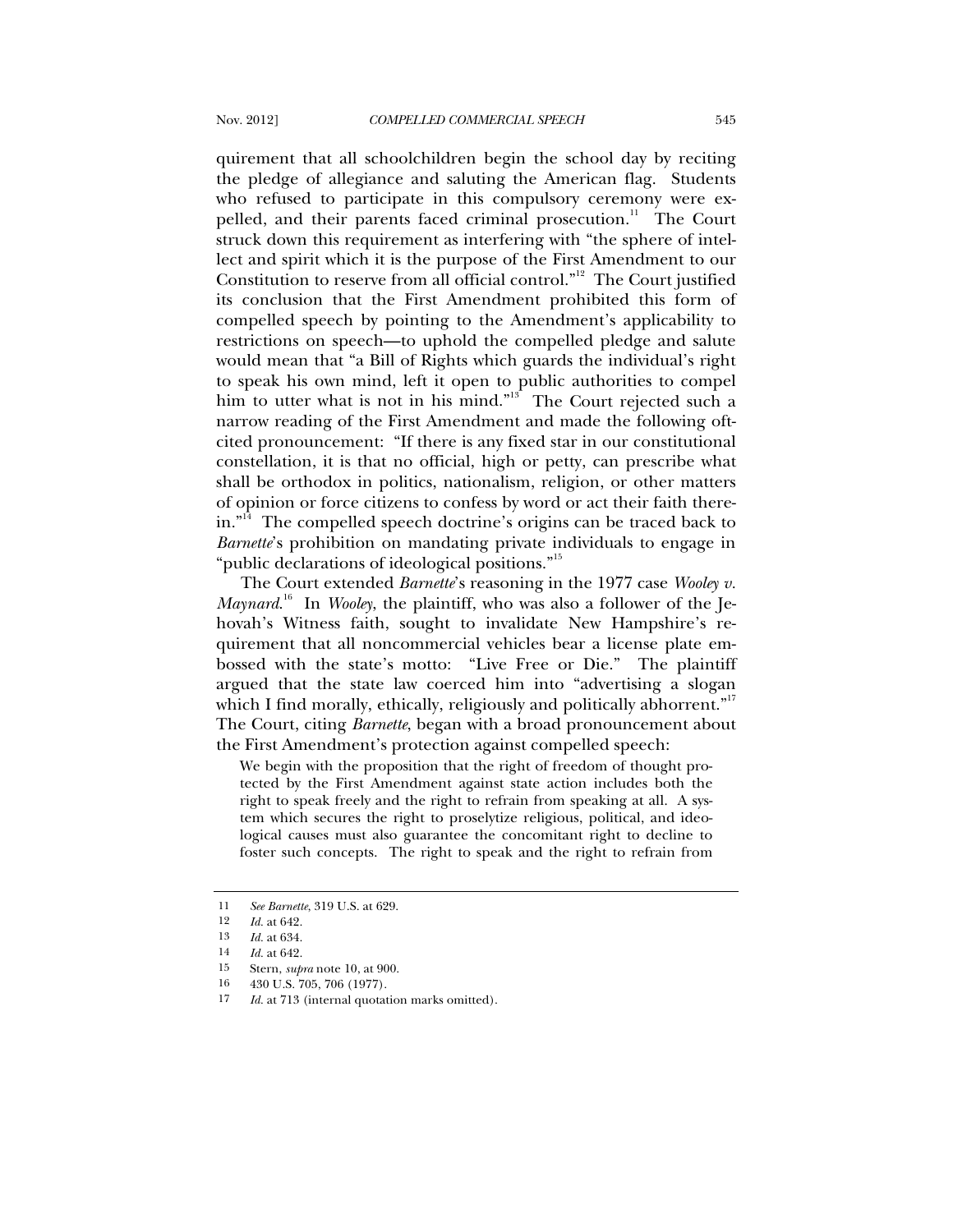quirement that all schoolchildren begin the school day by reciting the pledge of allegiance and saluting the American flag. Students who refused to participate in this compulsory ceremony were expelled, and their parents faced criminal prosecution.[11] The Court struck down this requirement as interfering with "the sphere of intellect and spirit which it is the purpose of the First Amendment to our Constitution to reserve from all official control."[12] The Court justified its conclusion that the First Amendment prohibited this form of compelled speech by pointing to the Amendment's applicability to restrictions on speech—to uphold the compelled pledge and salute would mean that "a Bill of Rights which guards the individual's right to speak his own mind, left it open to public authorities to compel him to utter what is not in his mind."[13] The Court rejected such a narrow reading of the First Amendment and made the following oft-cited pronouncement: "If there is any fixed star in our constitutional constellation, it is that no official, high or petty, can prescribe what shall be orthodox in politics, nationalism, religion, or other matters of opinion or force citizens to confess by word or act their faith therein."[14] The compelled speech doctrine's origins can be traced back to *Barnette*'s prohibition on mandating private individuals to engage in "public declarations of ideological positions."[15]

The Court extended *Barnette*'s reasoning in the 1977 case *Wooley v. Maynard*.[16] In *Wooley*, the plaintiff, who was also a follower of the Jehovah's Witness faith, sought to invalidate New Hampshire's requirement that all noncommercial vehicles bear a license plate embossed with the state's motto: "Live Free or Die." The plaintiff argued that the state law coerced him into "advertising a slogan which I find morally, ethically, religiously and politically abhorrent."[17] The Court, citing *Barnette*, began with a broad pronouncement about the First Amendment's protection against compelled speech:

> We begin with the proposition that the right of freedom of thought protected by the First Amendment against state action includes both the right to speak freely and the right to refrain from speaking at all. A system which secures the right to proselytize religious, political, and ideological causes must also guarantee the concomitant right to decline to foster such concepts. The right to speak and the right to refrain from

---

11 *See Barnette*, 319 U.S. at 629.

12 *Id.* at 642.

13 *Id.* at 634.

14 *Id.* at 642.

15 Stern, *supra* note 10, at 900.

16 430 U.S. 705, 706 (1977).

17 *Id.* at 713 (internal quotation marks omitted).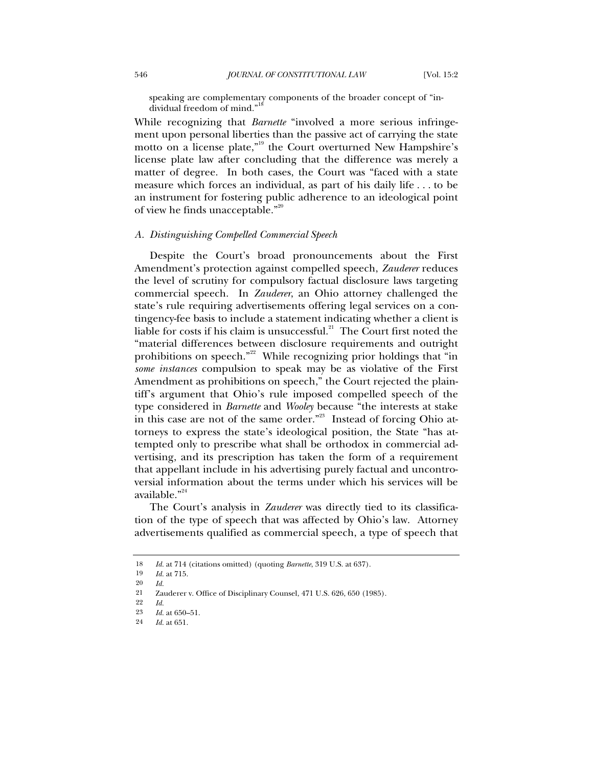speaking are complementary components of the broader concept of "individual freedom of mind."[18]

While recognizing that *Barnette* "involved a more serious infringement upon personal liberties than the passive act of carrying the state motto on a license plate,"[19] the Court overturned New Hampshire's license plate law after concluding that the difference was merely a matter of degree. In both cases, the Court was "faced with a state measure which forces an individual, as part of his daily life . . . to be an instrument for fostering public adherence to an ideological point of view he finds unacceptable."[20]

### *A. Distinguishing Compelled Commercial Speech*

Despite the Court's broad pronouncements about the First Amendment's protection against compelled speech, *Zauderer* reduces the level of scrutiny for compulsory factual disclosure laws targeting commercial speech. In *Zauderer*, an Ohio attorney challenged the state's rule requiring advertisements offering legal services on a contingency-fee basis to include a statement indicating whether a client is liable for costs if his claim is unsuccessful.[21] The Court first noted the "material differences between disclosure requirements and outright prohibitions on speech."[22] While recognizing prior holdings that "in *some instances* compulsion to speak may be as violative of the First Amendment as prohibitions on speech," the Court rejected the plaintiff's argument that Ohio's rule imposed compelled speech of the type considered in *Barnette* and *Wooley* because "the interests at stake in this case are not of the same order."[23] Instead of forcing Ohio attorneys to express the state's ideological position, the State "has attempted only to prescribe what shall be orthodox in commercial advertising, and its prescription has taken the form of a requirement that appellant include in his advertising purely factual and uncontroversial information about the terms under which his services will be available."[24]

The Court's analysis in *Zauderer* was directly tied to its classification of the type of speech that was affected by Ohio's law. Attorney advertisements qualified as commercial speech, a type of speech that

---

18 *Id.* at 714 (citations omitted) (quoting *Barnette*, 319 U.S. at 637).

19 *Id.* at 715.

20 *Id.*

21 Zauderer v. Office of Disciplinary Counsel, 471 U.S. 626, 650 (1985).

22 *Id.*

23 *Id.* at 650–51.

24 *Id.* at 651.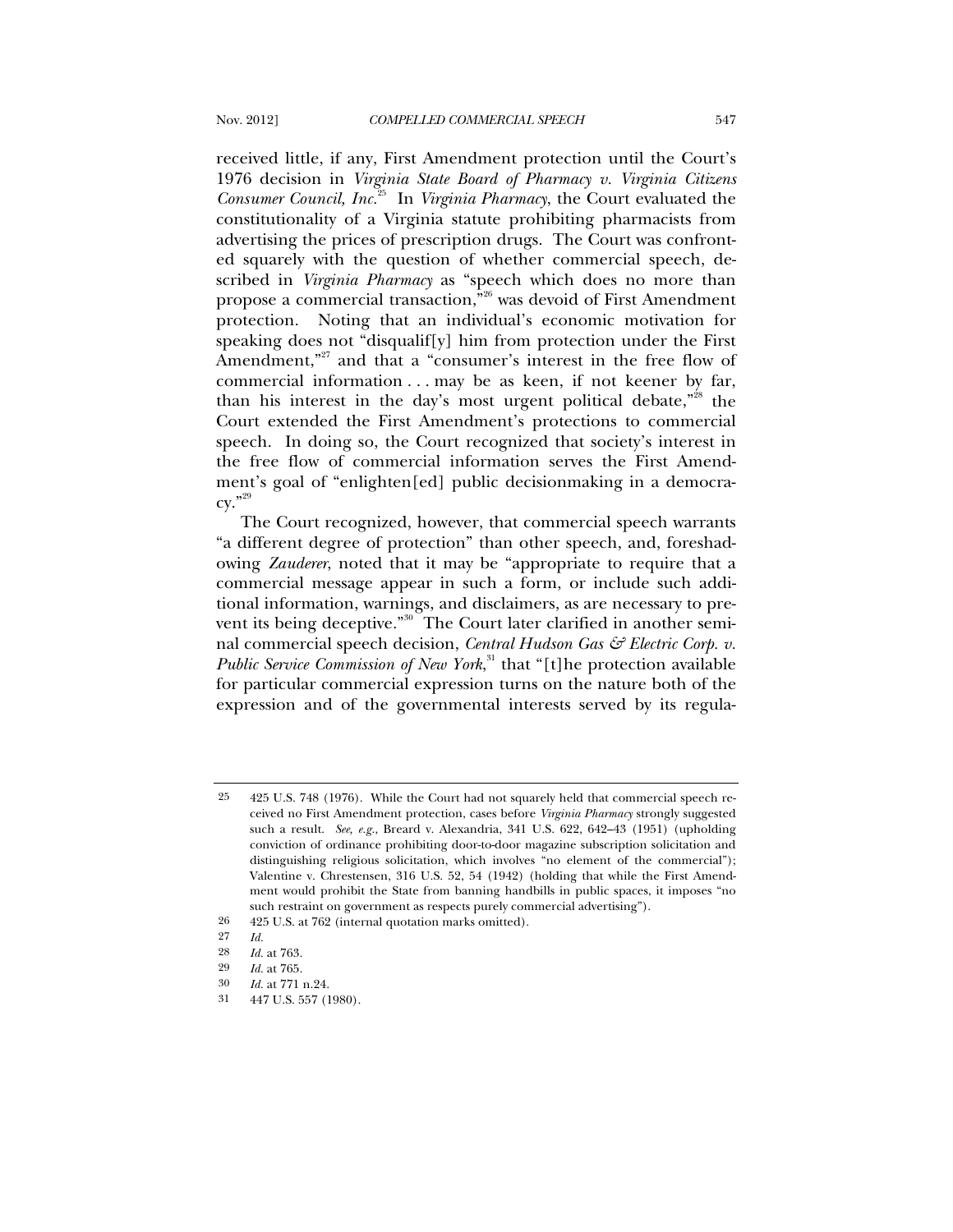received little, if any, First Amendment protection until the Court's 1976 decision in *Virginia State Board of Pharmacy v. Virginia Citizens Consumer Council, Inc.*[25] In *Virginia Pharmacy*, the Court evaluated the constitutionality of a Virginia statute prohibiting pharmacists from advertising the prices of prescription drugs. The Court was confronted squarely with the question of whether commercial speech, described in *Virginia Pharmacy* as "speech which does no more than propose a commercial transaction,"[26] was devoid of First Amendment protection. Noting that an individual's economic motivation for speaking does not "disqualif[y] him from protection under the First Amendment,"[27] and that a "consumer's interest in the free flow of commercial information . . . may be as keen, if not keener by far, than his interest in the day's most urgent political debate,"[28] the Court extended the First Amendment's protections to commercial speech. In doing so, the Court recognized that society's interest in the free flow of commercial information serves the First Amendment's goal of "enlighten[ed] public decisionmaking in a democracy."[29]

The Court recognized, however, that commercial speech warrants "a different degree of protection" than other speech, and, foreshadowing *Zauderer*, noted that it may be "appropriate to require that a commercial message appear in such a form, or include such additional information, warnings, and disclaimers, as are necessary to prevent its being deceptive."[30] The Court later clarified in another seminal commercial speech decision, *Central Hudson Gas & Electric Corp. v. Public Service Commission of New York*,[31] that "[t]he protection available for particular commercial expression turns on the nature both of the expression and of the governmental interests served by its regula-

---

25 425 U.S. 748 (1976). While the Court had not squarely held that commercial speech received no First Amendment protection, cases before *Virginia Pharmacy* strongly suggested such a result. *See, e.g.*, Breard v. Alexandria, 341 U.S. 622, 642–43 (1951) (upholding conviction of ordinance prohibiting door-to-door magazine subscription solicitation and distinguishing religious solicitation, which involves "no element of the commercial"); Valentine v. Chrestensen, 316 U.S. 52, 54 (1942) (holding that while the First Amendment would prohibit the State from banning handbills in public spaces, it imposes "no such restraint on government as respects purely commercial advertising").

26 425 U.S. at 762 (internal quotation marks omitted).

27 *Id.*

28 *Id.* at 763.

29 *Id.* at 765.

30 *Id.* at 771 n.24.

31 447 U.S. 557 (1980).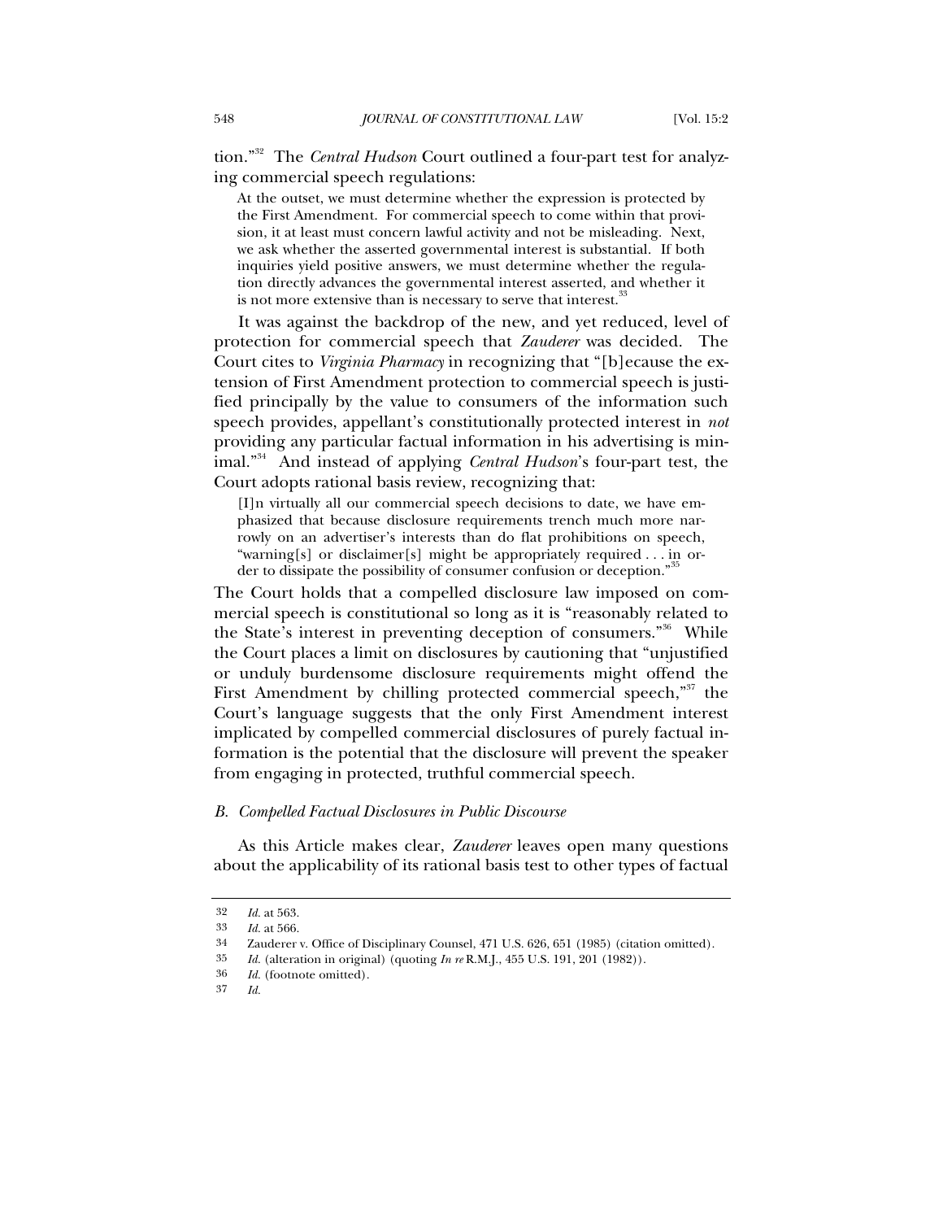tion."[32] The *Central Hudson* Court outlined a four-part test for analyzing commercial speech regulations:

> At the outset, we must determine whether the expression is protected by the First Amendment. For commercial speech to come within that provision, it at least must concern lawful activity and not be misleading. Next, we ask whether the asserted governmental interest is substantial. If both inquiries yield positive answers, we must determine whether the regulation directly advances the governmental interest asserted, and whether it is not more extensive than is necessary to serve that interest.[33]

It was against the backdrop of the new, and yet reduced, level of protection for commercial speech that *Zauderer* was decided. The Court cites to *Virginia Pharmacy* in recognizing that "[b]ecause the extension of First Amendment protection to commercial speech is justified principally by the value to consumers of the information such speech provides, appellant's constitutionally protected interest in *not* providing any particular factual information in his advertising is minimal."[34] And instead of applying *Central Hudson*'s four-part test, the Court adopts rational basis review, recognizing that:

> [I]n virtually all our commercial speech decisions to date, we have emphasized that because disclosure requirements trench much more narrowly on an advertiser's interests than do flat prohibitions on speech, "warning[s] or disclaimer[s] might be appropriately required . . . in order to dissipate the possibility of consumer confusion or deception."[35]

The Court holds that a compelled disclosure law imposed on commercial speech is constitutional so long as it is "reasonably related to the State's interest in preventing deception of consumers."[36] While the Court places a limit on disclosures by cautioning that "unjustified or unduly burdensome disclosure requirements might offend the First Amendment by chilling protected commercial speech,"[37] the Court's language suggests that the only First Amendment interest implicated by compelled commercial disclosures of purely factual information is the potential that the disclosure will prevent the speaker from engaging in protected, truthful commercial speech.

### *B. Compelled Factual Disclosures in Public Discourse*

As this Article makes clear, *Zauderer* leaves open many questions about the applicability of its rational basis test to other types of factual

---

32 *Id.* at 563.

33 *Id.* at 566.

34 Zauderer v. Office of Disciplinary Counsel, 471 U.S. 626, 651 (1985) (citation omitted).

35 *Id.* (alteration in original) (quoting *In re* R.M.J., 455 U.S. 191, 201 (1982)).

36 *Id.* (footnote omitted).

37 *Id.*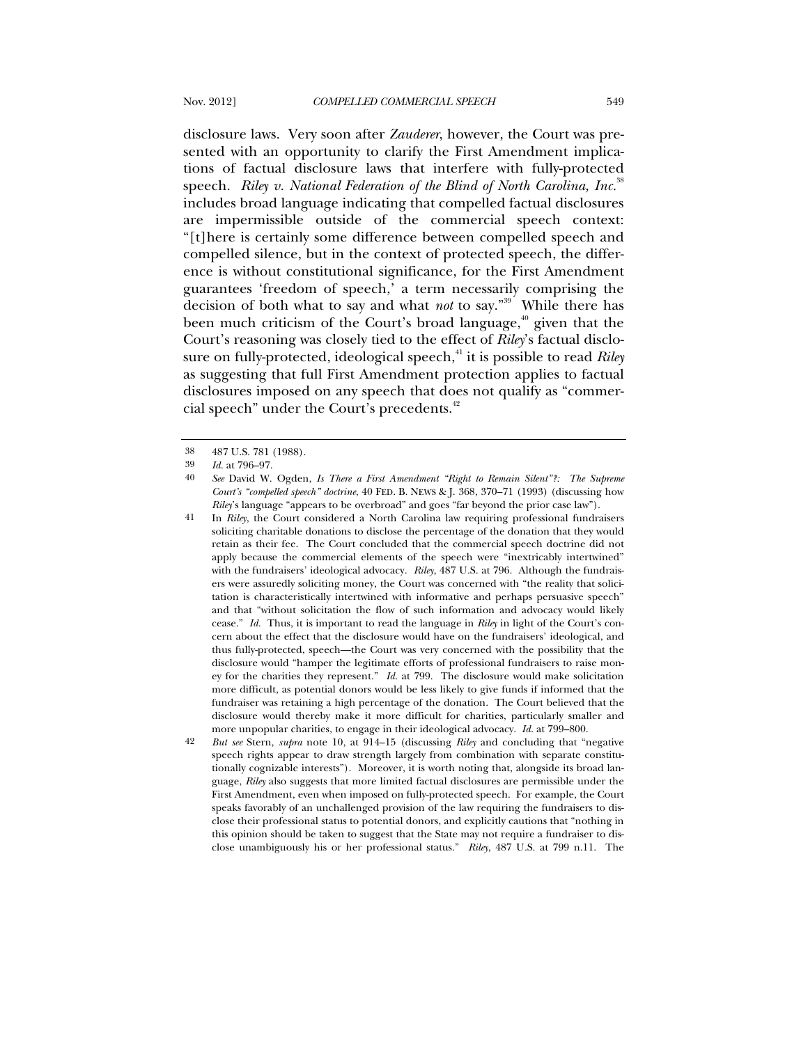disclosure laws. Very soon after *Zauderer*, however, the Court was presented with an opportunity to clarify the First Amendment implications of factual disclosure laws that interfere with fully-protected speech. *Riley v. National Federation of the Blind of North Carolina, Inc.*[38] includes broad language indicating that compelled factual disclosures are impermissible outside of the commercial speech context: "[t]here is certainly some difference between compelled speech and compelled silence, but in the context of protected speech, the difference is without constitutional significance, for the First Amendment guarantees 'freedom of speech,' a term necessarily comprising the decision of both what to say and what *not* to say."[39] While there has been much criticism of the Court's broad language,[40] given that the Court's reasoning was closely tied to the effect of *Riley*'s factual disclosure on fully-protected, ideological speech,[41] it is possible to read *Riley* as suggesting that full First Amendment protection applies to factual disclosures imposed on any speech that does not qualify as "commercial speech" under the Court's precedents.[42]

---

38 487 U.S. 781 (1988).

39 *Id.* at 796–97.

40 *See* David W. Ogden, *Is There a First Amendment "Right to Remain Silent"?: The Supreme Court's "compelled speech" doctrine*, 40 FED. B. NEWS & J. 368, 370–71 (1993) (discussing how *Riley*'s language "appears to be overbroad" and goes "far beyond the prior case law").

41 In *Riley*, the Court considered a North Carolina law requiring professional fundraisers soliciting charitable donations to disclose the percentage of the donation that they would retain as their fee. The Court concluded that the commercial speech doctrine did not apply because the commercial elements of the speech were "inextricably intertwined" with the fundraisers' ideological advocacy. *Riley*, 487 U.S. at 796. Although the fundraisers were assuredly soliciting money, the Court was concerned with "the reality that solicitation is characteristically intertwined with informative and perhaps persuasive speech" and that "without solicitation the flow of such information and advocacy would likely cease." *Id.* Thus, it is important to read the language in *Riley* in light of the Court's concern about the effect that the disclosure would have on the fundraisers' ideological, and thus fully-protected, speech—the Court was very concerned with the possibility that the disclosure would "hamper the legitimate efforts of professional fundraisers to raise money for the charities they represent." *Id.* at 799. The disclosure would make solicitation more difficult, as potential donors would be less likely to give funds if informed that the fundraiser was retaining a high percentage of the donation. The Court believed that the disclosure would thereby make it more difficult for charities, particularly smaller and more unpopular charities, to engage in their ideological advocacy. *Id.* at 799–800.

42 *But see* Stern, *supra* note 10, at 914–15 (discussing *Riley* and concluding that "negative speech rights appear to draw strength largely from combination with separate constitutionally cognizable interests"). Moreover, it is worth noting that, alongside its broad language, *Riley* also suggests that more limited factual disclosures are permissible under the First Amendment, even when imposed on fully-protected speech. For example, the Court speaks favorably of an unchallenged provision of the law requiring the fundraisers to disclose their professional status to potential donors, and explicitly cautions that "nothing in this opinion should be taken to suggest that the State may not require a fundraiser to disclose unambiguously his or her professional status." *Riley*, 487 U.S. at 799 n.11. The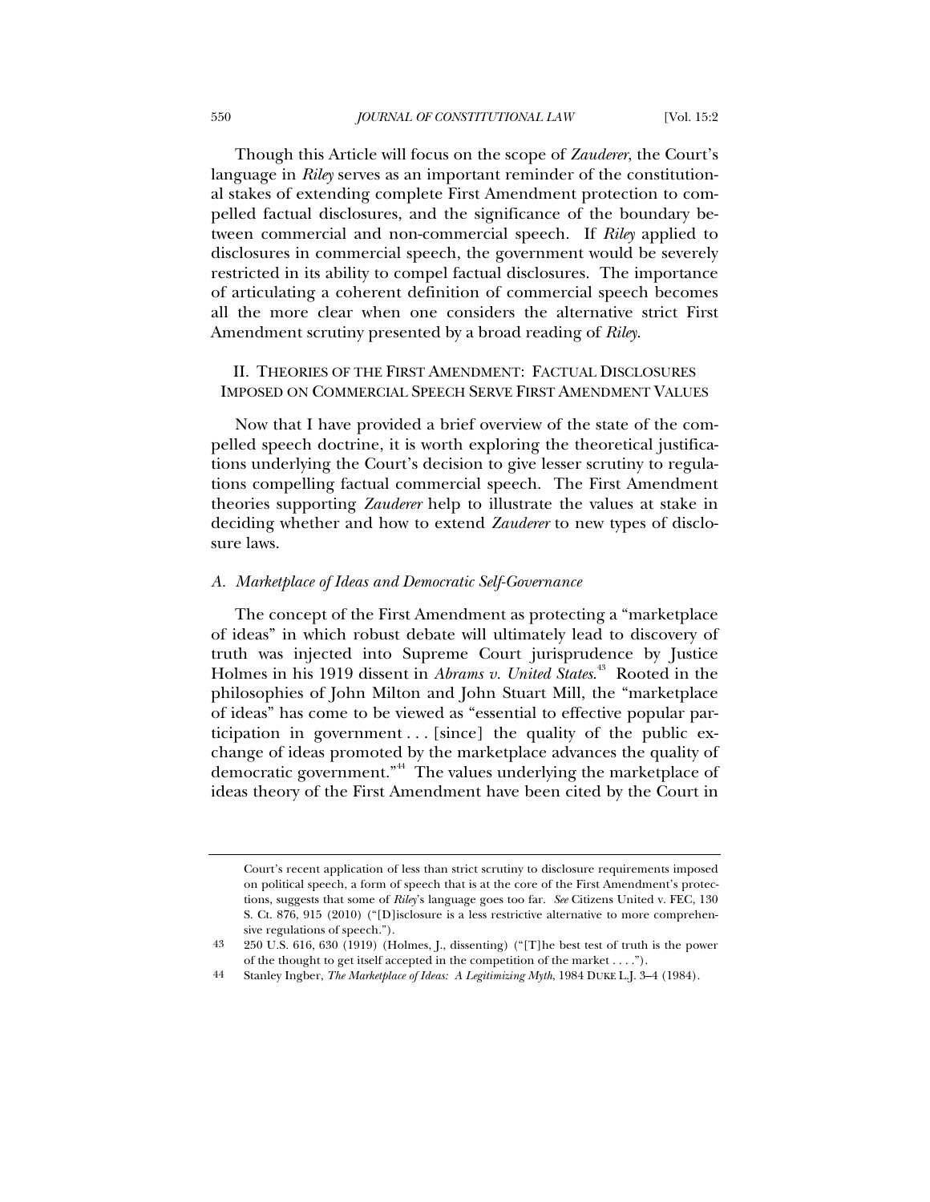Though this Article will focus on the scope of *Zauderer*, the Court's language in *Riley* serves as an important reminder of the constitutional stakes of extending complete First Amendment protection to compelled factual disclosures, and the significance of the boundary between commercial and non-commercial speech. If *Riley* applied to disclosures in commercial speech, the government would be severely restricted in its ability to compel factual disclosures. The importance of articulating a coherent definition of commercial speech becomes all the more clear when one considers the alternative strict First Amendment scrutiny presented by a broad reading of *Riley*.

## II. THEORIES OF THE FIRST AMENDMENT: FACTUAL DISCLOSURES IMPOSED ON COMMERCIAL SPEECH SERVE FIRST AMENDMENT VALUES

Now that I have provided a brief overview of the state of the compelled speech doctrine, it is worth exploring the theoretical justifications underlying the Court's decision to give lesser scrutiny to regulations compelling factual commercial speech. The First Amendment theories supporting *Zauderer* help to illustrate the values at stake in deciding whether and how to extend *Zauderer* to new types of disclosure laws.

### *A. Marketplace of Ideas and Democratic Self-Governance*

The concept of the First Amendment as protecting a "marketplace of ideas" in which robust debate will ultimately lead to discovery of truth was injected into Supreme Court jurisprudence by Justice Holmes in his 1919 dissent in *Abrams v. United States*.[43] Rooted in the philosophies of John Milton and John Stuart Mill, the "marketplace of ideas" has come to be viewed as "essential to effective popular participation in government . . . [since] the quality of the public exchange of ideas promoted by the marketplace advances the quality of democratic government."[44] The values underlying the marketplace of ideas theory of the First Amendment have been cited by the Court in

---

Court's recent application of less than strict scrutiny to disclosure requirements imposed on political speech, a form of speech that is at the core of the First Amendment's protections, suggests that some of *Riley*'s language goes too far. *See* Citizens United v. FEC, 130 S. Ct. 876, 915 (2010) ("[D]isclosure is a less restrictive alternative to more comprehensive regulations of speech.").

43 250 U.S. 616, 630 (1919) (Holmes, J., dissenting) ("[T]he best test of truth is the power of the thought to get itself accepted in the competition of the market . . . .").

44 Stanley Ingber, *The Marketplace of Ideas: A Legitimizing Myth*, 1984 DUKE L.J. 3–4 (1984).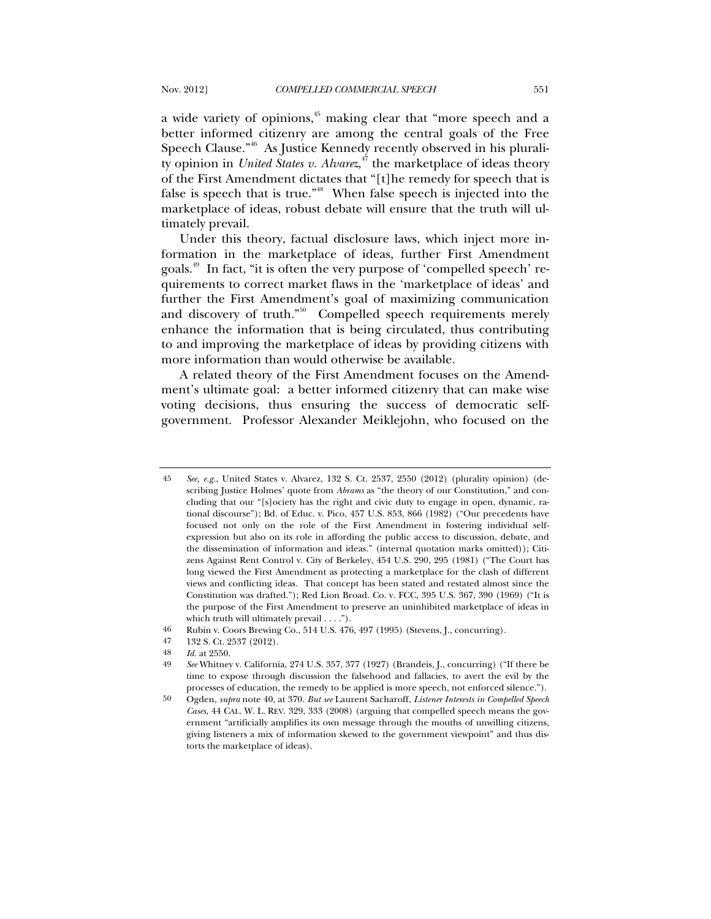a wide variety of opinions,[45] making clear that "more speech and a better informed citizenry are among the central goals of the Free Speech Clause."[46] As Justice Kennedy recently observed in his plurality opinion in *United States v. Alvarez*,[47] the marketplace of ideas theory of the First Amendment dictates that "[t]he remedy for speech that is false is speech that is true."[48] When false speech is injected into the marketplace of ideas, robust debate will ensure that the truth will ultimately prevail.

Under this theory, factual disclosure laws, which inject more information in the marketplace of ideas, further First Amendment goals.[49] In fact, "it is often the very purpose of 'compelled speech' requirements to correct market flaws in the 'marketplace of ideas' and further the First Amendment's goal of maximizing communication and discovery of truth."[50] Compelled speech requirements merely enhance the information that is being circulated, thus contributing to and improving the marketplace of ideas by providing citizens with more information than would otherwise be available.

A related theory of the First Amendment focuses on the Amendment's ultimate goal: a better informed citizenry that can make wise voting decisions, thus ensuring the success of democratic self-government. Professor Alexander Meiklejohn, who focused on the

---

45 *See, e.g.*, United States v. Alvarez, 132 S. Ct. 2537, 2550 (2012) (plurality opinion) (describing Justice Holmes' quote from *Abrams* as "the theory of our Constitution," and concluding that our "[s]ociety has the right and civic duty to engage in open, dynamic, rational discourse"); Bd. of Educ. v. Pico, 457 U.S. 853, 866 (1982) ("Our precedents have focused not only on the role of the First Amendment in fostering individual self-expression but also on its role in affording the public access to discussion, debate, and the dissemination of information and ideas." (internal quotation marks omitted)); Citizens Against Rent Control v. City of Berkeley, 454 U.S. 290, 295 (1981) ("The Court has long viewed the First Amendment as protecting a marketplace for the clash of different views and conflicting ideas. That concept has been stated and restated almost since the Constitution was drafted."); Red Lion Broad. Co. v. FCC, 395 U.S. 367, 390 (1969) ("It is the purpose of the First Amendment to preserve an uninhibited marketplace of ideas in which truth will ultimately prevail . . . .").

46 Rubin v. Coors Brewing Co., 514 U.S. 476, 497 (1995) (Stevens, J., concurring).

47 132 S. Ct. 2537 (2012).

48 *Id.* at 2550.

49 *See* Whitney v. California, 274 U.S. 357, 377 (1927) (Brandeis, J., concurring) ("If there be time to expose through discussion the falsehood and fallacies, to avert the evil by the processes of education, the remedy to be applied is more speech, not enforced silence.").

50 Ogden, *supra* note 40, at 370. *But see* Laurent Sacharoff, *Listener Interests in Compelled Speech Cases*, 44 CAL. W. L. REV. 329, 333 (2008) (arguing that compelled speech means the government "artificially amplifies its own message through the mouths of unwilling citizens, giving listeners a mix of information skewed to the government viewpoint" and thus distorts the marketplace of ideas).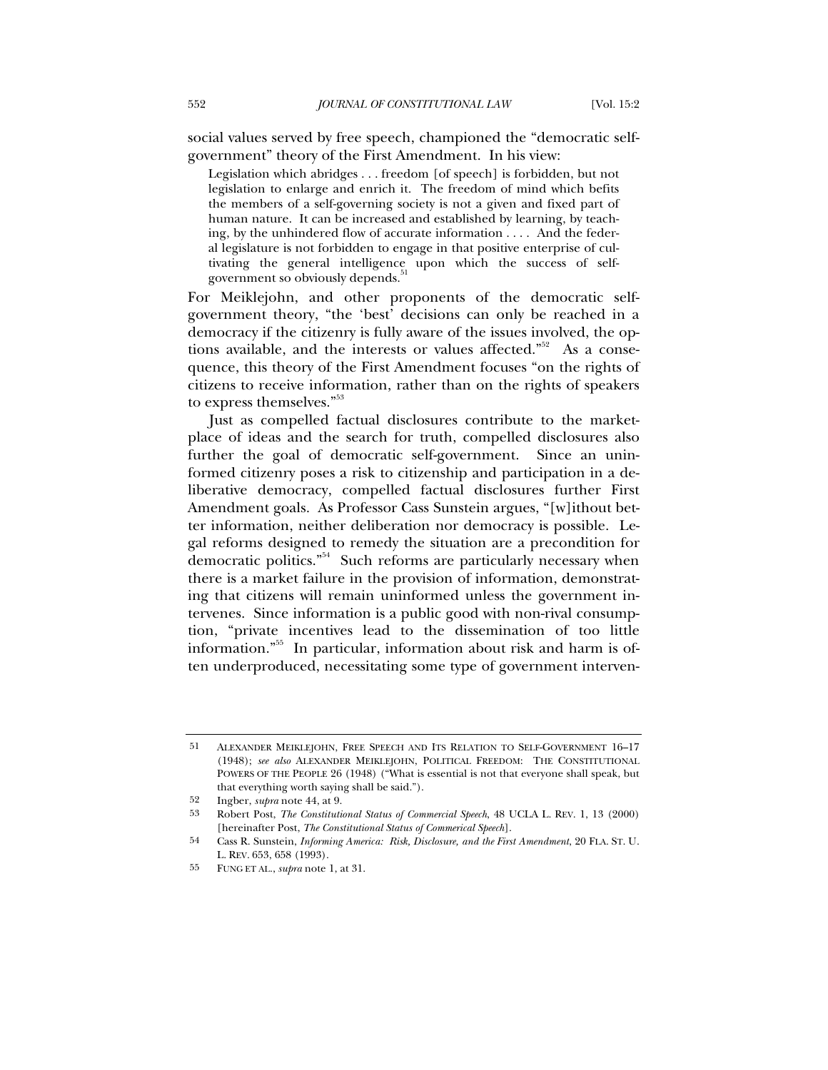social values served by free speech, championed the "democratic self-government" theory of the First Amendment. In his view:

> Legislation which abridges . . . freedom [of speech] is forbidden, but not legislation to enlarge and enrich it. The freedom of mind which befits the members of a self-governing society is not a given and fixed part of human nature. It can be increased and established by learning, by teaching, by the unhindered flow of accurate information . . . . And the federal legislature is not forbidden to engage in that positive enterprise of cultivating the general intelligence upon which the success of self-government so obviously depends.[51]

For Meiklejohn, and other proponents of the democratic self-government theory, "the 'best' decisions can only be reached in a democracy if the citizenry is fully aware of the issues involved, the options available, and the interests or values affected."[52] As a consequence, this theory of the First Amendment focuses "on the rights of citizens to receive information, rather than on the rights of speakers to express themselves."[53]

Just as compelled factual disclosures contribute to the marketplace of ideas and the search for truth, compelled disclosures also further the goal of democratic self-government. Since an uninformed citizenry poses a risk to citizenship and participation in a deliberative democracy, compelled factual disclosures further First Amendment goals. As Professor Cass Sunstein argues, "[w]ithout better information, neither deliberation nor democracy is possible. Legal reforms designed to remedy the situation are a precondition for democratic politics."[54] Such reforms are particularly necessary when there is a market failure in the provision of information, demonstrating that citizens will remain uninformed unless the government intervenes. Since information is a public good with non-rival consumption, "private incentives lead to the dissemination of too little information."[55] In particular, information about risk and harm is often underproduced, necessitating some type of government interven-

---

51 ALEXANDER MEIKLEJOHN, FREE SPEECH AND ITS RELATION TO SELF-GOVERNMENT 16–17 (1948); *see also* ALEXANDER MEIKLEJOHN, POLITICAL FREEDOM: THE CONSTITUTIONAL POWERS OF THE PEOPLE 26 (1948) ("What is essential is not that everyone shall speak, but that everything worth saying shall be said.").

52 Ingber, *supra* note 44, at 9.

53 Robert Post, *The Constitutional Status of Commercial Speech*, 48 UCLA L. REV. 1, 13 (2000) [hereinafter Post, *The Constitutional Status of Commerical Speech*].

54 Cass R. Sunstein, *Informing America: Risk, Disclosure, and the First Amendment*, 20 FLA. ST. U. L. REV. 653, 658 (1993).

55 FUNG ET AL., *supra* note 1, at 31.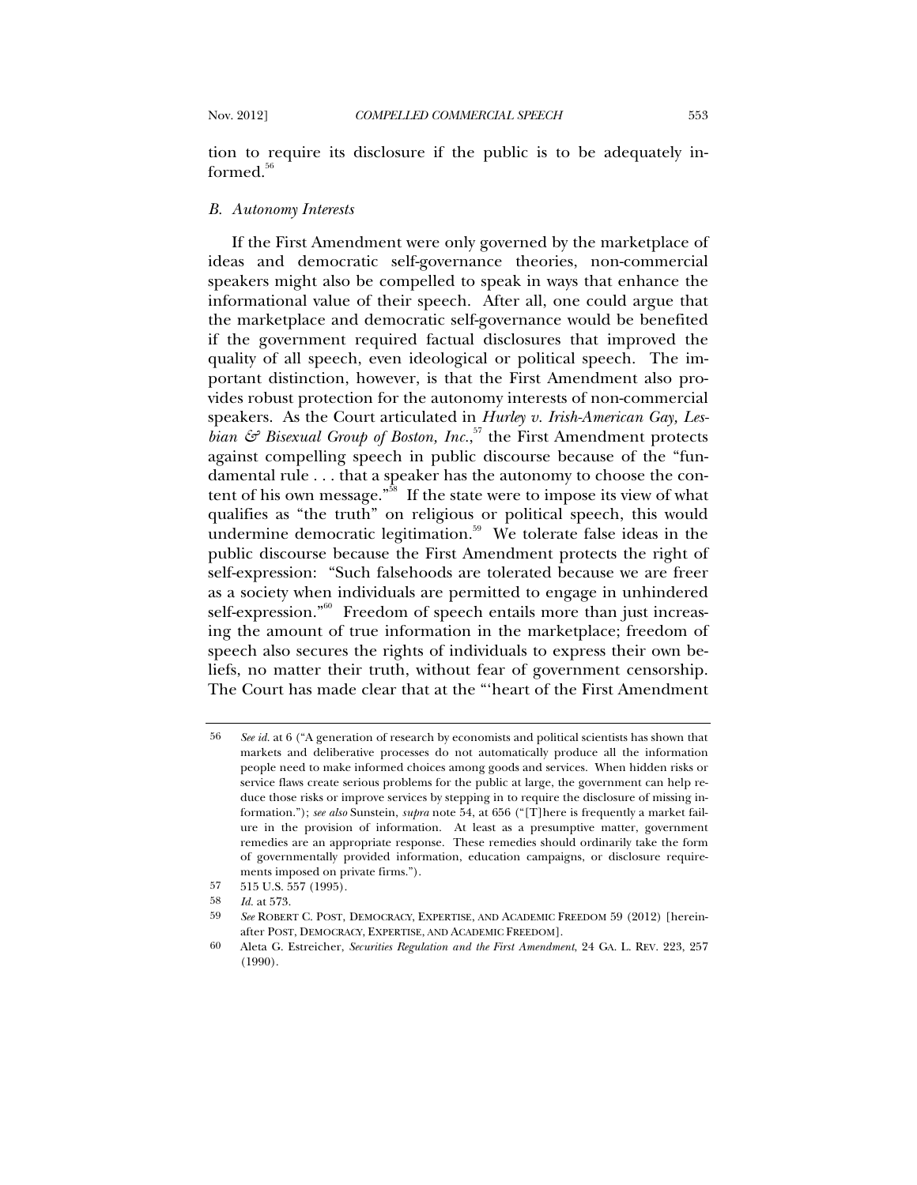tion to require its disclosure if the public is to be adequately informed.[56]

### *B. Autonomy Interests*

If the First Amendment were only governed by the marketplace of ideas and democratic self-governance theories, non-commercial speakers might also be compelled to speak in ways that enhance the informational value of their speech. After all, one could argue that the marketplace and democratic self-governance would be benefited if the government required factual disclosures that improved the quality of all speech, even ideological or political speech. The important distinction, however, is that the First Amendment also provides robust protection for the autonomy interests of non-commercial speakers. As the Court articulated in *Hurley v. Irish-American Gay, Lesbian & Bisexual Group of Boston, Inc.*,[57] the First Amendment protects against compelling speech in public discourse because of the "fundamental rule . . . that a speaker has the autonomy to choose the content of his own message."[58] If the state were to impose its view of what qualifies as "the truth" on religious or political speech, this would undermine democratic legitimation.[59] We tolerate false ideas in the public discourse because the First Amendment protects the right of self-expression: "Such falsehoods are tolerated because we are freer as a society when individuals are permitted to engage in unhindered self-expression."[60] Freedom of speech entails more than just increasing the amount of true information in the marketplace; freedom of speech also secures the rights of individuals to express their own beliefs, no matter their truth, without fear of government censorship. The Court has made clear that at the "'heart of the First Amendment

---

56 *See id.* at 6 ("A generation of research by economists and political scientists has shown that markets and deliberative processes do not automatically produce all the information people need to make informed choices among goods and services. When hidden risks or service flaws create serious problems for the public at large, the government can help reduce those risks or improve services by stepping in to require the disclosure of missing information."); *see also* Sunstein, *supra* note 54, at 656 ("[T]here is frequently a market failure in the provision of information. At least as a presumptive matter, government remedies are an appropriate response. These remedies should ordinarily take the form of governmentally provided information, education campaigns, or disclosure requirements imposed on private firms.").

57 515 U.S. 557 (1995).

58 *Id.* at 573.

59 *See* ROBERT C. POST, DEMOCRACY, EXPERTISE, AND ACADEMIC FREEDOM 59 (2012) [hereinafter POST, DEMOCRACY, EXPERTISE, AND ACADEMIC FREEDOM].

60 Aleta G. Estreicher, *Securities Regulation and the First Amendment*, 24 GA. L. REV. 223, 257 (1990).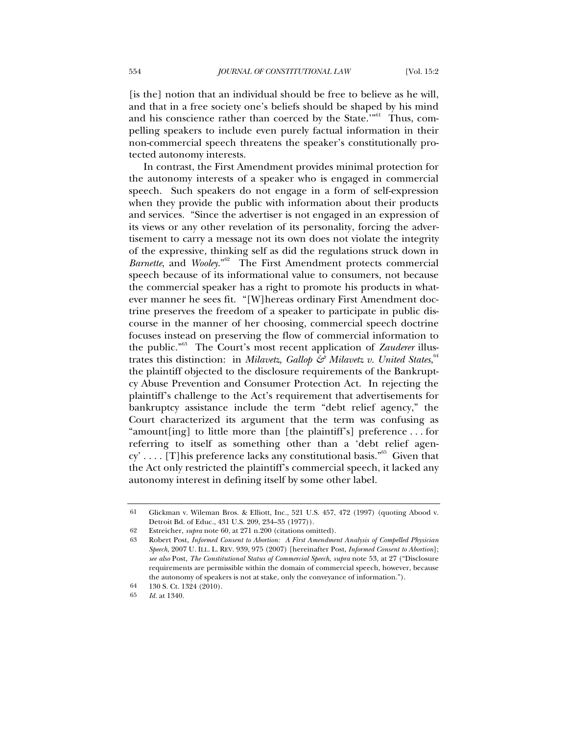[is the] notion that an individual should be free to believe as he will, and that in a free society one's beliefs should be shaped by his mind and his conscience rather than coerced by the State.'"[61] Thus, compelling speakers to include even purely factual information in their non-commercial speech threatens the speaker's constitutionally protected autonomy interests.

In contrast, the First Amendment provides minimal protection for the autonomy interests of a speaker who is engaged in commercial speech. Such speakers do not engage in a form of self-expression when they provide the public with information about their products and services. "Since the advertiser is not engaged in an expression of its views or any other revelation of its personality, forcing the advertisement to carry a message not its own does not violate the integrity of the expressive, thinking self as did the regulations struck down in *Barnette*, and *Wooley*."[62] The First Amendment protects commercial speech because of its informational value to consumers, not because the commercial speaker has a right to promote his products in whatever manner he sees fit. "[W]hereas ordinary First Amendment doctrine preserves the freedom of a speaker to participate in public discourse in the manner of her choosing, commercial speech doctrine focuses instead on preserving the flow of commercial information to the public."[63] The Court's most recent application of *Zauderer* illustrates this distinction: in *Milavetz, Gallop & Milavetz v. United States*,[64] the plaintiff objected to the disclosure requirements of the Bankruptcy Abuse Prevention and Consumer Protection Act. In rejecting the plaintiff's challenge to the Act's requirement that advertisements for bankruptcy assistance include the term "debt relief agency," the Court characterized its argument that the term was confusing as "amount[ing] to little more than [the plaintiff's] preference . . . for referring to itself as something other than a 'debt relief agency' . . . . [T]his preference lacks any constitutional basis."[65] Given that the Act only restricted the plaintiff's commercial speech, it lacked any autonomy interest in defining itself by some other label.

---

61 Glickman v. Wileman Bros. & Elliott, Inc., 521 U.S. 457, 472 (1997) (quoting Abood v. Detroit Bd. of Educ., 431 U.S. 209, 234–35 (1977)).

62 Estreicher, *supra* note 60, at 271 n.200 (citations omitted).

63 Robert Post, *Informed Consent to Abortion: A First Amendment Analysis of Compelled Physician Speech*, 2007 U. ILL. L. REV. 939, 975 (2007) [hereinafter Post, *Informed Consent to Abortion*]; *see also* Post, *The Constitutional Status of Commercial Speech*, *supra* note 53, at 27 ("Disclosure requirements are permissible within the domain of commercial speech, however, because the autonomy of speakers is not at stake, only the conveyance of information.").

64 130 S. Ct. 1324 (2010).

65 *Id.* at 1340.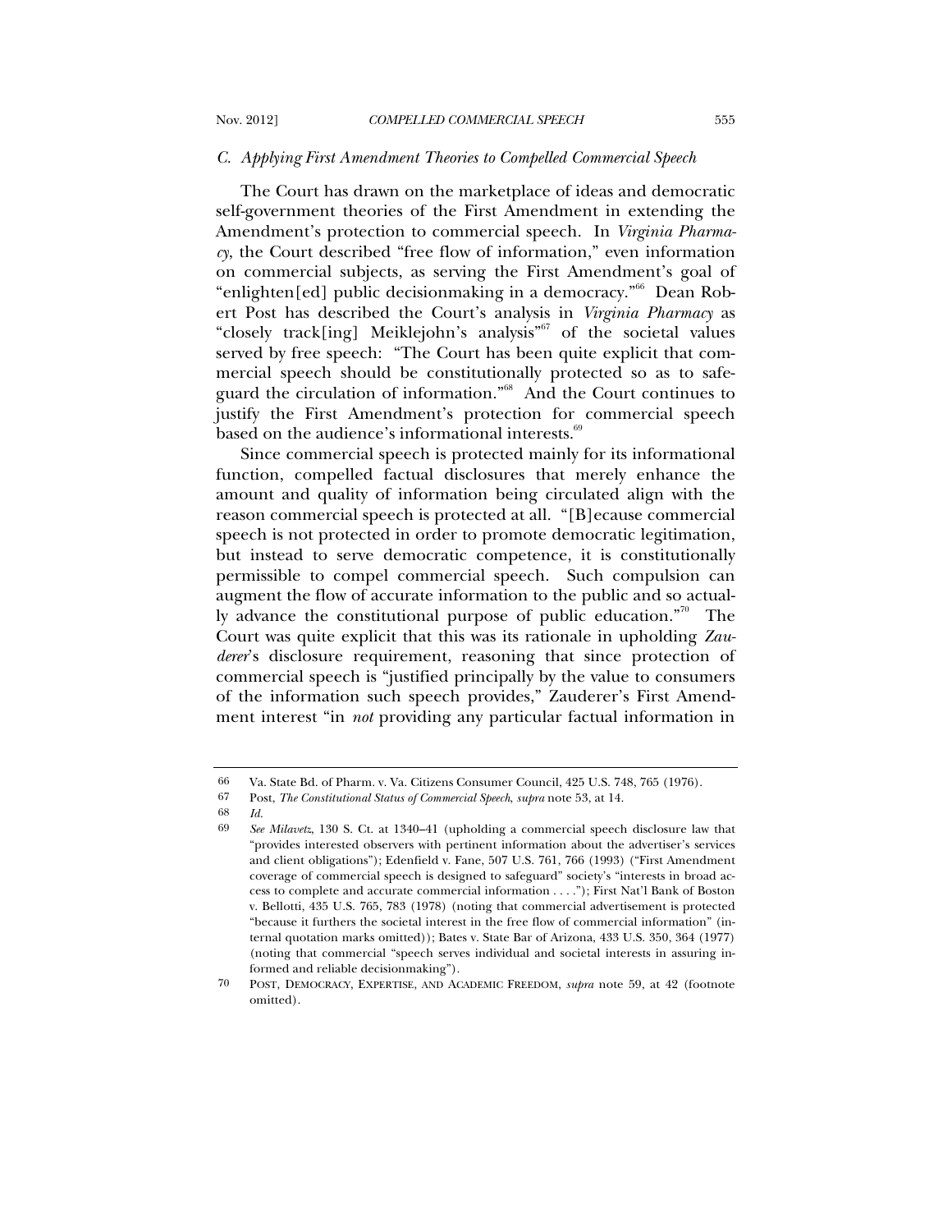### *C. Applying First Amendment Theories to Compelled Commercial Speech*

The Court has drawn on the marketplace of ideas and democratic self-government theories of the First Amendment in extending the Amendment's protection to commercial speech. In *Virginia Pharmacy*, the Court described "free flow of information," even information on commercial subjects, as serving the First Amendment's goal of "enlighten[ed] public decisionmaking in a democracy."[66] Dean Robert Post has described the Court's analysis in *Virginia Pharmacy* as "closely track[ing] Meiklejohn's analysis"[67] of the societal values served by free speech: "The Court has been quite explicit that commercial speech should be constitutionally protected so as to safeguard the circulation of information."[68] And the Court continues to justify the First Amendment's protection for commercial speech based on the audience's informational interests.[69]

Since commercial speech is protected mainly for its informational function, compelled factual disclosures that merely enhance the amount and quality of information being circulated align with the reason commercial speech is protected at all. "[B]ecause commercial speech is not protected in order to promote democratic legitimation, but instead to serve democratic competence, it is constitutionally permissible to compel commercial speech. Such compulsion can augment the flow of accurate information to the public and so actually advance the constitutional purpose of public education."[70] The Court was quite explicit that this was its rationale in upholding *Zauderer*'s disclosure requirement, reasoning that since protection of commercial speech is "justified principally by the value to consumers of the information such speech provides," Zauderer's First Amendment interest "in *not* providing any particular factual information in

---

66 Va. State Bd. of Pharm. v. Va. Citizens Consumer Council, 425 U.S. 748, 765 (1976).

67 Post, *The Constitutional Status of Commercial Speech*, *supra* note 53, at 14.

68 *Id.*

69 *See Milavetz*, 130 S. Ct. at 1340–41 (upholding a commercial speech disclosure law that "provides interested observers with pertinent information about the advertiser's services and client obligations"); Edenfield v. Fane, 507 U.S. 761, 766 (1993) ("First Amendment coverage of commercial speech is designed to safeguard" society's "interests in broad access to complete and accurate commercial information . . . ."); First Nat'l Bank of Boston v. Bellotti, 435 U.S. 765, 783 (1978) (noting that commercial advertisement is protected "because it furthers the societal interest in the free flow of commercial information" (internal quotation marks omitted)); Bates v. State Bar of Arizona, 433 U.S. 350, 364 (1977) (noting that commercial "speech serves individual and societal interests in assuring informed and reliable decisionmaking").

70 POST, DEMOCRACY, EXPERTISE, AND ACADEMIC FREEDOM, *supra* note 59, at 42 (footnote omitted).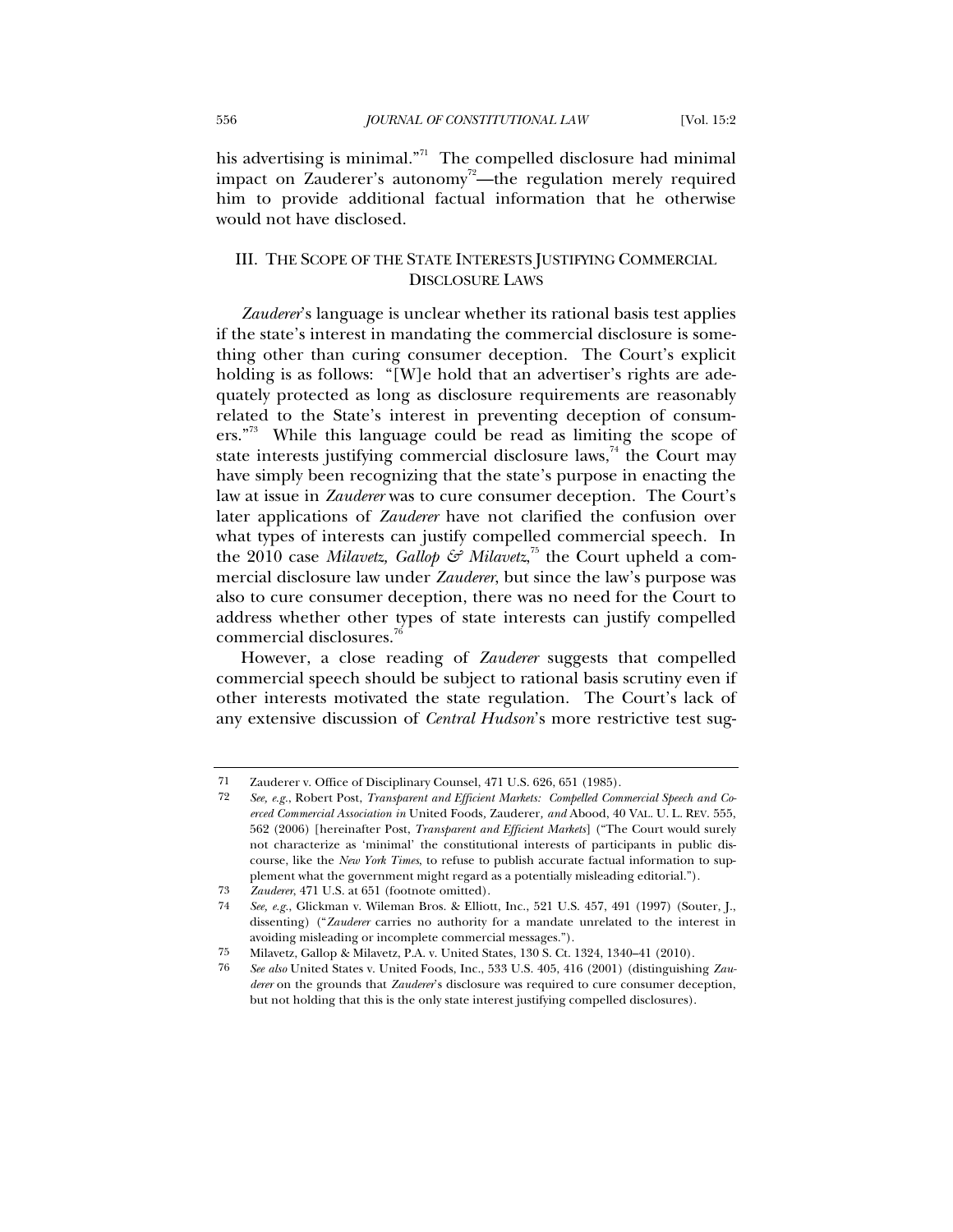his advertising is minimal."[71] The compelled disclosure had minimal impact on Zauderer's autonomy[72]—the regulation merely required him to provide additional factual information that he otherwise would not have disclosed.

## III. THE SCOPE OF THE STATE INTERESTS JUSTIFYING COMMERCIAL DISCLOSURE LAWS

*Zauderer*'s language is unclear whether its rational basis test applies if the state's interest in mandating the commercial disclosure is something other than curing consumer deception. The Court's explicit holding is as follows: "[W]e hold that an advertiser's rights are adequately protected as long as disclosure requirements are reasonably related to the State's interest in preventing deception of consumers."[73] While this language could be read as limiting the scope of state interests justifying commercial disclosure laws,[74] the Court may have simply been recognizing that the state's purpose in enacting the law at issue in *Zauderer* was to cure consumer deception. The Court's later applications of *Zauderer* have not clarified the confusion over what types of interests can justify compelled commercial speech. In the 2010 case *Milavetz, Gallop & Milavetz*,[75] the Court upheld a commercial disclosure law under *Zauderer*, but since the law's purpose was also to cure consumer deception, there was no need for the Court to address whether other types of state interests can justify compelled commercial disclosures.[76]

However, a close reading of *Zauderer* suggests that compelled commercial speech should be subject to rational basis scrutiny even if other interests motivated the state regulation. The Court's lack of any extensive discussion of *Central Hudson*'s more restrictive test sug-

---

71 Zauderer v. Office of Disciplinary Counsel, 471 U.S. 626, 651 (1985).

72 *See, e.g.*, Robert Post, *Transparent and Efficient Markets: Compelled Commercial Speech and Coerced Commercial Association in* United Foods, Zauderer, *and* Abood, 40 VAL. U. L. REV. 555, 562 (2006) [hereinafter Post, *Transparent and Efficient Markets*] ("The Court would surely not characterize as 'minimal' the constitutional interests of participants in public discourse, like the *New York Times*, to refuse to publish accurate factual information to supplement what the government might regard as a potentially misleading editorial.").

73 *Zauderer*, 471 U.S. at 651 (footnote omitted).

74 *See, e.g.*, Glickman v. Wileman Bros. & Elliott, Inc., 521 U.S. 457, 491 (1997) (Souter, J., dissenting) ("*Zauderer* carries no authority for a mandate unrelated to the interest in avoiding misleading or incomplete commercial messages.").

75 Milavetz, Gallop & Milavetz, P.A. v. United States, 130 S. Ct. 1324, 1340–41 (2010).

76 *See also* United States v. United Foods, Inc., 533 U.S. 405, 416 (2001) (distinguishing *Zauderer* on the grounds that *Zauderer*'s disclosure was required to cure consumer deception, but not holding that this is the only state interest justifying compelled disclosures).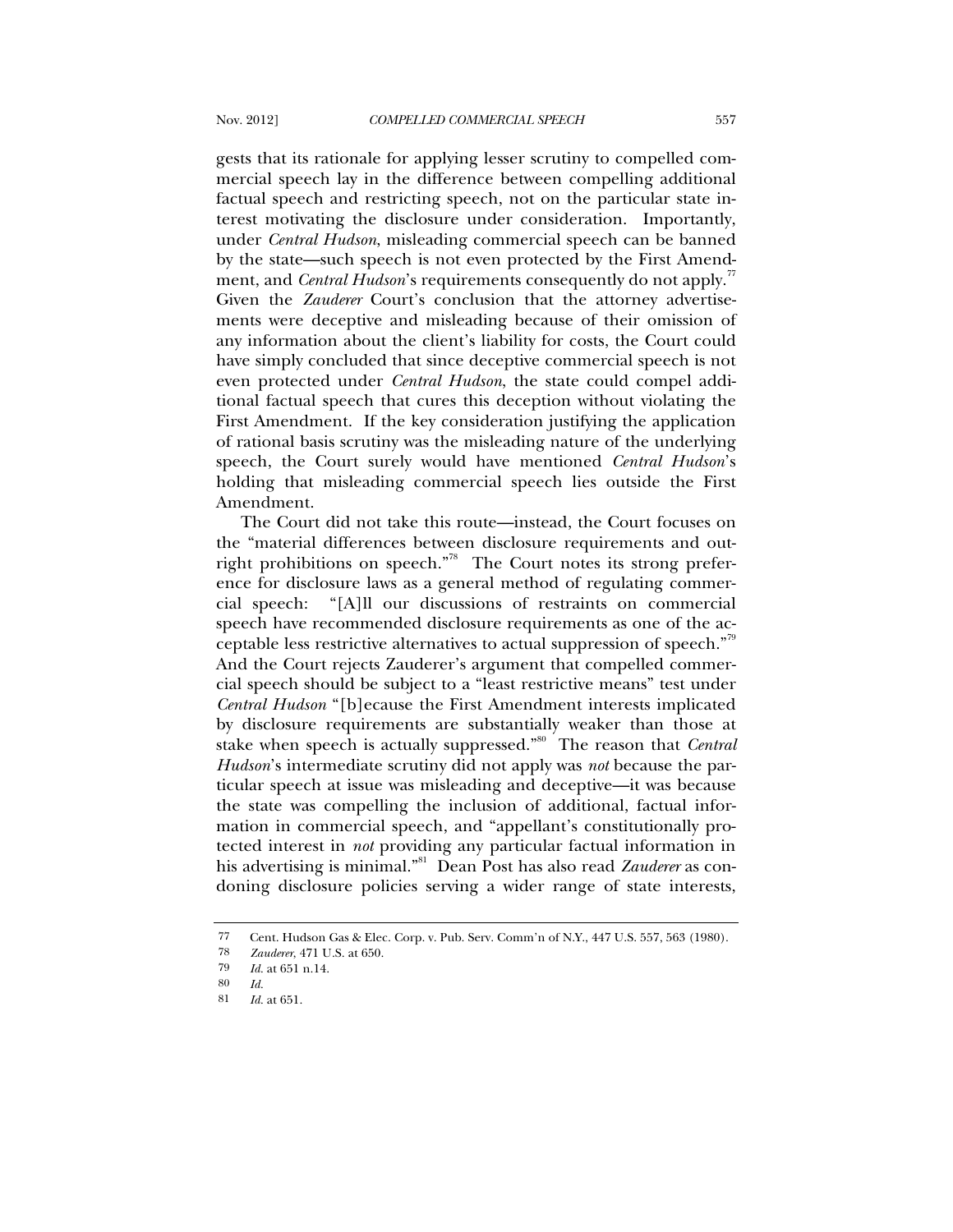gests that its rationale for applying lesser scrutiny to compelled commercial speech lay in the difference between compelling additional factual speech and restricting speech, not on the particular state interest motivating the disclosure under consideration. Importantly, under *Central Hudson*, misleading commercial speech can be banned by the state—such speech is not even protected by the First Amendment, and *Central Hudson*'s requirements consequently do not apply.[77] Given the *Zauderer* Court's conclusion that the attorney advertisements were deceptive and misleading because of their omission of any information about the client's liability for costs, the Court could have simply concluded that since deceptive commercial speech is not even protected under *Central Hudson*, the state could compel additional factual speech that cures this deception without violating the First Amendment. If the key consideration justifying the application of rational basis scrutiny was the misleading nature of the underlying speech, the Court surely would have mentioned *Central Hudson*'s holding that misleading commercial speech lies outside the First Amendment.

The Court did not take this route—instead, the Court focuses on the "material differences between disclosure requirements and outright prohibitions on speech."[78] The Court notes its strong preference for disclosure laws as a general method of regulating commercial speech: "[A]ll our discussions of restraints on commercial speech have recommended disclosure requirements as one of the acceptable less restrictive alternatives to actual suppression of speech."[79] And the Court rejects Zauderer's argument that compelled commercial speech should be subject to a "least restrictive means" test under *Central Hudson* "[b]ecause the First Amendment interests implicated by disclosure requirements are substantially weaker than those at stake when speech is actually suppressed."[80] The reason that *Central Hudson*'s intermediate scrutiny did not apply was *not* because the particular speech at issue was misleading and deceptive—it was because the state was compelling the inclusion of additional, factual information in commercial speech, and "appellant's constitutionally protected interest in *not* providing any particular factual information in his advertising is minimal."[81] Dean Post has also read *Zauderer* as condoning disclosure policies serving a wider range of state interests,

---

77 Cent. Hudson Gas & Elec. Corp. v. Pub. Serv. Comm'n of N.Y., 447 U.S. 557, 563 (1980).

78 *Zauderer*, 471 U.S. at 650.

79 *Id.* at 651 n.14.

80 *Id.*

81 *Id.* at 651.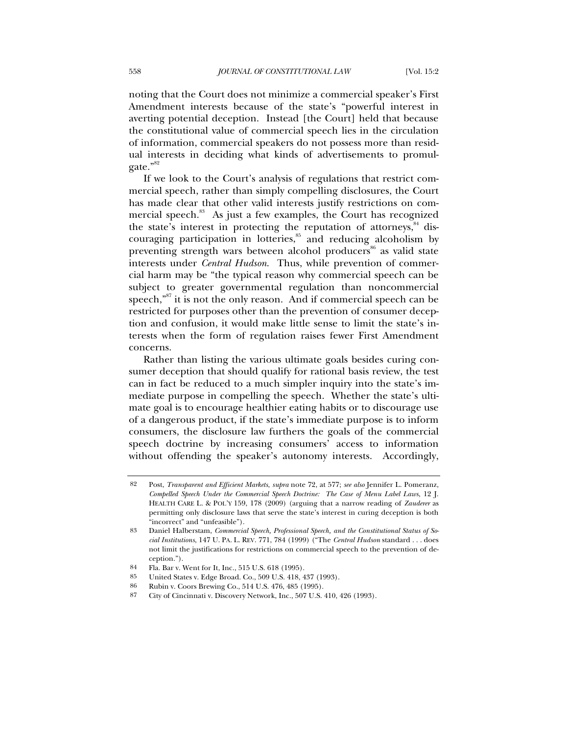noting that the Court does not minimize a commercial speaker's First Amendment interests because of the state's "powerful interest in averting potential deception. Instead [the Court] held that because the constitutional value of commercial speech lies in the circulation of information, commercial speakers do not possess more than residual interests in deciding what kinds of advertisements to promulgate."[82]

If we look to the Court's analysis of regulations that restrict commercial speech, rather than simply compelling disclosures, the Court has made clear that other valid interests justify restrictions on commercial speech.[83] As just a few examples, the Court has recognized the state's interest in protecting the reputation of attorneys,[84] discouraging participation in lotteries,[85] and reducing alcoholism by preventing strength wars between alcohol producers[86] as valid state interests under *Central Hudson*. Thus, while prevention of commercial harm may be "the typical reason why commercial speech can be subject to greater governmental regulation than noncommercial speech,"[87] it is not the only reason. And if commercial speech can be restricted for purposes other than the prevention of consumer deception and confusion, it would make little sense to limit the state's interests when the form of regulation raises fewer First Amendment concerns.

Rather than listing the various ultimate goals besides curing consumer deception that should qualify for rational basis review, the test can in fact be reduced to a much simpler inquiry into the state's immediate purpose in compelling the speech. Whether the state's ultimate goal is to encourage healthier eating habits or to discourage use of a dangerous product, if the state's immediate purpose is to inform consumers, the disclosure law furthers the goals of the commercial speech doctrine by increasing consumers' access to information without offending the speaker's autonomy interests. Accordingly,

---

82 Post, *Transparent and Efficient Markets*, *supra* note 72, at 577; *see also* Jennifer L. Pomeranz, *Compelled Speech Under the Commercial Speech Doctrine: The Case of Menu Label Laws*, 12 J. HEALTH CARE L. & POL'Y 159, 178 (2009) (arguing that a narrow reading of *Zauderer* as permitting only disclosure laws that serve the state's interest in curing deception is both "incorrect" and "unfeasible").

83 Daniel Halberstam, *Commercial Speech, Professional Speech, and the Constitutional Status of Social Institutions*, 147 U. PA. L. REV. 771, 784 (1999) ("The *Central Hudson* standard . . . does not limit the justifications for restrictions on commercial speech to the prevention of deception.").

84 Fla. Bar v. Went for It, Inc., 515 U.S. 618 (1995).

85 United States v. Edge Broad. Co., 509 U.S. 418, 437 (1993).

86 Rubin v. Coors Brewing Co., 514 U.S. 476, 485 (1995).

87 City of Cincinnati v. Discovery Network, Inc., 507 U.S. 410, 426 (1993).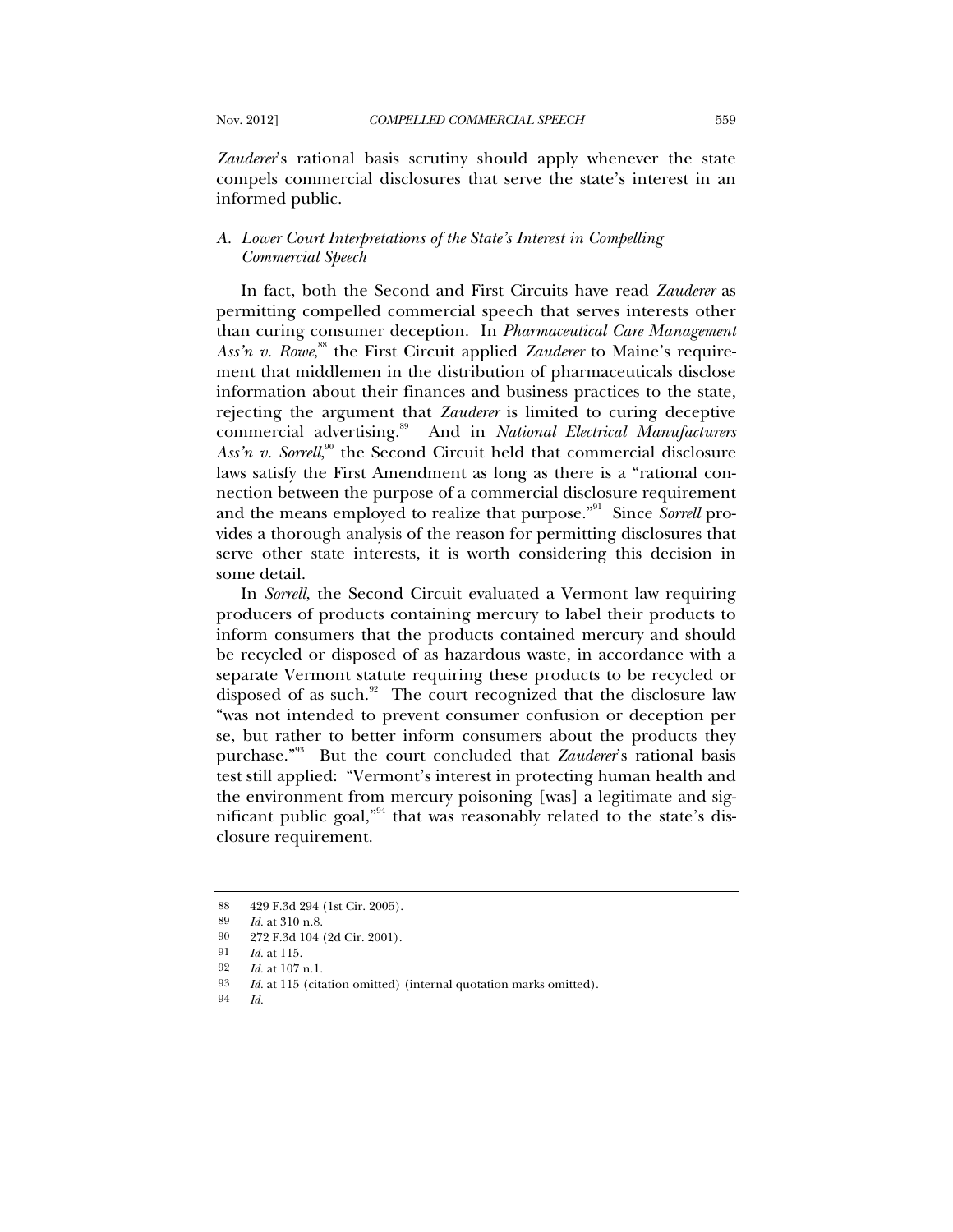*Zauderer*'s rational basis scrutiny should apply whenever the state compels commercial disclosures that serve the state's interest in an informed public.

### A. *Lower Court Interpretations of the State's Interest in Compelling Commercial Speech*

In fact, both the Second and First Circuits have read *Zauderer* as permitting compelled commercial speech that serves interests other than curing consumer deception. In *Pharmaceutical Care Management Ass'n v. Rowe*,[88] the First Circuit applied *Zauderer* to Maine's requirement that middlemen in the distribution of pharmaceuticals disclose information about their finances and business practices to the state, rejecting the argument that *Zauderer* is limited to curing deceptive commercial advertising.[89] And in *National Electrical Manufacturers Ass'n v. Sorrell*,[90] the Second Circuit held that commercial disclosure laws satisfy the First Amendment as long as there is a "rational connection between the purpose of a commercial disclosure requirement and the means employed to realize that purpose."[91] Since *Sorrell* provides a thorough analysis of the reason for permitting disclosures that serve other state interests, it is worth considering this decision in some detail.

In *Sorrell*, the Second Circuit evaluated a Vermont law requiring producers of products containing mercury to label their products to inform consumers that the products contained mercury and should be recycled or disposed of as hazardous waste, in accordance with a separate Vermont statute requiring these products to be recycled or disposed of as such.[92] The court recognized that the disclosure law "was not intended to prevent consumer confusion or deception per se, but rather to better inform consumers about the products they purchase."[93] But the court concluded that *Zauderer*'s rational basis test still applied: "Vermont's interest in protecting human health and the environment from mercury poisoning [was] a legitimate and significant public goal,"[94] that was reasonably related to the state's disclosure requirement.

---

88 429 F.3d 294 (1st Cir. 2005).

89 *Id.* at 310 n.8.

90 272 F.3d 104 (2d Cir. 2001).

91 *Id.* at 115.

92 *Id.* at 107 n.1.

93 *Id.* at 115 (citation omitted) (internal quotation marks omitted).

94 *Id.*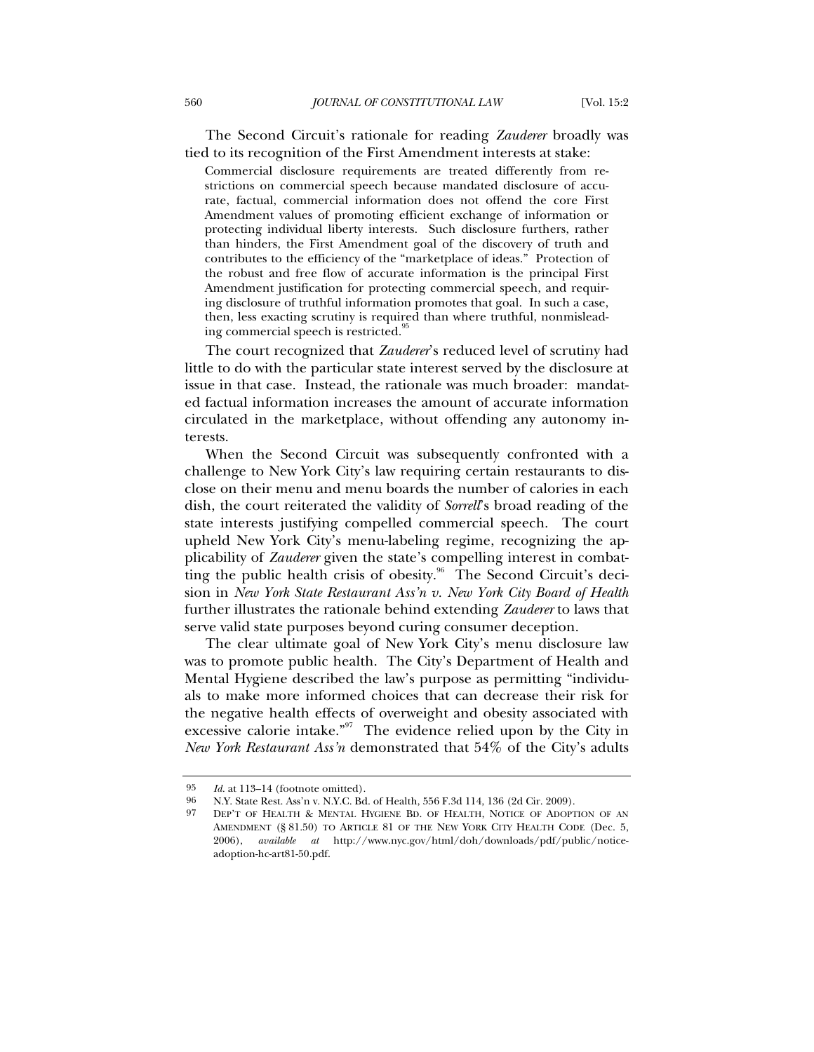The Second Circuit's rationale for reading *Zauderer* broadly was tied to its recognition of the First Amendment interests at stake:

> Commercial disclosure requirements are treated differently from restrictions on commercial speech because mandated disclosure of accurate, factual, commercial information does not offend the core First Amendment values of promoting efficient exchange of information or protecting individual liberty interests. Such disclosure furthers, rather than hinders, the First Amendment goal of the discovery of truth and contributes to the efficiency of the "marketplace of ideas." Protection of the robust and free flow of accurate information is the principal First Amendment justification for protecting commercial speech, and requiring disclosure of truthful information promotes that goal. In such a case, then, less exacting scrutiny is required than where truthful, nonmisleading commercial speech is restricted.[95]

The court recognized that *Zauderer*'s reduced level of scrutiny had little to do with the particular state interest served by the disclosure at issue in that case. Instead, the rationale was much broader: mandated factual information increases the amount of accurate information circulated in the marketplace, without offending any autonomy interests.

When the Second Circuit was subsequently confronted with a challenge to New York City's law requiring certain restaurants to disclose on their menu and menu boards the number of calories in each dish, the court reiterated the validity of *Sorrell*'s broad reading of the state interests justifying compelled commercial speech. The court upheld New York City's menu-labeling regime, recognizing the applicability of *Zauderer* given the state's compelling interest in combatting the public health crisis of obesity.[96] The Second Circuit's decision in *New York State Restaurant Ass'n v. New York City Board of Health* further illustrates the rationale behind extending *Zauderer* to laws that serve valid state purposes beyond curing consumer deception.

The clear ultimate goal of New York City's menu disclosure law was to promote public health. The City's Department of Health and Mental Hygiene described the law's purpose as permitting "individuals to make more informed choices that can decrease their risk for the negative health effects of overweight and obesity associated with excessive calorie intake."[97] The evidence relied upon by the City in *New York Restaurant Ass'n* demonstrated that 54% of the City's adults

---

95 *Id.* at 113–14 (footnote omitted).

96 N.Y. State Rest. Ass'n v. N.Y.C. Bd. of Health, 556 F.3d 114, 136 (2d Cir. 2009).

97 DEP'T OF HEALTH & MENTAL HYGIENE BD. OF HEALTH, NOTICE OF ADOPTION OF AN AMENDMENT (§ 81.50) TO ARTICLE 81 OF THE NEW YORK CITY HEALTH CODE (Dec. 5, 2006), *available at* http://www.nyc.gov/html/doh/downloads/pdf/public/notice-adoption-hc-art81-50.pdf.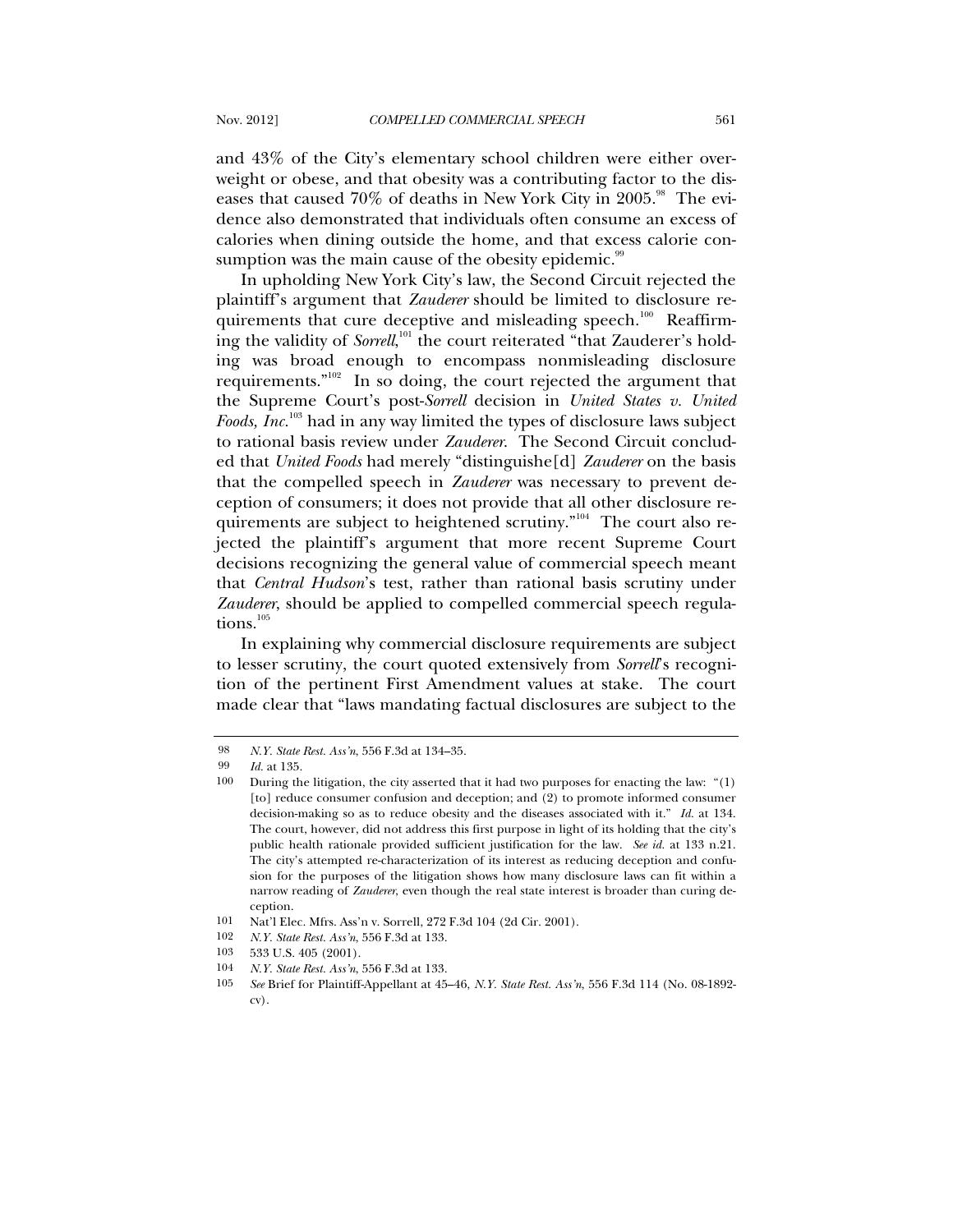and 43% of the City's elementary school children were either overweight or obese, and that obesity was a contributing factor to the diseases that caused 70% of deaths in New York City in 2005.[98] The evidence also demonstrated that individuals often consume an excess of calories when dining outside the home, and that excess calorie consumption was the main cause of the obesity epidemic.[99]

In upholding New York City's law, the Second Circuit rejected the plaintiff's argument that *Zauderer* should be limited to disclosure requirements that cure deceptive and misleading speech.[100] Reaffirming the validity of *Sorrell*,[101] the court reiterated "that Zauderer's holding was broad enough to encompass nonmisleading disclosure requirements."[102] In so doing, the court rejected the argument that the Supreme Court's post-*Sorrell* decision in *United States v. United Foods, Inc.*[103] had in any way limited the types of disclosure laws subject to rational basis review under *Zauderer*. The Second Circuit concluded that *United Foods* had merely "distinguishe[d] *Zauderer* on the basis that the compelled speech in *Zauderer* was necessary to prevent deception of consumers; it does not provide that all other disclosure requirements are subject to heightened scrutiny."[104] The court also rejected the plaintiff's argument that more recent Supreme Court decisions recognizing the general value of commercial speech meant that *Central Hudson*'s test, rather than rational basis scrutiny under *Zauderer*, should be applied to compelled commercial speech regulations.[105]

In explaining why commercial disclosure requirements are subject to lesser scrutiny, the court quoted extensively from *Sorrell*'s recognition of the pertinent First Amendment values at stake. The court made clear that "laws mandating factual disclosures are subject to the

---

98 *N.Y. State Rest. Ass'n*, 556 F.3d at 134–35.

99 *Id.* at 135.

100 During the litigation, the city asserted that it had two purposes for enacting the law: "(1) [to] reduce consumer confusion and deception; and (2) to promote informed consumer decision-making so as to reduce obesity and the diseases associated with it." *Id.* at 134. The court, however, did not address this first purpose in light of its holding that the city's public health rationale provided sufficient justification for the law. *See id.* at 133 n.21. The city's attempted re-characterization of its interest as reducing deception and confusion for the purposes of the litigation shows how many disclosure laws can fit within a narrow reading of *Zauderer*, even though the real state interest is broader than curing deception.

101 Nat'l Elec. Mfrs. Ass'n v. Sorrell, 272 F.3d 104 (2d Cir. 2001).

102 *N.Y. State Rest. Ass'n*, 556 F.3d at 133.

103 533 U.S. 405 (2001).

104 *N.Y. State Rest. Ass'n*, 556 F.3d at 133.

105 *See* Brief for Plaintiff-Appellant at 45–46, *N.Y. State Rest. Ass'n*, 556 F.3d 114 (No. 08-1892-cv).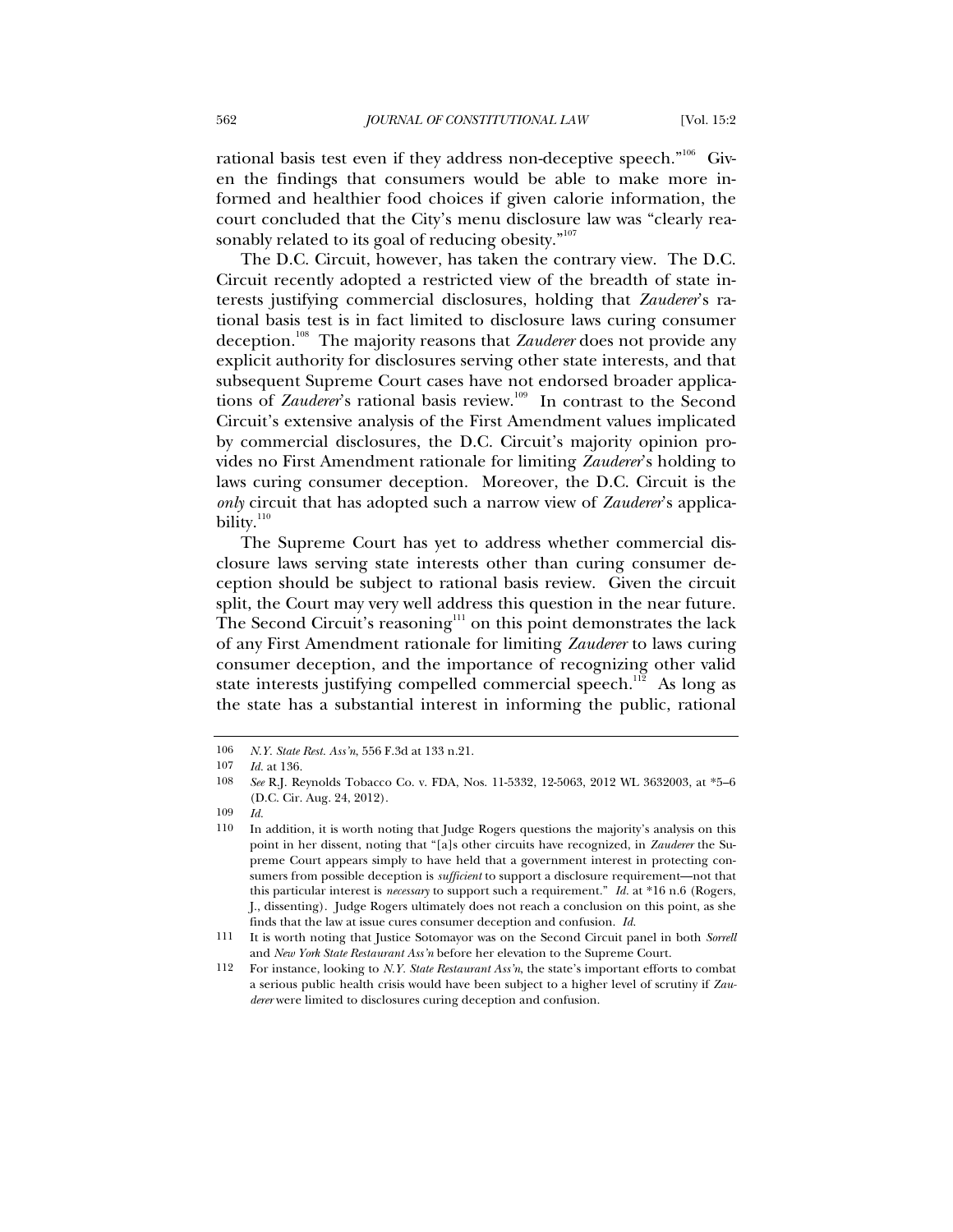rational basis test even if they address non-deceptive speech."[106] Given the findings that consumers would be able to make more informed and healthier food choices if given calorie information, the court concluded that the City's menu disclosure law was "clearly reasonably related to its goal of reducing obesity."[107]

The D.C. Circuit, however, has taken the contrary view. The D.C. Circuit recently adopted a restricted view of the breadth of state interests justifying commercial disclosures, holding that *Zauderer*'s rational basis test is in fact limited to disclosure laws curing consumer deception.[108] The majority reasons that *Zauderer* does not provide any explicit authority for disclosures serving other state interests, and that subsequent Supreme Court cases have not endorsed broader applications of *Zauderer*'s rational basis review.[109] In contrast to the Second Circuit's extensive analysis of the First Amendment values implicated by commercial disclosures, the D.C. Circuit's majority opinion provides no First Amendment rationale for limiting *Zauderer*'s holding to laws curing consumer deception. Moreover, the D.C. Circuit is the *only* circuit that has adopted such a narrow view of *Zauderer*'s applicability.[110]

The Supreme Court has yet to address whether commercial disclosure laws serving state interests other than curing consumer deception should be subject to rational basis review. Given the circuit split, the Court may very well address this question in the near future. The Second Circuit's reasoning[111] on this point demonstrates the lack of any First Amendment rationale for limiting *Zauderer* to laws curing consumer deception, and the importance of recognizing other valid state interests justifying compelled commercial speech.[112] As long as the state has a substantial interest in informing the public, rational

---

106 *N.Y. State Rest. Ass'n*, 556 F.3d at 133 n.21.

107 *Id.* at 136.

108 *See* R.J. Reynolds Tobacco Co. v. FDA, Nos. 11-5332, 12-5063, 2012 WL 3632003, at *5–6 (D.C. Cir. Aug. 24, 2012).

109 *Id.*

110 In addition, it is worth noting that Judge Rogers questions the majority's analysis on this point in her dissent, noting that "[a]s other circuits have recognized, in *Zauderer* the Supreme Court appears simply to have held that a government interest in protecting consumers from possible deception is *sufficient* to support a disclosure requirement—not that this particular interest is *necessary* to support such a requirement." *Id.* at *16 n.6 (Rogers, J., dissenting). Judge Rogers ultimately does not reach a conclusion on this point, as she finds that the law at issue cures consumer deception and confusion. *Id.*

111 It is worth noting that Justice Sotomayor was on the Second Circuit panel in both *Sorrell* and *New York State Restaurant Ass'n* before her elevation to the Supreme Court.

112 For instance, looking to *N.Y. State Restaurant Ass'n*, the state's important efforts to combat a serious public health crisis would have been subject to a higher level of scrutiny if *Zauderer* were limited to disclosures curing deception and confusion.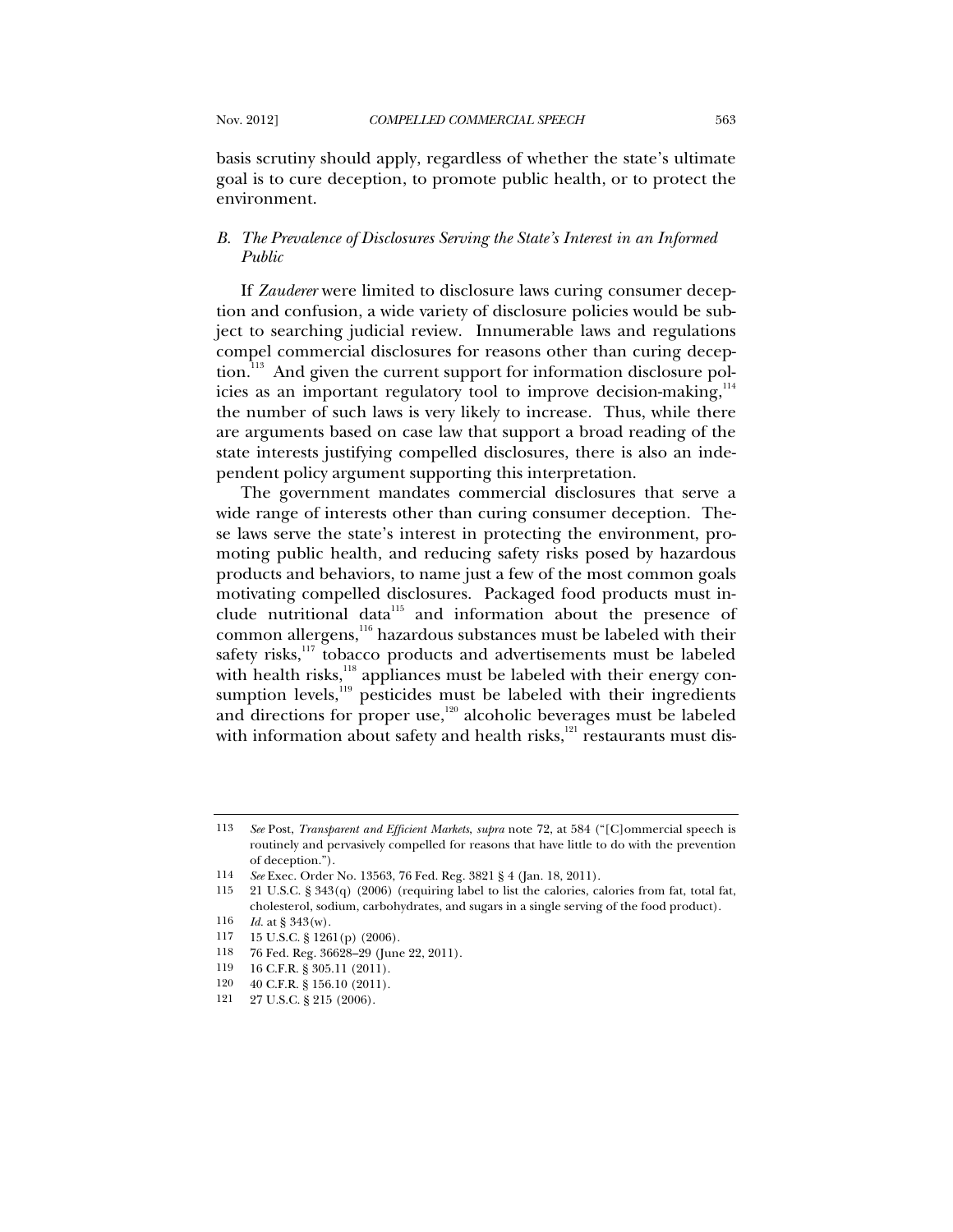basis scrutiny should apply, regardless of whether the state's ultimate goal is to cure deception, to promote public health, or to protect the environment.

### *B. The Prevalence of Disclosures Serving the State's Interest in an Informed Public*

If *Zauderer* were limited to disclosure laws curing consumer deception and confusion, a wide variety of disclosure policies would be subject to searching judicial review. Innumerable laws and regulations compel commercial disclosures for reasons other than curing deception.[113] And given the current support for information disclosure policies as an important regulatory tool to improve decision-making,[114] the number of such laws is very likely to increase. Thus, while there are arguments based on case law that support a broad reading of the state interests justifying compelled disclosures, there is also an independent policy argument supporting this interpretation.

The government mandates commercial disclosures that serve a wide range of interests other than curing consumer deception. These laws serve the state's interest in protecting the environment, promoting public health, and reducing safety risks posed by hazardous products and behaviors, to name just a few of the most common goals motivating compelled disclosures. Packaged food products must include nutritional data[115] and information about the presence of common allergens,[116] hazardous substances must be labeled with their safety risks,[117] tobacco products and advertisements must be labeled with health risks,[118] appliances must be labeled with their energy consumption levels,[119] pesticides must be labeled with their ingredients and directions for proper use,[120] alcoholic beverages must be labeled with information about safety and health risks,[121] restaurants must dis-

---

113 *See* Post, *Transparent and Efficient Markets*, *supra* note 72, at 584 ("[C]ommercial speech is routinely and pervasively compelled for reasons that have little to do with the prevention of deception.").

114 *See* Exec. Order No. 13563, 76 Fed. Reg. 3821 § 4 (Jan. 18, 2011).

115 21 U.S.C. § 343(q) (2006) (requiring label to list the calories, calories from fat, total fat, cholesterol, sodium, carbohydrates, and sugars in a single serving of the food product).

116 *Id.* at § 343(w).

117 15 U.S.C. § 1261(p) (2006).

118 76 Fed. Reg. 36628–29 (June 22, 2011).

119 16 C.F.R. § 305.11 (2011).

120 40 C.F.R. § 156.10 (2011).

121 27 U.S.C. § 215 (2006).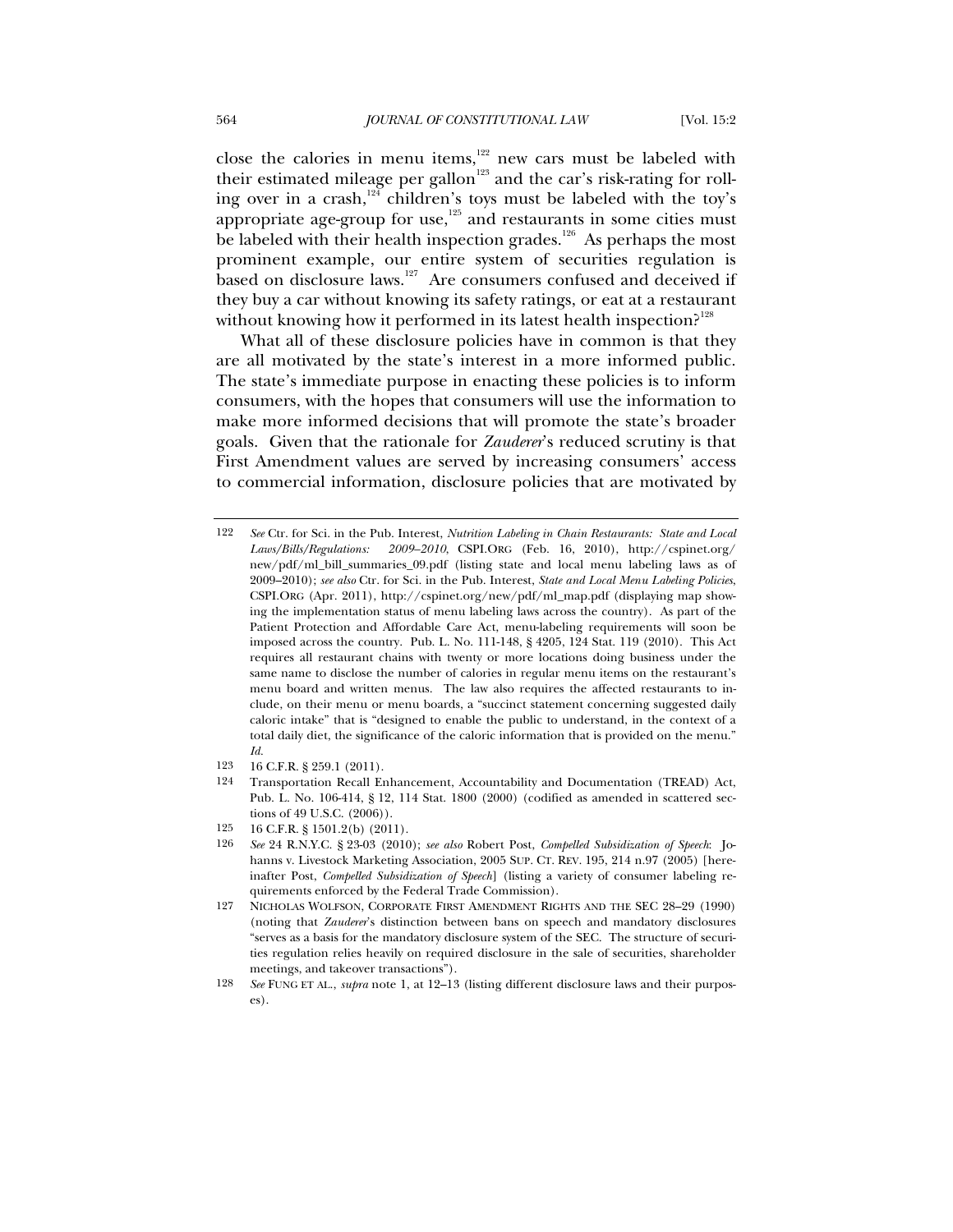close the calories in menu items,[122] new cars must be labeled with their estimated mileage per gallon[123] and the car's risk-rating for rolling over in a crash,[124] children's toys must be labeled with the toy's appropriate age-group for use,[125] and restaurants in some cities must be labeled with their health inspection grades.[126] As perhaps the most prominent example, our entire system of securities regulation is based on disclosure laws.[127] Are consumers confused and deceived if they buy a car without knowing its safety ratings, or eat at a restaurant without knowing how it performed in its latest health inspection?[128]

What all of these disclosure policies have in common is that they are all motivated by the state's interest in a more informed public. The state's immediate purpose in enacting these policies is to inform consumers, with the hopes that consumers will use the information to make more informed decisions that will promote the state's broader goals. Given that the rationale for *Zauderer*'s reduced scrutiny is that First Amendment values are served by increasing consumers' access to commercial information, disclosure policies that are motivated by

---

122 *See* Ctr. for Sci. in the Pub. Interest, *Nutrition Labeling in Chain Restaurants: State and Local Laws/Bills/Regulations: 2009–2010*, CSPI.ORG (Feb. 16, 2010), http://cspinet.org/new/pdf/ml_bill_summaries_09.pdf (listing state and local menu labeling laws as of 2009–2010); *see also* Ctr. for Sci. in the Pub. Interest, *State and Local Menu Labeling Policies*, CSPI.ORG (Apr. 2011), http://cspinet.org/new/pdf/ml_map.pdf (displaying map showing the implementation status of menu labeling laws across the country). As part of the Patient Protection and Affordable Care Act, menu-labeling requirements will soon be imposed across the country. Pub. L. No. 111-148, § 4205, 124 Stat. 119 (2010). This Act requires all restaurant chains with twenty or more locations doing business under the same name to disclose the number of calories in regular menu items on the restaurant's menu board and written menus. The law also requires the affected restaurants to include, on their menu or menu boards, a "succinct statement concerning suggested daily caloric intake" that is "designed to enable the public to understand, in the context of a total daily diet, the significance of the caloric information that is provided on the menu." *Id.*

123 16 C.F.R. § 259.1 (2011).

124 Transportation Recall Enhancement, Accountability and Documentation (TREAD) Act, Pub. L. No. 106-414, § 12, 114 Stat. 1800 (2000) (codified as amended in scattered sections of 49 U.S.C. (2006)).

125 16 C.F.R. § 1501.2(b) (2011).

126 *See* 24 R.N.Y.C. § 23-03 (2010); *see also* Robert Post, *Compelled Subsidization of Speech*: Johanns v. Livestock Marketing Association, 2005 SUP. CT. REV. 195, 214 n.97 (2005) [hereinafter Post, *Compelled Subsidization of Speech*] (listing a variety of consumer labeling requirements enforced by the Federal Trade Commission).

127 NICHOLAS WOLFSON, CORPORATE FIRST AMENDMENT RIGHTS AND THE SEC 28–29 (1990) (noting that *Zauderer*'s distinction between bans on speech and mandatory disclosures "serves as a basis for the mandatory disclosure system of the SEC. The structure of securities regulation relies heavily on required disclosure in the sale of securities, shareholder meetings, and takeover transactions").

128 *See* FUNG ET AL., *supra* note 1, at 12–13 (listing different disclosure laws and their purposes).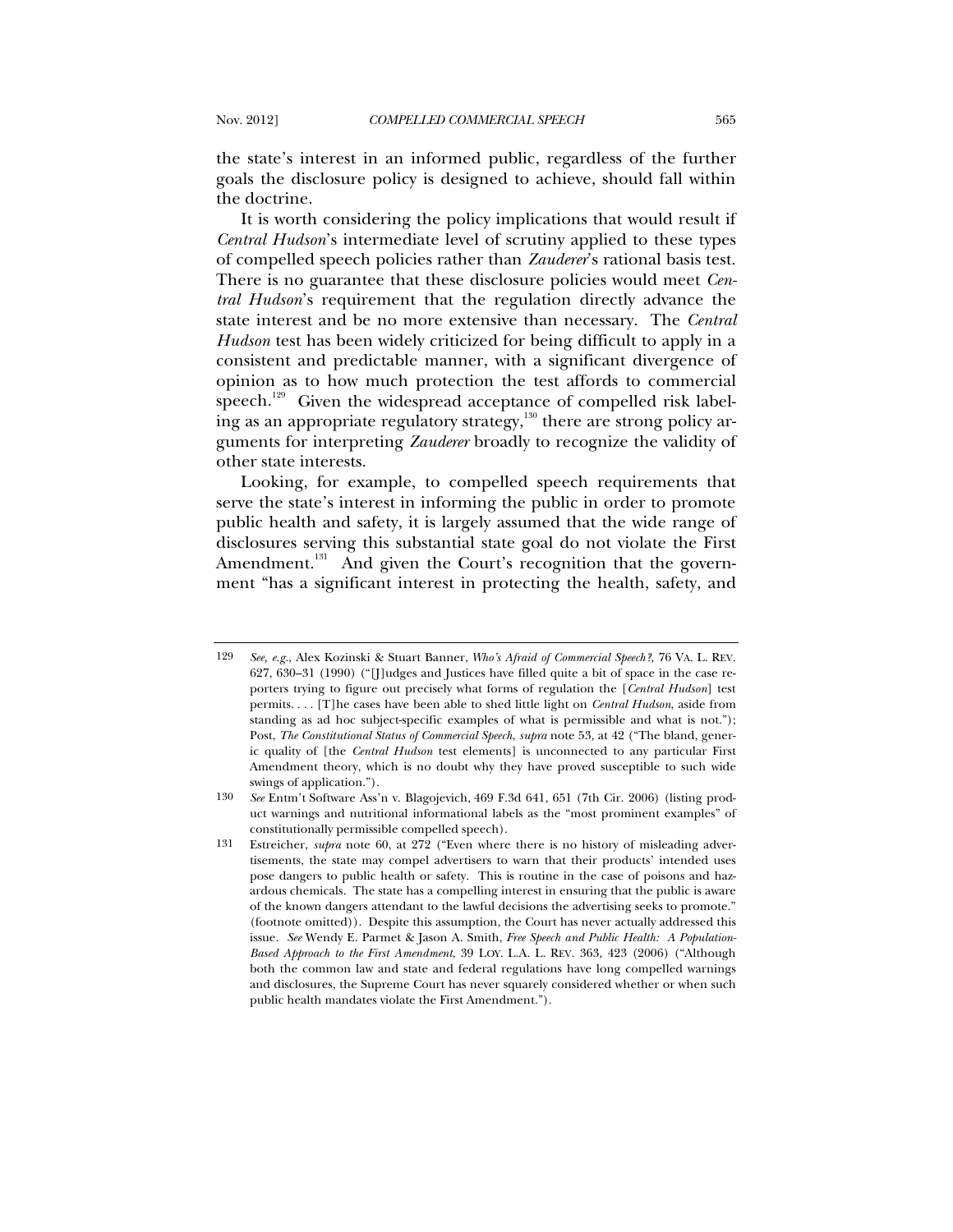the state's interest in an informed public, regardless of the further goals the disclosure policy is designed to achieve, should fall within the doctrine.

It is worth considering the policy implications that would result if *Central Hudson*'s intermediate level of scrutiny applied to these types of compelled speech policies rather than *Zauderer*'s rational basis test. There is no guarantee that these disclosure policies would meet *Central Hudson*'s requirement that the regulation directly advance the state interest and be no more extensive than necessary. The *Central Hudson* test has been widely criticized for being difficult to apply in a consistent and predictable manner, with a significant divergence of opinion as to how much protection the test affords to commercial speech.[129] Given the widespread acceptance of compelled risk labeling as an appropriate regulatory strategy,[130] there are strong policy arguments for interpreting *Zauderer* broadly to recognize the validity of other state interests.

Looking, for example, to compelled speech requirements that serve the state's interest in informing the public in order to promote public health and safety, it is largely assumed that the wide range of disclosures serving this substantial state goal do not violate the First Amendment.[131] And given the Court's recognition that the government "has a significant interest in protecting the health, safety, and

---

129 *See, e.g.*, Alex Kozinski & Stuart Banner, *Who's Afraid of Commercial Speech?*, 76 VA. L. REV. 627, 630–31 (1990) ("[J]udges and Justices have filled quite a bit of space in the case reporters trying to figure out precisely what forms of regulation the [*Central Hudson*] test permits. . . . [T]he cases have been able to shed little light on *Central Hudson*, aside from standing as ad hoc subject-specific examples of what is permissible and what is not."); Post, *The Constitutional Status of Commercial Speech*, *supra* note 53, at 42 ("The bland, generic quality of [the *Central Hudson* test elements] is unconnected to any particular First Amendment theory, which is no doubt why they have proved susceptible to such wide swings of application.").

130 *See* Entm't Software Ass'n v. Blagojevich, 469 F.3d 641, 651 (7th Cir. 2006) (listing product warnings and nutritional informational labels as the "most prominent examples" of constitutionally permissible compelled speech).

131 Estreicher, *supra* note 60, at 272 ("Even where there is no history of misleading advertisements, the state may compel advertisers to warn that their products' intended uses pose dangers to public health or safety. This is routine in the case of poisons and hazardous chemicals. The state has a compelling interest in ensuring that the public is aware of the known dangers attendant to the lawful decisions the advertising seeks to promote." (footnote omitted)). Despite this assumption, the Court has never actually addressed this issue. *See* Wendy E. Parmet & Jason A. Smith, *Free Speech and Public Health: A Population-Based Approach to the First Amendment*, 39 LOY. L.A. L. REV. 363, 423 (2006) ("Although both the common law and state and federal regulations have long compelled warnings and disclosures, the Supreme Court has never squarely considered whether or when such public health mandates violate the First Amendment.").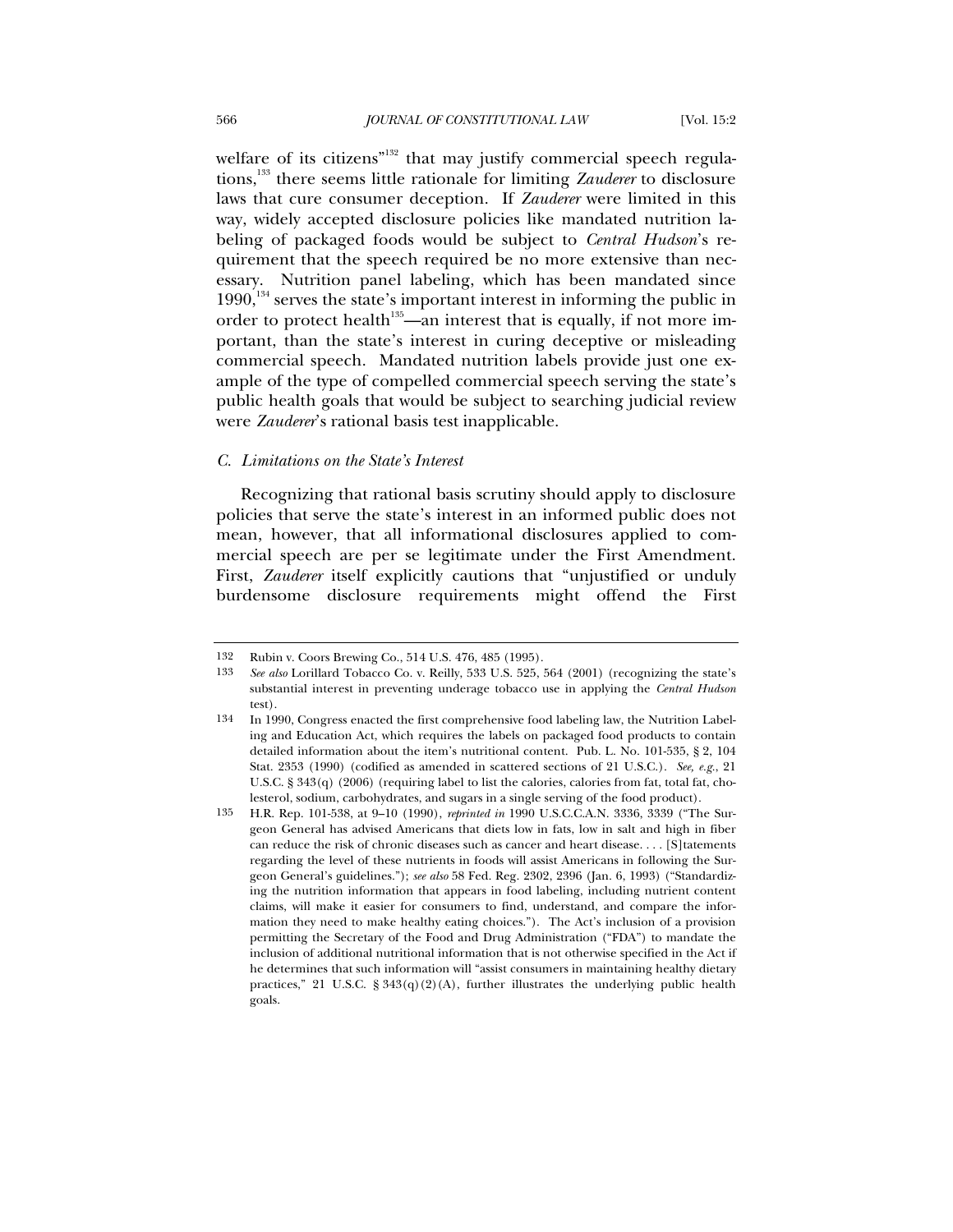welfare of its citizens"[132] that may justify commercial speech regulations,[133] there seems little rationale for limiting *Zauderer* to disclosure laws that cure consumer deception. If *Zauderer* were limited in this way, widely accepted disclosure policies like mandated nutrition labeling of packaged foods would be subject to *Central Hudson*'s requirement that the speech required be no more extensive than necessary. Nutrition panel labeling, which has been mandated since 1990,[134] serves the state's important interest in informing the public in order to protect health[135]—an interest that is equally, if not more important, than the state's interest in curing deceptive or misleading commercial speech. Mandated nutrition labels provide just one example of the type of compelled commercial speech serving the state's public health goals that would be subject to searching judicial review were *Zauderer*'s rational basis test inapplicable.

### *C. Limitations on the State's Interest*

Recognizing that rational basis scrutiny should apply to disclosure policies that serve the state's interest in an informed public does not mean, however, that all informational disclosures applied to commercial speech are per se legitimate under the First Amendment. First, *Zauderer* itself explicitly cautions that "unjustified or unduly burdensome disclosure requirements might offend the First

---

132 Rubin v. Coors Brewing Co., 514 U.S. 476, 485 (1995).

133 *See also* Lorillard Tobacco Co. v. Reilly, 533 U.S. 525, 564 (2001) (recognizing the state's substantial interest in preventing underage tobacco use in applying the *Central Hudson* test).

134 In 1990, Congress enacted the first comprehensive food labeling law, the Nutrition Labeling and Education Act, which requires the labels on packaged food products to contain detailed information about the item's nutritional content. Pub. L. No. 101-535, § 2, 104 Stat. 2353 (1990) (codified as amended in scattered sections of 21 U.S.C.). *See, e.g.*, 21 U.S.C. § 343(q) (2006) (requiring label to list the calories, calories from fat, total fat, cholesterol, sodium, carbohydrates, and sugars in a single serving of the food product).

135 H.R. Rep. 101-538, at 9–10 (1990), *reprinted in* 1990 U.S.C.C.A.N. 3336, 3339 ("The Surgeon General has advised Americans that diets low in fats, low in salt and high in fiber can reduce the risk of chronic diseases such as cancer and heart disease. . . . [S]tatements regarding the level of these nutrients in foods will assist Americans in following the Surgeon General's guidelines."); *see also* 58 Fed. Reg. 2302, 2396 (Jan. 6, 1993) ("Standardizing the nutrition information that appears in food labeling, including nutrient content claims, will make it easier for consumers to find, understand, and compare the information they need to make healthy eating choices."). The Act's inclusion of a provision permitting the Secretary of the Food and Drug Administration ("FDA") to mandate the inclusion of additional nutritional information that is not otherwise specified in the Act if he determines that such information will "assist consumers in maintaining healthy dietary practices," 21 U.S.C. § 343(q)(2)(A), further illustrates the underlying public health goals.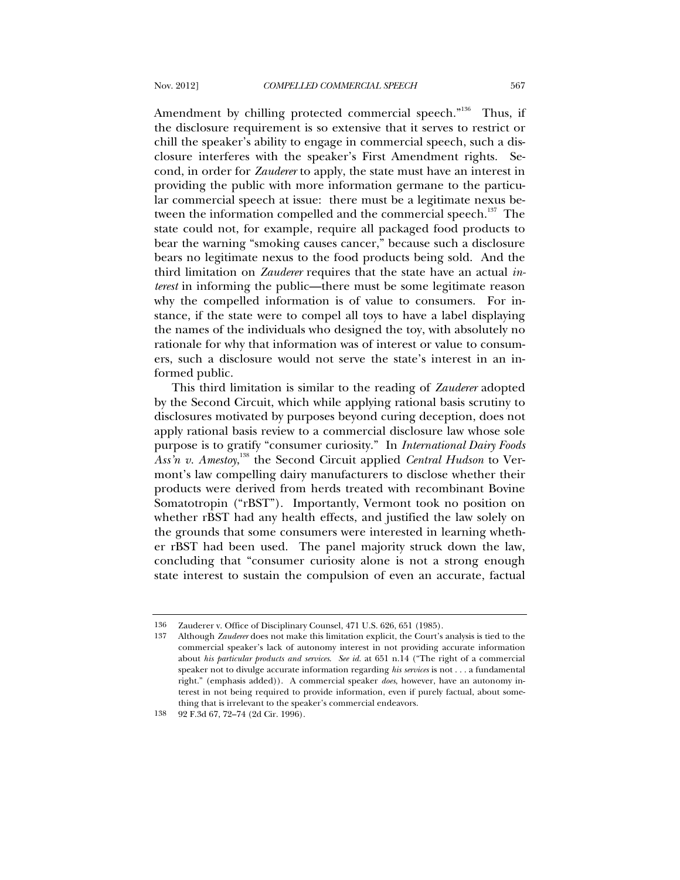Amendment by chilling protected commercial speech."[136] Thus, if the disclosure requirement is so extensive that it serves to restrict or chill the speaker's ability to engage in commercial speech, such a disclosure interferes with the speaker's First Amendment rights. Second, in order for *Zauderer* to apply, the state must have an interest in providing the public with more information germane to the particular commercial speech at issue: there must be a legitimate nexus between the information compelled and the commercial speech.[137] The state could not, for example, require all packaged food products to bear the warning "smoking causes cancer," because such a disclosure bears no legitimate nexus to the food products being sold. And the third limitation on *Zauderer* requires that the state have an actual *interest* in informing the public—there must be some legitimate reason why the compelled information is of value to consumers. For instance, if the state were to compel all toys to have a label displaying the names of the individuals who designed the toy, with absolutely no rationale for why that information was of interest or value to consumers, such a disclosure would not serve the state's interest in an informed public.

This third limitation is similar to the reading of *Zauderer* adopted by the Second Circuit, which while applying rational basis scrutiny to disclosures motivated by purposes beyond curing deception, does not apply rational basis review to a commercial disclosure law whose sole purpose is to gratify "consumer curiosity." In *International Dairy Foods Ass'n v. Amestoy*,[138] the Second Circuit applied *Central Hudson* to Vermont's law compelling dairy manufacturers to disclose whether their products were derived from herds treated with recombinant Bovine Somatotropin ("rBST"). Importantly, Vermont took no position on whether rBST had any health effects, and justified the law solely on the grounds that some consumers were interested in learning whether rBST had been used. The panel majority struck down the law, concluding that "consumer curiosity alone is not a strong enough state interest to sustain the compulsion of even an accurate, factual

---

136 Zauderer v. Office of Disciplinary Counsel, 471 U.S. 626, 651 (1985).

137 Although *Zauderer* does not make this limitation explicit, the Court's analysis is tied to the commercial speaker's lack of autonomy interest in not providing accurate information about *his particular products and services*. *See id.* at 651 n.14 ("The right of a commercial speaker not to divulge accurate information regarding *his services* is not . . . a fundamental right." (emphasis added)). A commercial speaker *does*, however, have an autonomy interest in not being required to provide information, even if purely factual, about something that is irrelevant to the speaker's commercial endeavors.

138 92 F.3d 67, 72–74 (2d Cir. 1996).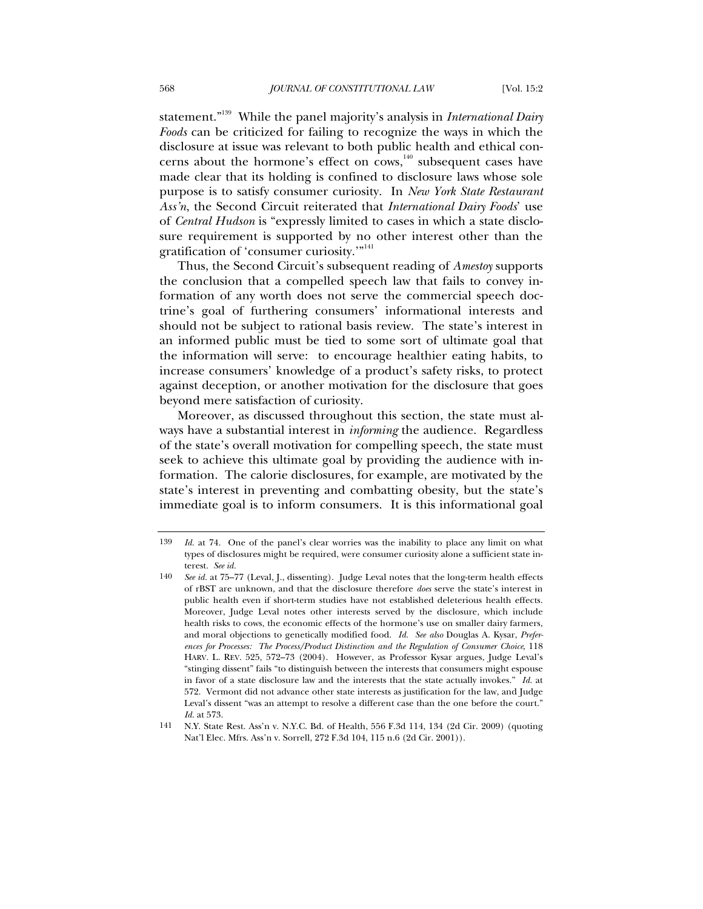statement."[139] While the panel majority's analysis in *International Dairy Foods* can be criticized for failing to recognize the ways in which the disclosure at issue was relevant to both public health and ethical concerns about the hormone's effect on cows,[140] subsequent cases have made clear that its holding is confined to disclosure laws whose sole purpose is to satisfy consumer curiosity. In *New York State Restaurant Ass'n*, the Second Circuit reiterated that *International Dairy Foods*' use of *Central Hudson* is "expressly limited to cases in which a state disclosure requirement is supported by no other interest other than the gratification of 'consumer curiosity.'"[141]

Thus, the Second Circuit's subsequent reading of *Amestoy* supports the conclusion that a compelled speech law that fails to convey information of any worth does not serve the commercial speech doctrine's goal of furthering consumers' informational interests and should not be subject to rational basis review. The state's interest in an informed public must be tied to some sort of ultimate goal that the information will serve: to encourage healthier eating habits, to increase consumers' knowledge of a product's safety risks, to protect against deception, or another motivation for the disclosure that goes beyond mere satisfaction of curiosity.

Moreover, as discussed throughout this section, the state must always have a substantial interest in *informing* the audience. Regardless of the state's overall motivation for compelling speech, the state must seek to achieve this ultimate goal by providing the audience with information. The calorie disclosures, for example, are motivated by the state's interest in preventing and combatting obesity, but the state's immediate goal is to inform consumers. It is this informational goal

---

139 *Id.* at 74. One of the panel's clear worries was the inability to place any limit on what types of disclosures might be required, were consumer curiosity alone a sufficient state interest. *See id.*

140 *See id.* at 75–77 (Leval, J., dissenting). Judge Leval notes that the long-term health effects of rBST are unknown, and that the disclosure therefore *does* serve the state's interest in public health even if short-term studies have not established deleterious health effects. Moreover, Judge Leval notes other interests served by the disclosure, which include health risks to cows, the economic effects of the hormone's use on smaller dairy farmers, and moral objections to genetically modified food. *Id.* *See also* Douglas A. Kysar, *Preferences for Processes: The Process/Product Distinction and the Regulation of Consumer Choice*, 118 HARV. L. REV. 525, 572–73 (2004). However, as Professor Kysar argues, Judge Leval's "stinging dissent" fails "to distinguish between the interests that consumers might espouse in favor of a state disclosure law and the interests that the state actually invokes." *Id.* at 572. Vermont did not advance other state interests as justification for the law, and Judge Leval's dissent "was an attempt to resolve a different case than the one before the court." *Id.* at 573.

141 N.Y. State Rest. Ass'n v. N.Y.C. Bd. of Health, 556 F.3d 114, 134 (2d Cir. 2009) (quoting Nat'l Elec. Mfrs. Ass'n v. Sorrell, 272 F.3d 104, 115 n.6 (2d Cir. 2001)).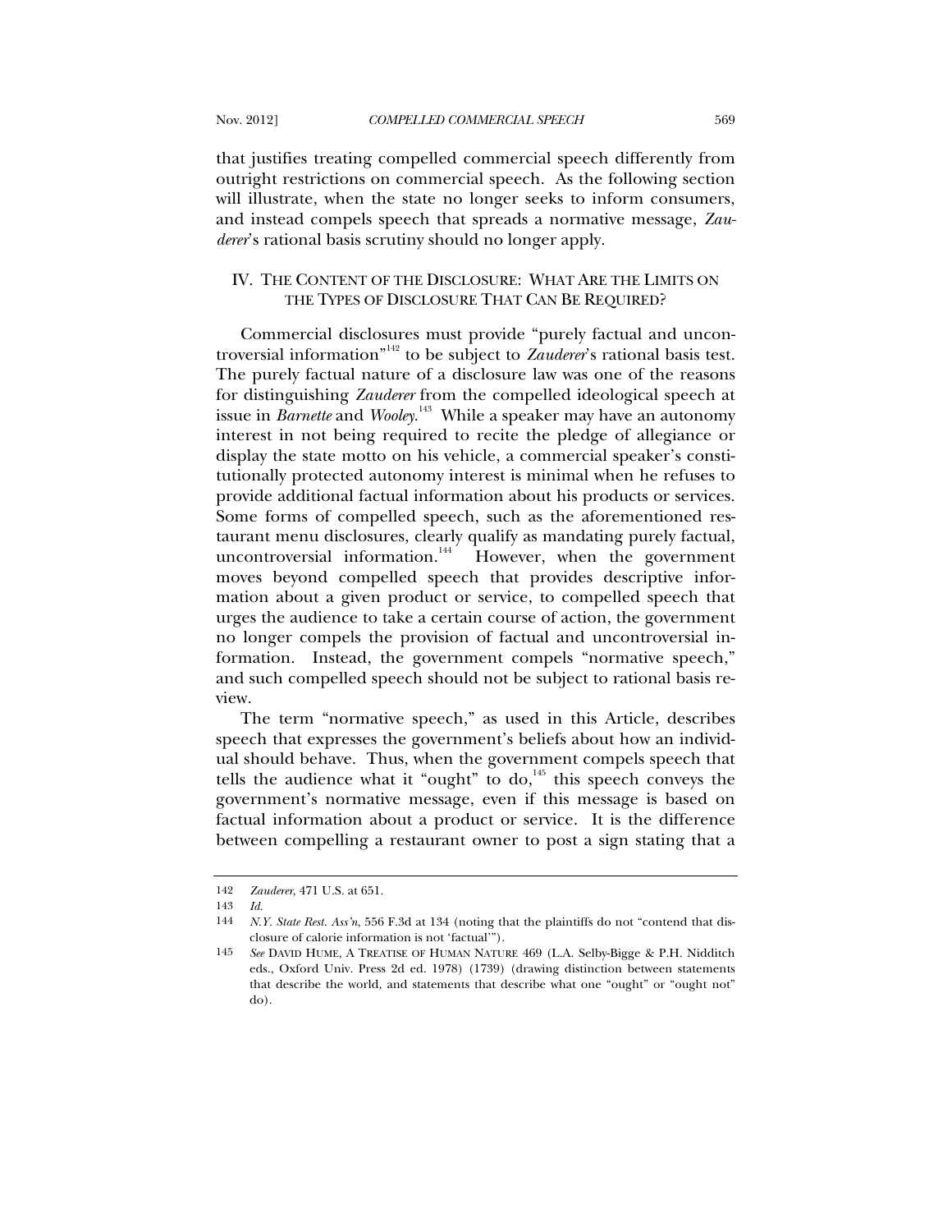that justifies treating compelled commercial speech differently from outright restrictions on commercial speech. As the following section will illustrate, when the state no longer seeks to inform consumers, and instead compels speech that spreads a normative message, *Zauderer*'s rational basis scrutiny should no longer apply.

## IV. THE CONTENT OF THE DISCLOSURE: WHAT ARE THE LIMITS ON THE TYPES OF DISCLOSURE THAT CAN BE REQUIRED?

Commercial disclosures must provide "purely factual and uncontroversial information"[142] to be subject to *Zauderer*'s rational basis test. The purely factual nature of a disclosure law was one of the reasons for distinguishing *Zauderer* from the compelled ideological speech at issue in *Barnette* and *Wooley*.[143] While a speaker may have an autonomy interest in not being required to recite the pledge of allegiance or display the state motto on his vehicle, a commercial speaker's constitutionally protected autonomy interest is minimal when he refuses to provide additional factual information about his products or services. Some forms of compelled speech, such as the aforementioned restaurant menu disclosures, clearly qualify as mandating purely factual, uncontroversial information.[144] However, when the government moves beyond compelled speech that provides descriptive information about a given product or service, to compelled speech that urges the audience to take a certain course of action, the government no longer compels the provision of factual and uncontroversial information. Instead, the government compels "normative speech," and such compelled speech should not be subject to rational basis review.

The term "normative speech," as used in this Article, describes speech that expresses the government's beliefs about how an individual should behave. Thus, when the government compels speech that tells the audience what it "ought" to do,[145] this speech conveys the government's normative message, even if this message is based on factual information about a product or service. It is the difference between compelling a restaurant owner to post a sign stating that a

---

142 *Zauderer*, 471 U.S. at 651.

143 *Id.*

144 *N.Y. State Rest. Ass'n*, 556 F.3d at 134 (noting that the plaintiffs do not "contend that disclosure of calorie information is not 'factual'").

145 *See* DAVID HUME, A TREATISE OF HUMAN NATURE 469 (L.A. Selby-Bigge & P.H. Nidditch eds., Oxford Univ. Press 2d ed. 1978) (1739) (drawing distinction between statements that describe the world, and statements that describe what one "ought" or "ought not" do).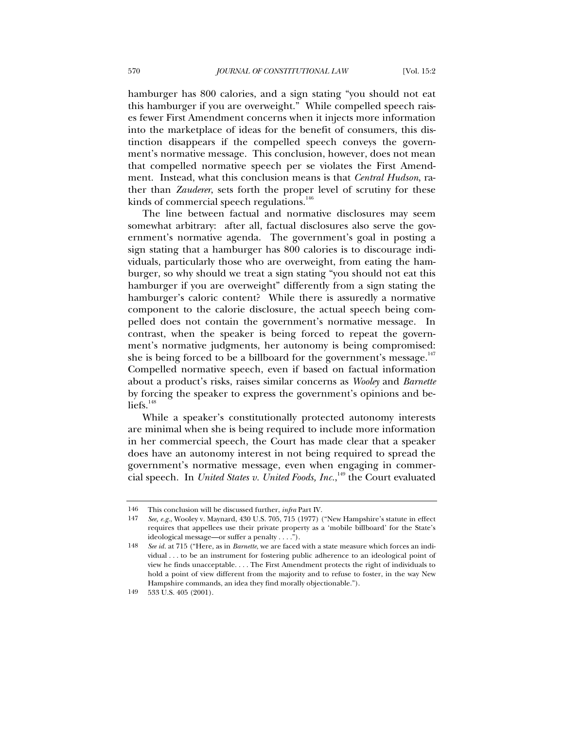hamburger has 800 calories, and a sign stating "you should not eat this hamburger if you are overweight." While compelled speech raises fewer First Amendment concerns when it injects more information into the marketplace of ideas for the benefit of consumers, this distinction disappears if the compelled speech conveys the government's normative message. This conclusion, however, does not mean that compelled normative speech per se violates the First Amendment. Instead, what this conclusion means is that *Central Hudson*, rather than *Zauderer*, sets forth the proper level of scrutiny for these kinds of commercial speech regulations.[146]

The line between factual and normative disclosures may seem somewhat arbitrary: after all, factual disclosures also serve the government's normative agenda. The government's goal in posting a sign stating that a hamburger has 800 calories is to discourage individuals, particularly those who are overweight, from eating the hamburger, so why should we treat a sign stating "you should not eat this hamburger if you are overweight" differently from a sign stating the hamburger's caloric content? While there is assuredly a normative component to the calorie disclosure, the actual speech being compelled does not contain the government's normative message. In contrast, when the speaker is being forced to repeat the government's normative judgments, her autonomy is being compromised: she is being forced to be a billboard for the government's message.[147] Compelled normative speech, even if based on factual information about a product's risks, raises similar concerns as *Wooley* and *Barnette* by forcing the speaker to express the government's opinions and beliefs.[148]

While a speaker's constitutionally protected autonomy interests are minimal when she is being required to include more information in her commercial speech, the Court has made clear that a speaker does have an autonomy interest in not being required to spread the government's normative message, even when engaging in commercial speech. In *United States v. United Foods, Inc.*,[149] the Court evaluated

---

146 This conclusion will be discussed further, *infra* Part IV.

147 *See, e.g.*, Wooley v. Maynard, 430 U.S. 705, 715 (1977) ("New Hampshire's statute in effect requires that appellees use their private property as a 'mobile billboard' for the State's ideological message—or suffer a penalty . . . .").

148 *See id.* at 715 ("Here, as in *Barnette*, we are faced with a state measure which forces an individual . . . to be an instrument for fostering public adherence to an ideological point of view he finds unacceptable. . . . The First Amendment protects the right of individuals to hold a point of view different from the majority and to refuse to foster, in the way New Hampshire commands, an idea they find morally objectionable.").

149 533 U.S. 405 (2001).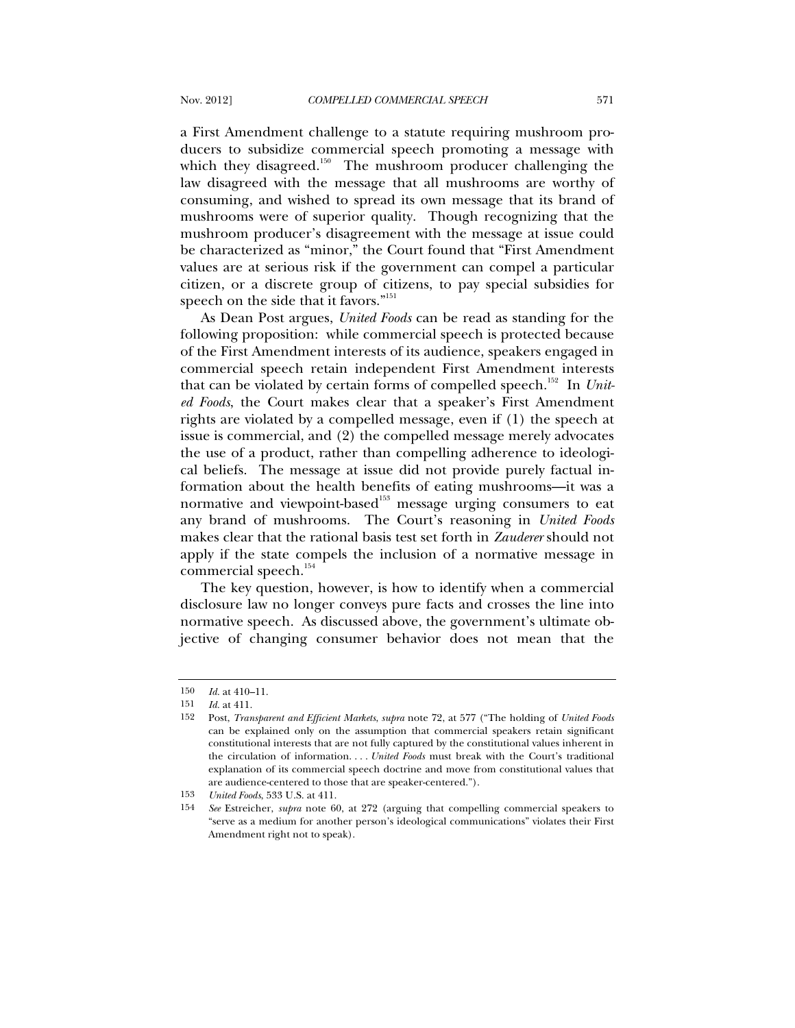a First Amendment challenge to a statute requiring mushroom producers to subsidize commercial speech promoting a message with which they disagreed.[150] The mushroom producer challenging the law disagreed with the message that all mushrooms are worthy of consuming, and wished to spread its own message that its brand of mushrooms were of superior quality. Though recognizing that the mushroom producer's disagreement with the message at issue could be characterized as "minor," the Court found that "First Amendment values are at serious risk if the government can compel a particular citizen, or a discrete group of citizens, to pay special subsidies for speech on the side that it favors."[151]

As Dean Post argues, *United Foods* can be read as standing for the following proposition: while commercial speech is protected because of the First Amendment interests of its audience, speakers engaged in commercial speech retain independent First Amendment interests that can be violated by certain forms of compelled speech.[152] In *United Foods*, the Court makes clear that a speaker's First Amendment rights are violated by a compelled message, even if (1) the speech at issue is commercial, and (2) the compelled message merely advocates the use of a product, rather than compelling adherence to ideological beliefs. The message at issue did not provide purely factual information about the health benefits of eating mushrooms—it was a normative and viewpoint-based[153] message urging consumers to eat any brand of mushrooms. The Court's reasoning in *United Foods* makes clear that the rational basis test set forth in *Zauderer* should not apply if the state compels the inclusion of a normative message in commercial speech.[154]

The key question, however, is how to identify when a commercial disclosure law no longer conveys pure facts and crosses the line into normative speech. As discussed above, the government's ultimate objective of changing consumer behavior does not mean that the

---

150 *Id.* at 410–11.

151 *Id.* at 411.

152 Post, *Transparent and Efficient Markets*, *supra* note 72, at 577 ("The holding of *United Foods* can be explained only on the assumption that commercial speakers retain significant constitutional interests that are not fully captured by the constitutional values inherent in the circulation of information. . . . *United Foods* must break with the Court's traditional explanation of its commercial speech doctrine and move from constitutional values that are audience-centered to those that are speaker-centered.").

153 *United Foods*, 533 U.S. at 411.

154 *See* Estreicher, *supra* note 60, at 272 (arguing that compelling commercial speakers to "serve as a medium for another person's ideological communications" violates their First Amendment right not to speak).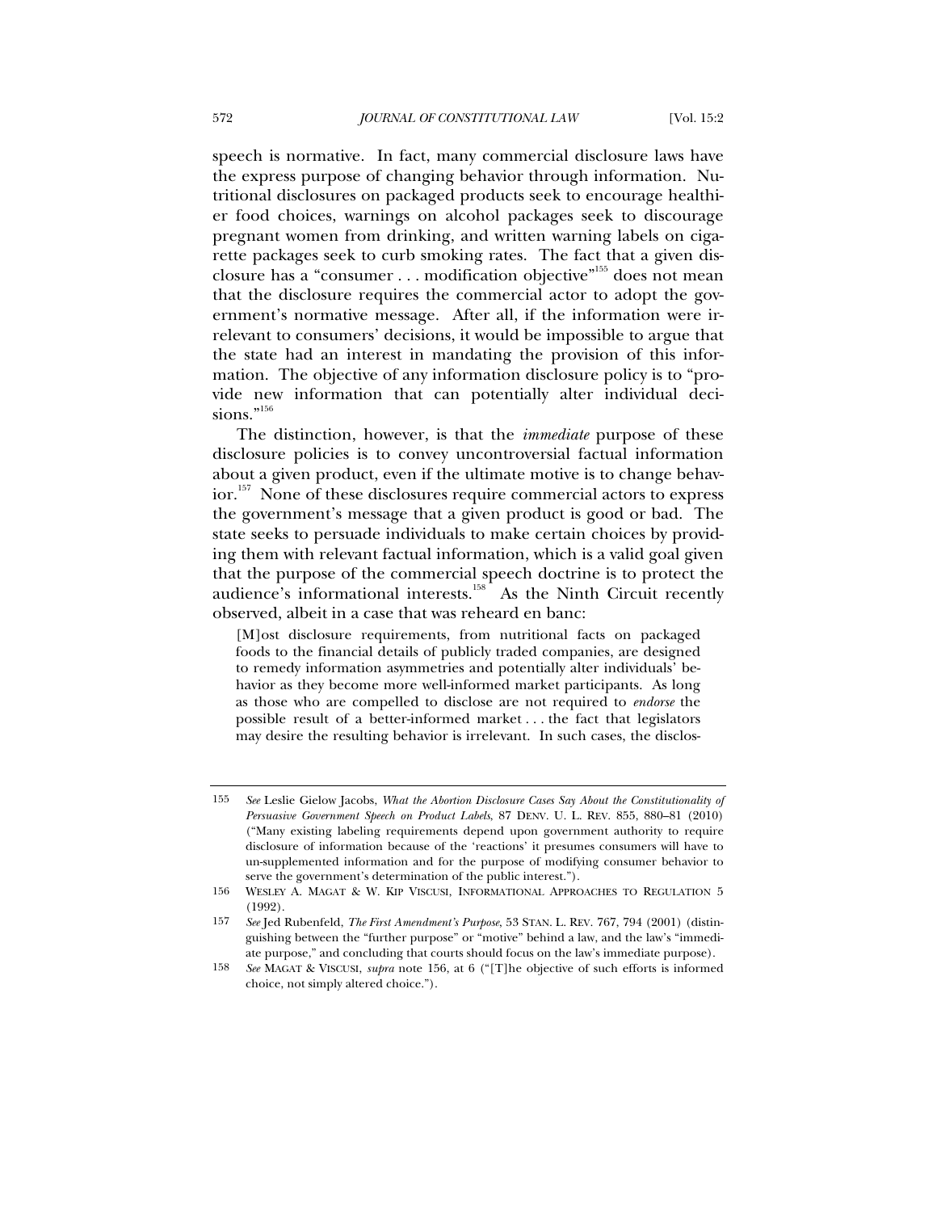speech is normative. In fact, many commercial disclosure laws have the express purpose of changing behavior through information. Nutritional disclosures on packaged products seek to encourage healthier food choices, warnings on alcohol packages seek to discourage pregnant women from drinking, and written warning labels on cigarette packages seek to curb smoking rates. The fact that a given disclosure has a "consumer . . . modification objective"[155] does not mean that the disclosure requires the commercial actor to adopt the government's normative message. After all, if the information were irrelevant to consumers' decisions, it would be impossible to argue that the state had an interest in mandating the provision of this information. The objective of any information disclosure policy is to "provide new information that can potentially alter individual decisions."[156]

The distinction, however, is that the *immediate* purpose of these disclosure policies is to convey uncontroversial factual information about a given product, even if the ultimate motive is to change behavior.[157] None of these disclosures require commercial actors to express the government's message that a given product is good or bad. The state seeks to persuade individuals to make certain choices by providing them with relevant factual information, which is a valid goal given that the purpose of the commercial speech doctrine is to protect the audience's informational interests.[158] As the Ninth Circuit recently observed, albeit in a case that was reheard en banc:

> [M]ost disclosure requirements, from nutritional facts on packaged foods to the financial details of publicly traded companies, are designed to remedy information asymmetries and potentially alter individuals' behavior as they become more well-informed market participants. As long as those who are compelled to disclose are not required to *endorse* the possible result of a better-informed market . . . the fact that legislators may desire the resulting behavior is irrelevant. In such cases, the disclos-

---

155 *See* Leslie Gielow Jacobs, *What the Abortion Disclosure Cases Say About the Constitutionality of Persuasive Government Speech on Product Labels*, 87 DENV. U. L. REV. 855, 880–81 (2010) ("Many existing labeling requirements depend upon government authority to require disclosure of information because of the 'reactions' it presumes consumers will have to un-supplemented information and for the purpose of modifying consumer behavior to serve the government's determination of the public interest.").

156 WESLEY A. MAGAT & W. KIP VISCUSI, INFORMATIONAL APPROACHES TO REGULATION 5 (1992).

157 *See* Jed Rubenfeld, *The First Amendment's Purpose*, 53 STAN. L. REV. 767, 794 (2001) (distinguishing between the "further purpose" or "motive" behind a law, and the law's "immediate purpose," and concluding that courts should focus on the law's immediate purpose).

158 *See* MAGAT & VISCUSI, *supra* note 156, at 6 ("[T]he objective of such efforts is informed choice, not simply altered choice.").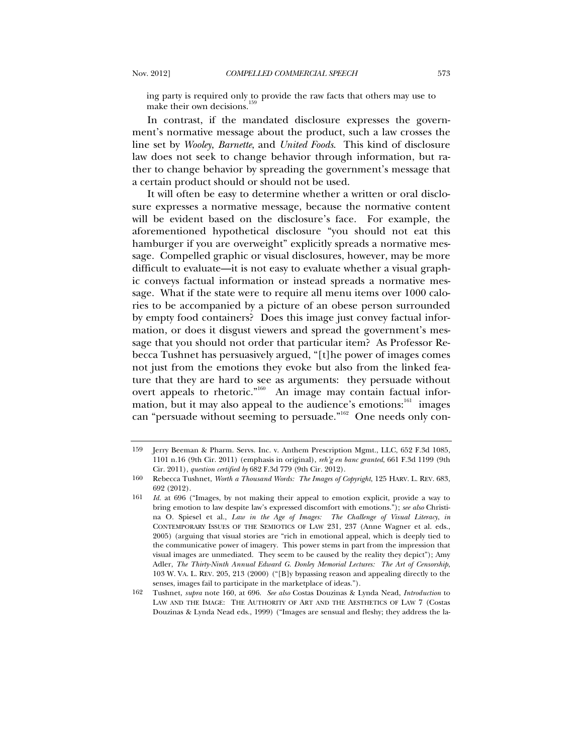ing party is required only to provide the raw facts that others may use to make their own decisions.[159]

In contrast, if the mandated disclosure expresses the government's normative message about the product, such a law crosses the line set by *Wooley*, *Barnette*, and *United Foods*. This kind of disclosure law does not seek to change behavior through information, but rather to change behavior by spreading the government's message that a certain product should or should not be used.

It will often be easy to determine whether a written or oral disclosure expresses a normative message, because the normative content will be evident based on the disclosure's face. For example, the aforementioned hypothetical disclosure "you should not eat this hamburger if you are overweight" explicitly spreads a normative message. Compelled graphic or visual disclosures, however, may be more difficult to evaluate—it is not easy to evaluate whether a visual graphic conveys factual information or instead spreads a normative message. What if the state were to require all menu items over 1000 calories to be accompanied by a picture of an obese person surrounded by empty food containers? Does this image just convey factual information, or does it disgust viewers and spread the government's message that you should not order that particular item? As Professor Rebecca Tushnet has persuasively argued, "[t]he power of images comes not just from the emotions they evoke but also from the linked feature that they are hard to see as arguments: they persuade without overt appeals to rhetoric."[160] An image may contain factual information, but it may also appeal to the audience's emotions:[161] images can "persuade without seeming to persuade."[162] One needs only con-

---

159 Jerry Beeman & Pharm. Servs. Inc. v. Anthem Prescription Mgmt., LLC, 652 F.3d 1085, 1101 n.16 (9th Cir. 2011) (emphasis in original), *reh'g en banc granted*, 661 F.3d 1199 (9th Cir. 2011), *question certified by* 682 F.3d 779 (9th Cir. 2012).

160 Rebecca Tushnet, *Worth a Thousand Words: The Images of Copyright*, 125 HARV. L. REV. 683, 692 (2012).

161 *Id.* at 696 ("Images, by not making their appeal to emotion explicit, provide a way to bring emotion to law despite law's expressed discomfort with emotions."); *see also* Christina O. Spiesel et al., *Law in the Age of Images: The Challenge of Visual Literacy*, *in* CONTEMPORARY ISSUES OF THE SEMIOTICS OF LAW 231, 237 (Anne Wagner et al. eds., 2005) (arguing that visual stories are "rich in emotional appeal, which is deeply tied to the communicative power of imagery. This power stems in part from the impression that visual images are unmediated. They seem to be caused by the reality they depict"); Amy Adler, *The Thirty-Ninth Annual Edward G. Donley Memorial Lectures: The Art of Censorship*, 103 W. VA. L. REV. 205, 213 (2000) ("[B]y bypassing reason and appealing directly to the senses, images fail to participate in the marketplace of ideas.").

162 Tushnet, *supra* note 160, at 696. *See also* Costas Douzinas & Lynda Nead, *Introduction* to LAW AND THE IMAGE: THE AUTHORITY OF ART AND THE AESTHETICS OF LAW 7 (Costas Douzinas & Lynda Nead eds., 1999) ("Images are sensual and fleshy; they address the la-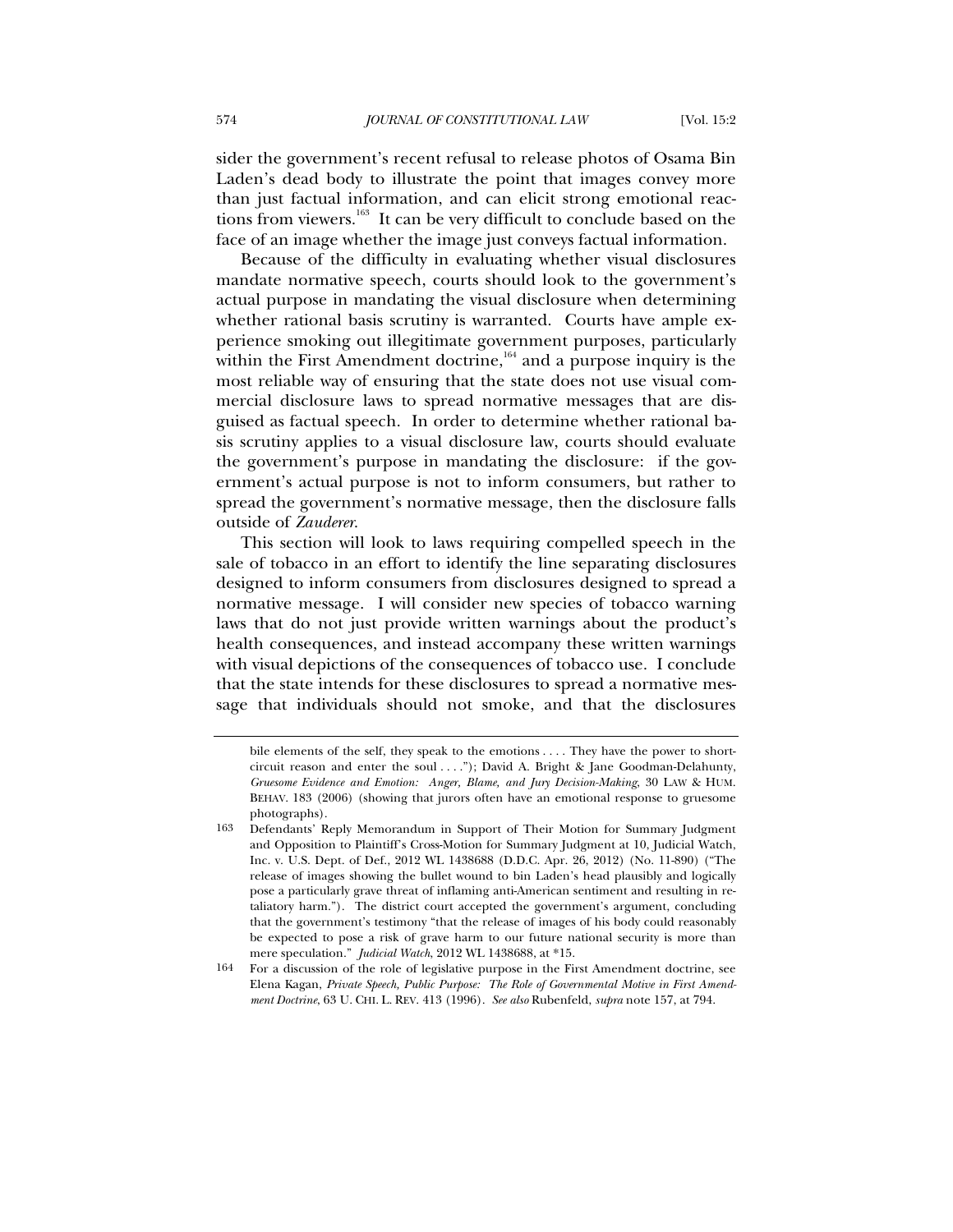sider the government's recent refusal to release photos of Osama Bin Laden's dead body to illustrate the point that images convey more than just factual information, and can elicit strong emotional reactions from viewers.[163] It can be very difficult to conclude based on the face of an image whether the image just conveys factual information.

Because of the difficulty in evaluating whether visual disclosures mandate normative speech, courts should look to the government's actual purpose in mandating the visual disclosure when determining whether rational basis scrutiny is warranted. Courts have ample experience smoking out illegitimate government purposes, particularly within the First Amendment doctrine,[164] and a purpose inquiry is the most reliable way of ensuring that the state does not use visual commercial disclosure laws to spread normative messages that are disguised as factual speech. In order to determine whether rational basis scrutiny applies to a visual disclosure law, courts should evaluate the government's purpose in mandating the disclosure: if the government's actual purpose is not to inform consumers, but rather to spread the government's normative message, then the disclosure falls outside of *Zauderer*.

This section will look to laws requiring compelled speech in the sale of tobacco in an effort to identify the line separating disclosures designed to inform consumers from disclosures designed to spread a normative message. I will consider new species of tobacco warning laws that do not just provide written warnings about the product's health consequences, and instead accompany these written warnings with visual depictions of the consequences of tobacco use. I conclude that the state intends for these disclosures to spread a normative message that individuals should not smoke, and that the disclosures

---

bile elements of the self, they speak to the emotions . . . . They have the power to short-circuit reason and enter the soul . . . ."); David A. Bright & Jane Goodman-Delahunty, *Gruesome Evidence and Emotion: Anger, Blame, and Jury Decision-Making*, 30 LAW & HUM. BEHAV. 183 (2006) (showing that jurors often have an emotional response to gruesome photographs).

163 Defendants' Reply Memorandum in Support of Their Motion for Summary Judgment and Opposition to Plaintiff's Cross-Motion for Summary Judgment at 10, Judicial Watch, Inc. v. U.S. Dept. of Def., 2012 WL 1438688 (D.D.C. Apr. 26, 2012) (No. 11-890) ("The release of images showing the bullet wound to bin Laden's head plausibly and logically pose a particularly grave threat of inflaming anti-American sentiment and resulting in retaliatory harm."). The district court accepted the government's argument, concluding that the government's testimony "that the release of images of his body could reasonably be expected to pose a risk of grave harm to our future national security is more than mere speculation." *Judicial Watch*, 2012 WL 1438688, at *15.

164 For a discussion of the role of legislative purpose in the First Amendment doctrine, see Elena Kagan, *Private Speech, Public Purpose: The Role of Governmental Motive in First Amendment Doctrine*, 63 U. CHI. L. REV. 413 (1996). *See also* Rubenfeld, *supra* note 157, at 794.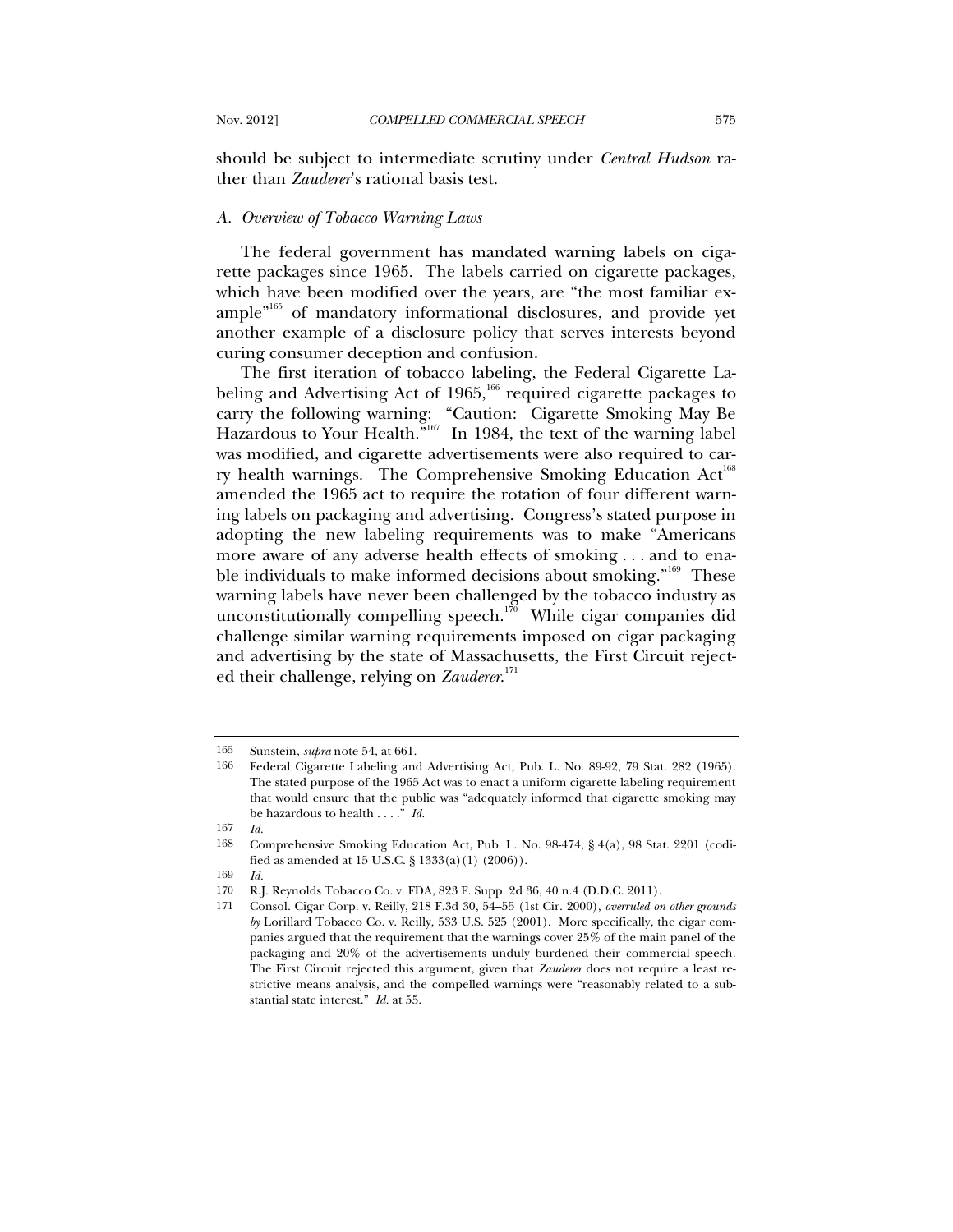should be subject to intermediate scrutiny under *Central Hudson* rather than *Zauderer*'s rational basis test.

### *A. Overview of Tobacco Warning Laws*

The federal government has mandated warning labels on cigarette packages since 1965. The labels carried on cigarette packages, which have been modified over the years, are "the most familiar example"[165] of mandatory informational disclosures, and provide yet another example of a disclosure policy that serves interests beyond curing consumer deception and confusion.

The first iteration of tobacco labeling, the Federal Cigarette Labeling and Advertising Act of 1965,[166] required cigarette packages to carry the following warning: "Caution: Cigarette Smoking May Be Hazardous to Your Health."[167] In 1984, the text of the warning label was modified, and cigarette advertisements were also required to carry health warnings. The Comprehensive Smoking Education Act[168] amended the 1965 act to require the rotation of four different warning labels on packaging and advertising. Congress's stated purpose in adopting the new labeling requirements was to make "Americans more aware of any adverse health effects of smoking . . . and to enable individuals to make informed decisions about smoking."[169] These warning labels have never been challenged by the tobacco industry as unconstitutionally compelling speech.[170] While cigar companies did challenge similar warning requirements imposed on cigar packaging and advertising by the state of Massachusetts, the First Circuit rejected their challenge, relying on *Zauderer*.[171]

---

165 Sunstein, *supra* note 54, at 661.

166 Federal Cigarette Labeling and Advertising Act, Pub. L. No. 89-92, 79 Stat. 282 (1965). The stated purpose of the 1965 Act was to enact a uniform cigarette labeling requirement that would ensure that the public was "adequately informed that cigarette smoking may be hazardous to health . . . ." *Id.*

167 *Id.*

168 Comprehensive Smoking Education Act, Pub. L. No. 98-474, § 4(a), 98 Stat. 2201 (codified as amended at 15 U.S.C. § 1333(a)(1) (2006)).

169 *Id.*

170 R.J. Reynolds Tobacco Co. v. FDA, 823 F. Supp. 2d 36, 40 n.4 (D.D.C. 2011).

171 Consol. Cigar Corp. v. Reilly, 218 F.3d 30, 54–55 (1st Cir. 2000), *overruled on other grounds by* Lorillard Tobacco Co. v. Reilly, 533 U.S. 525 (2001). More specifically, the cigar companies argued that the requirement that the warnings cover 25% of the main panel of the packaging and 20% of the advertisements unduly burdened their commercial speech. The First Circuit rejected this argument, given that *Zauderer* does not require a least restrictive means analysis, and the compelled warnings were "reasonably related to a substantial state interest." *Id.* at 55.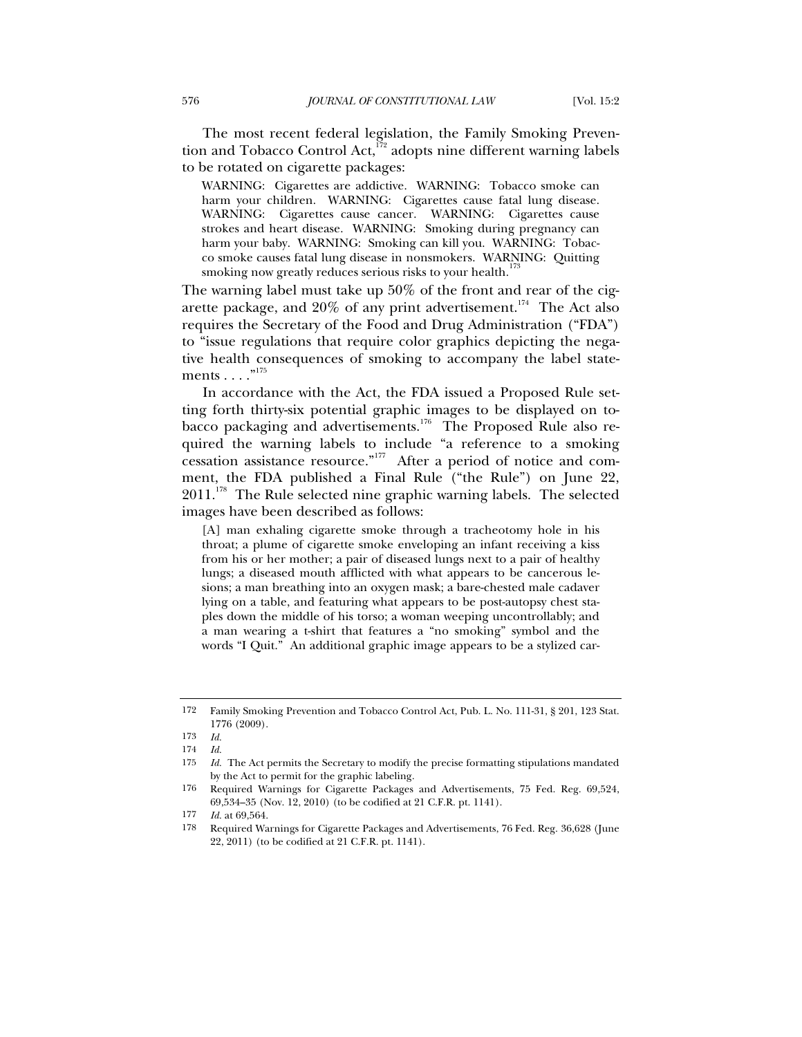The most recent federal legislation, the Family Smoking Prevention and Tobacco Control Act,[172] adopts nine different warning labels to be rotated on cigarette packages:

> WARNING: Cigarettes are addictive. WARNING: Tobacco smoke can harm your children. WARNING: Cigarettes cause fatal lung disease. WARNING: Cigarettes cause cancer. WARNING: Cigarettes cause strokes and heart disease. WARNING: Smoking during pregnancy can harm your baby. WARNING: Smoking can kill you. WARNING: Tobacco smoke causes fatal lung disease in nonsmokers. WARNING: Quitting smoking now greatly reduces serious risks to your health.[173]

The warning label must take up 50% of the front and rear of the cigarette package, and 20% of any print advertisement.[174] The Act also requires the Secretary of the Food and Drug Administration ("FDA") to "issue regulations that require color graphics depicting the negative health consequences of smoking to accompany the label statements . . . ."[175]

In accordance with the Act, the FDA issued a Proposed Rule setting forth thirty-six potential graphic images to be displayed on tobacco packaging and advertisements.[176] The Proposed Rule also required the warning labels to include "a reference to a smoking cessation assistance resource."[177] After a period of notice and comment, the FDA published a Final Rule ("the Rule") on June 22, 2011.[178] The Rule selected nine graphic warning labels. The selected images have been described as follows:

> [A] man exhaling cigarette smoke through a tracheotomy hole in his throat; a plume of cigarette smoke enveloping an infant receiving a kiss from his or her mother; a pair of diseased lungs next to a pair of healthy lungs; a diseased mouth afflicted with what appears to be cancerous lesions; a man breathing into an oxygen mask; a bare-chested male cadaver lying on a table, and featuring what appears to be post-autopsy chest staples down the middle of his torso; a woman weeping uncontrollably; and a man wearing a t-shirt that features a "no smoking" symbol and the words "I Quit." An additional graphic image appears to be a stylized car-

---

172 Family Smoking Prevention and Tobacco Control Act, Pub. L. No. 111-31, § 201, 123 Stat. 1776 (2009).

173 *Id.*

174 *Id.*

175 *Id.* The Act permits the Secretary to modify the precise formatting stipulations mandated by the Act to permit for the graphic labeling.

176 Required Warnings for Cigarette Packages and Advertisements, 75 Fed. Reg. 69,524, 69,534–35 (Nov. 12, 2010) (to be codified at 21 C.F.R. pt. 1141).

177 *Id.* at 69,564.

178 Required Warnings for Cigarette Packages and Advertisements, 76 Fed. Reg. 36,628 (June 22, 2011) (to be codified at 21 C.F.R. pt. 1141).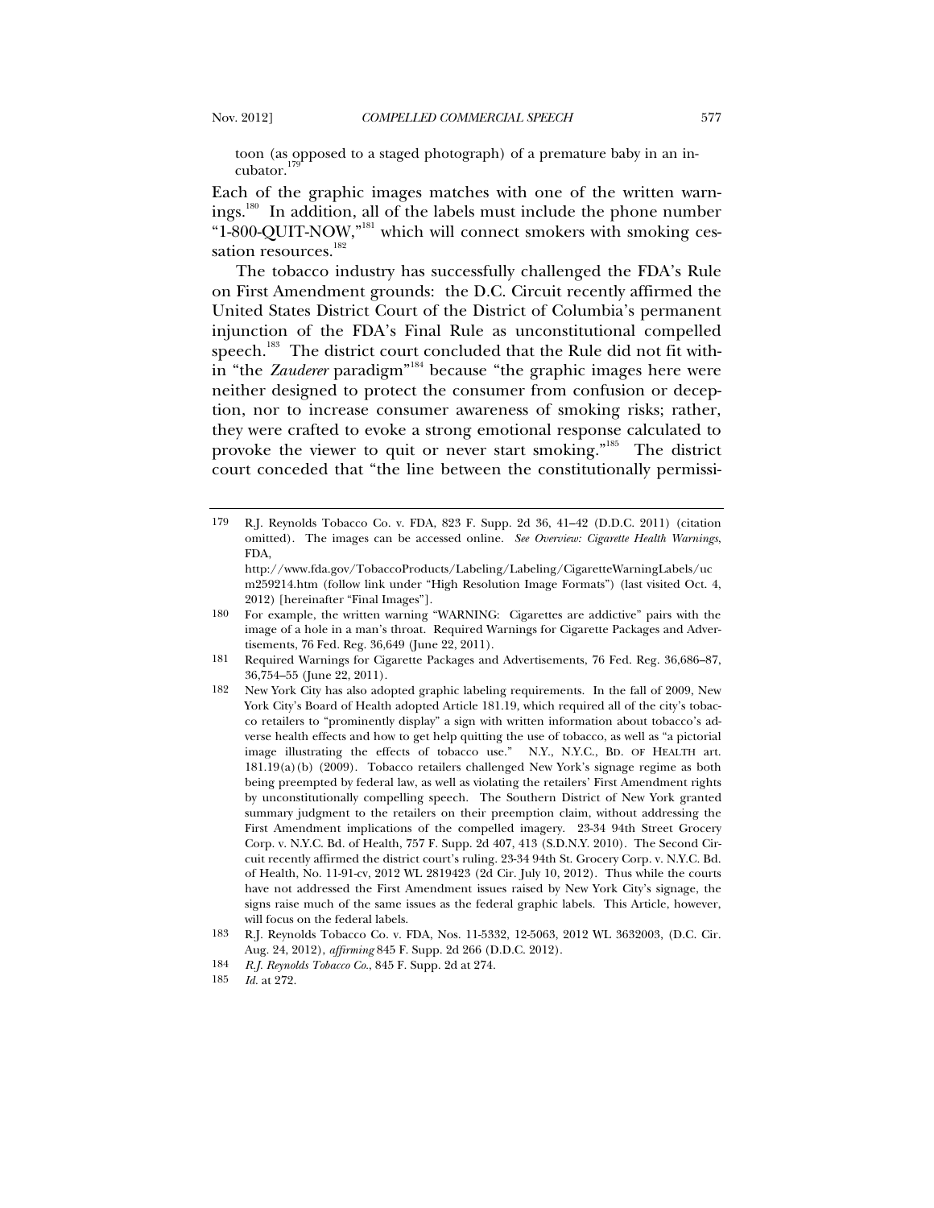toon (as opposed to a staged photograph) of a premature baby in an incubator.[179]

Each of the graphic images matches with one of the written warnings.[180] In addition, all of the labels must include the phone number "1-800-QUIT-NOW,"[181] which will connect smokers with smoking cessation resources.[182]

The tobacco industry has successfully challenged the FDA's Rule on First Amendment grounds: the D.C. Circuit recently affirmed the United States District Court of the District of Columbia's permanent injunction of the FDA's Final Rule as unconstitutional compelled speech.[183] The district court concluded that the Rule did not fit within "the *Zauderer* paradigm"[184] because "the graphic images here were neither designed to protect the consumer from confusion or deception, nor to increase consumer awareness of smoking risks; rather, they were crafted to evoke a strong emotional response calculated to provoke the viewer to quit or never start smoking."[185] The district court conceded that "the line between the constitutionally permissi-

---

179 R.J. Reynolds Tobacco Co. v. FDA, 823 F. Supp. 2d 36, 41–42 (D.D.C. 2011) (citation omitted). The images can be accessed online. *See Overview: Cigarette Health Warnings*, FDA, http://www.fda.gov/TobaccoProducts/Labeling/Labeling/CigaretteWarningLabels/ucm259214.htm (follow link under "High Resolution Image Formats") (last visited Oct. 4, 2012) [hereinafter "Final Images"].

180 For example, the written warning "WARNING: Cigarettes are addictive" pairs with the image of a hole in a man's throat. Required Warnings for Cigarette Packages and Advertisements, 76 Fed. Reg. 36,649 (June 22, 2011).

181 Required Warnings for Cigarette Packages and Advertisements, 76 Fed. Reg. 36,686–87, 36,754–55 (June 22, 2011).

182 New York City has also adopted graphic labeling requirements. In the fall of 2009, New York City's Board of Health adopted Article 181.19, which required all of the city's tobacco retailers to "prominently display" a sign with written information about tobacco's adverse health effects and how to get help quitting the use of tobacco, as well as "a pictorial image illustrating the effects of tobacco use." N.Y., N.Y.C., BD. OF HEALTH art. 181.19(a)(b) (2009). Tobacco retailers challenged New York's signage regime as both being preempted by federal law, as well as violating the retailers' First Amendment rights by unconstitutionally compelling speech. The Southern District of New York granted summary judgment to the retailers on their preemption claim, without addressing the First Amendment implications of the compelled imagery. 23-34 94th Street Grocery Corp. v. N.Y.C. Bd. of Health, 757 F. Supp. 2d 407, 413 (S.D.N.Y. 2010). The Second Circuit recently affirmed the district court's ruling. 23-34 94th St. Grocery Corp. v. N.Y.C. Bd. of Health, No. 11-91-cv, 2012 WL 2819423 (2d Cir. July 10, 2012). Thus while the courts have not addressed the First Amendment issues raised by New York City's signage, the signs raise much of the same issues as the federal graphic labels. This Article, however, will focus on the federal labels.

183 R.J. Reynolds Tobacco Co. v. FDA, Nos. 11-5332, 12-5063, 2012 WL 3632003, (D.C. Cir. Aug. 24, 2012), *affirming* 845 F. Supp. 2d 266 (D.D.C. 2012).

184 *R.J. Reynolds Tobacco Co.*, 845 F. Supp. 2d at 274.

185 *Id.* at 272.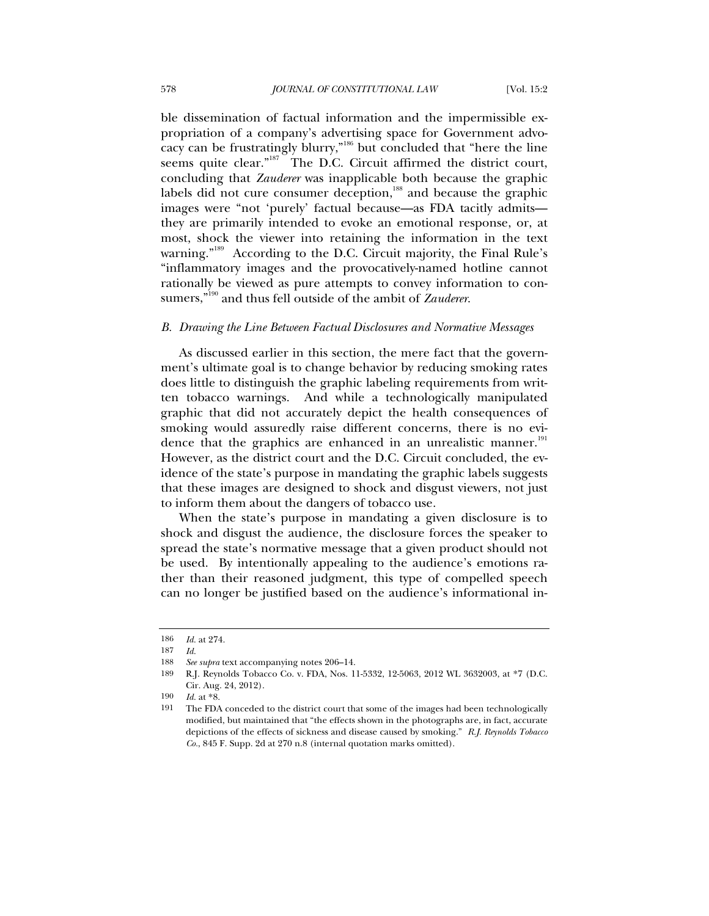ble dissemination of factual information and the impermissible expropriation of a company's advertising space for Government advocacy can be frustratingly blurry,"[186] but concluded that "here the line seems quite clear."[187] The D.C. Circuit affirmed the district court, concluding that *Zauderer* was inapplicable both because the graphic labels did not cure consumer deception,[188] and because the graphic images were "not 'purely' factual because—as FDA tacitly admits—they are primarily intended to evoke an emotional response, or, at most, shock the viewer into retaining the information in the text warning."[189] According to the D.C. Circuit majority, the Final Rule's "inflammatory images and the provocatively-named hotline cannot rationally be viewed as pure attempts to convey information to consumers,"[190] and thus fell outside of the ambit of *Zauderer*.

### *B. Drawing the Line Between Factual Disclosures and Normative Messages*

As discussed earlier in this section, the mere fact that the government's ultimate goal is to change behavior by reducing smoking rates does little to distinguish the graphic labeling requirements from written tobacco warnings. And while a technologically manipulated graphic that did not accurately depict the health consequences of smoking would assuredly raise different concerns, there is no evidence that the graphics are enhanced in an unrealistic manner.[191] However, as the district court and the D.C. Circuit concluded, the evidence of the state's purpose in mandating the graphic labels suggests that these images are designed to shock and disgust viewers, not just to inform them about the dangers of tobacco use.

When the state's purpose in mandating a given disclosure is to shock and disgust the audience, the disclosure forces the speaker to spread the state's normative message that a given product should not be used. By intentionally appealing to the audience's emotions rather than their reasoned judgment, this type of compelled speech can no longer be justified based on the audience's informational in-

---

186 *Id.* at 274.

187 *Id.*

188 *See supra* text accompanying notes 206–14.

189 R.J. Reynolds Tobacco Co. v. FDA, Nos. 11-5332, 12-5063, 2012 WL 3632003, at *7 (D.C. Cir. Aug. 24, 2012).

190 *Id.* at *8.

191 The FDA conceded to the district court that some of the images had been technologically modified, but maintained that "the effects shown in the photographs are, in fact, accurate depictions of the effects of sickness and disease caused by smoking." *R.J. Reynolds Tobacco Co.*, 845 F. Supp. 2d at 270 n.8 (internal quotation marks omitted).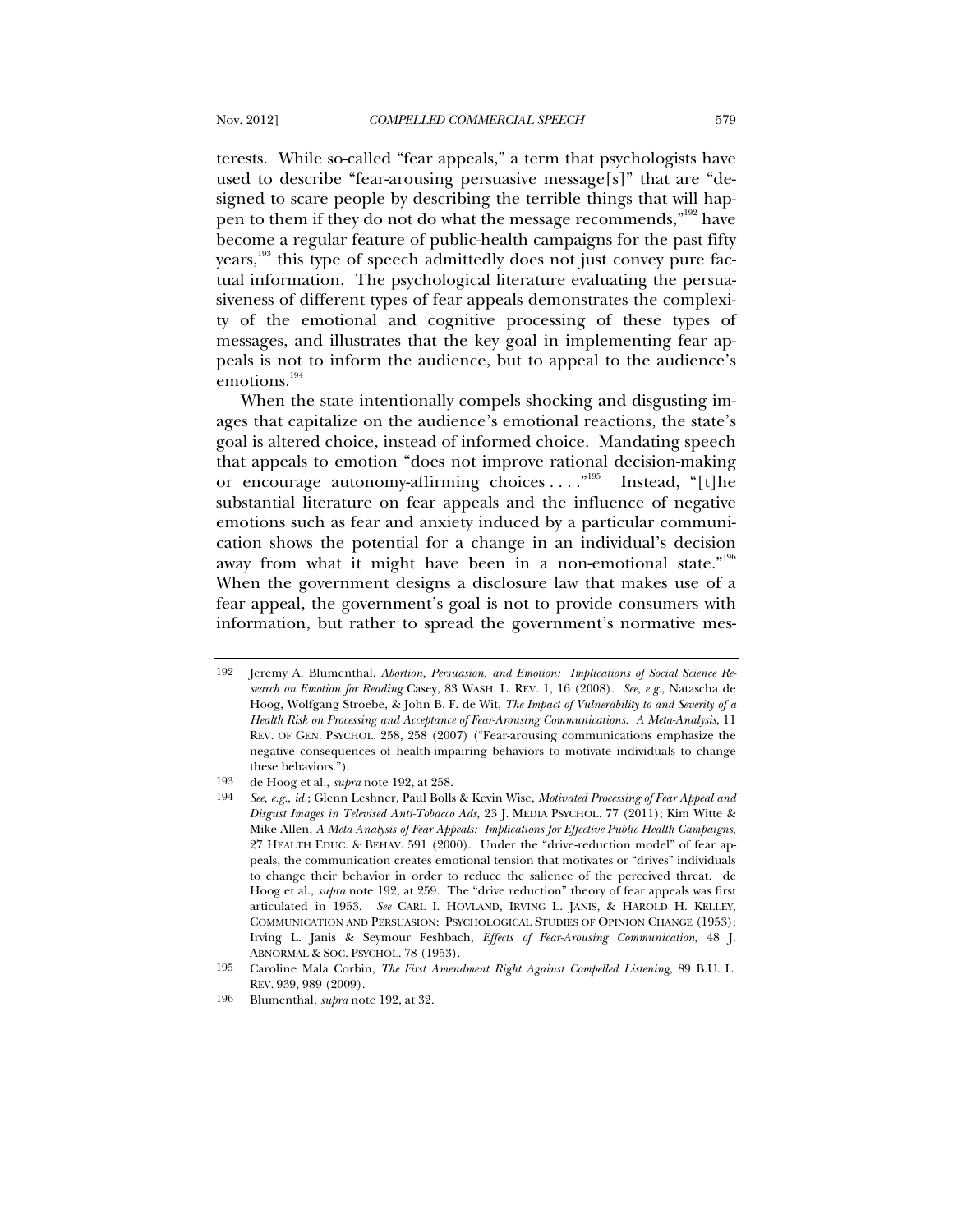terests. While so-called "fear appeals," a term that psychologists have used to describe "fear-arousing persuasive message[s]" that are "designed to scare people by describing the terrible things that will happen to them if they do not do what the message recommends,"[192] have become a regular feature of public-health campaigns for the past fifty years,[193] this type of speech admittedly does not just convey pure factual information. The psychological literature evaluating the persuasiveness of different types of fear appeals demonstrates the complexity of the emotional and cognitive processing of these types of messages, and illustrates that the key goal in implementing fear appeals is not to inform the audience, but to appeal to the audience's emotions.[194]

When the state intentionally compels shocking and disgusting images that capitalize on the audience's emotional reactions, the state's goal is altered choice, instead of informed choice. Mandating speech that appeals to emotion "does not improve rational decision-making or encourage autonomy-affirming choices . . . ."[195] Instead, "[t]he substantial literature on fear appeals and the influence of negative emotions such as fear and anxiety induced by a particular communication shows the potential for a change in an individual's decision away from what it might have been in a non-emotional state."[196] When the government designs a disclosure law that makes use of a fear appeal, the government's goal is not to provide consumers with information, but rather to spread the government's normative mes-

---

192 Jeremy A. Blumenthal, *Abortion, Persuasion, and Emotion: Implications of Social Science Research on Emotion for Reading* Casey, 83 WASH. L. REV. 1, 16 (2008). *See, e.g.*, Natascha de Hoog, Wolfgang Stroebe, & John B. F. de Wit, *The Impact of Vulnerability to and Severity of a Health Risk on Processing and Acceptance of Fear-Arousing Communications: A Meta-Analysis*, 11 REV. OF GEN. PSYCHOL. 258, 258 (2007) ("Fear-arousing communications emphasize the negative consequences of health-impairing behaviors to motivate individuals to change these behaviors.").

193 de Hoog et al., *supra* note 192, at 258.

194 *See, e.g.*, *id.*; Glenn Leshner, Paul Bolls & Kevin Wise, *Motivated Processing of Fear Appeal and Disgust Images in Televised Anti-Tobacco Ads*, 23 J. MEDIA PSYCHOL. 77 (2011); Kim Witte & Mike Allen, *A Meta-Analysis of Fear Appeals: Implications for Effective Public Health Campaigns*, 27 HEALTH EDUC. & BEHAV. 591 (2000). Under the "drive-reduction model" of fear appeals, the communication creates emotional tension that motivates or "drives" individuals to change their behavior in order to reduce the salience of the perceived threat. de Hoog et al., *supra* note 192, at 259. The "drive reduction" theory of fear appeals was first articulated in 1953. *See* CARL I. HOVLAND, IRVING L. JANIS, & HAROLD H. KELLEY, COMMUNICATION AND PERSUASION: PSYCHOLOGICAL STUDIES OF OPINION CHANGE (1953); Irving L. Janis & Seymour Feshbach, *Effects of Fear-Arousing Communication*, 48 J. ABNORMAL & SOC. PSYCHOL. 78 (1953).

195 Caroline Mala Corbin, *The First Amendment Right Against Compelled Listening*, 89 B.U. L. REV. 939, 989 (2009).

196 Blumenthal, *supra* note 192, at 32.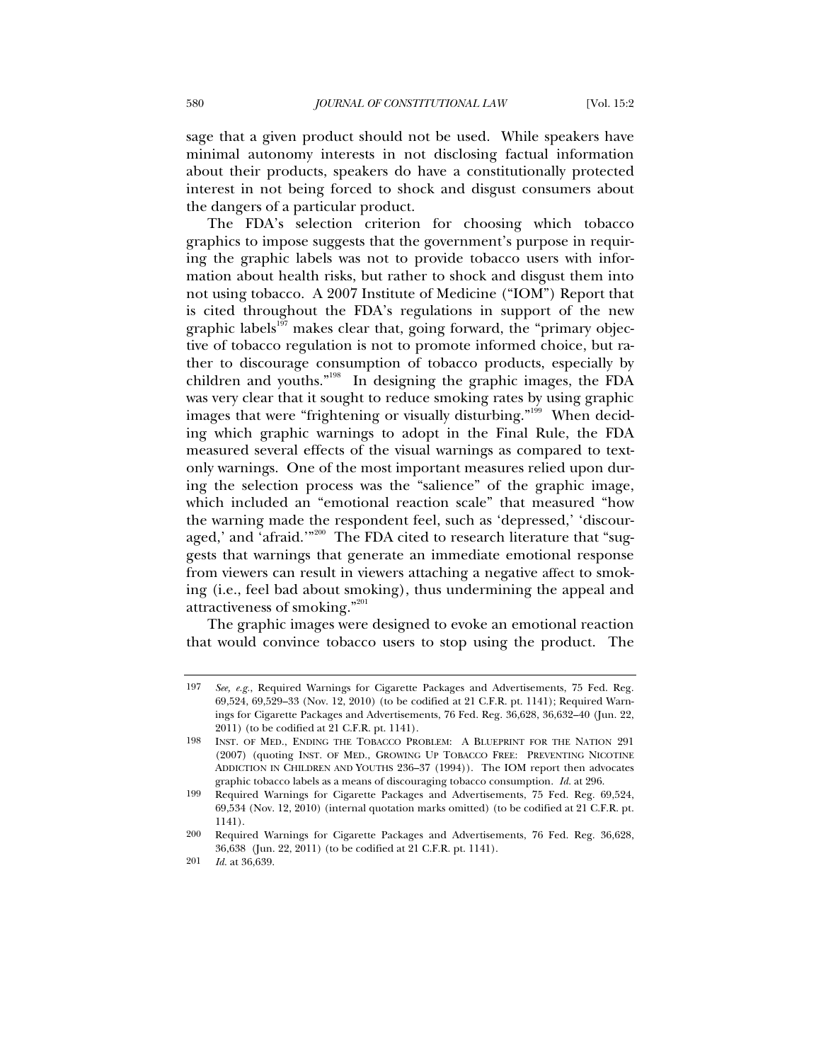sage that a given product should not be used. While speakers have minimal autonomy interests in not disclosing factual information about their products, speakers do have a constitutionally protected interest in not being forced to shock and disgust consumers about the dangers of a particular product.

The FDA's selection criterion for choosing which tobacco graphics to impose suggests that the government's purpose in requiring the graphic labels was not to provide tobacco users with information about health risks, but rather to shock and disgust them into not using tobacco. A 2007 Institute of Medicine ("IOM") Report that is cited throughout the FDA's regulations in support of the new graphic labels[197] makes clear that, going forward, the "primary objective of tobacco regulation is not to promote informed choice, but rather to discourage consumption of tobacco products, especially by children and youths."[198] In designing the graphic images, the FDA was very clear that it sought to reduce smoking rates by using graphic images that were "frightening or visually disturbing."[199] When deciding which graphic warnings to adopt in the Final Rule, the FDA measured several effects of the visual warnings as compared to text-only warnings. One of the most important measures relied upon during the selection process was the "salience" of the graphic image, which included an "emotional reaction scale" that measured "how the warning made the respondent feel, such as 'depressed,' 'discouraged,' and 'afraid.'"[200] The FDA cited to research literature that "suggests that warnings that generate an immediate emotional response from viewers can result in viewers attaching a negative affect to smoking (i.e., feel bad about smoking), thus undermining the appeal and attractiveness of smoking."[201]

The graphic images were designed to evoke an emotional reaction that would convince tobacco users to stop using the product. The

---

197 *See, e.g.*, Required Warnings for Cigarette Packages and Advertisements, 75 Fed. Reg. 69,524, 69,529–33 (Nov. 12, 2010) (to be codified at 21 C.F.R. pt. 1141); Required Warnings for Cigarette Packages and Advertisements, 76 Fed. Reg. 36,628, 36,632–40 (Jun. 22, 2011) (to be codified at 21 C.F.R. pt. 1141).

198 INST. OF MED., ENDING THE TOBACCO PROBLEM: A BLUEPRINT FOR THE NATION 291 (2007) (quoting INST. OF MED., GROWING UP TOBACCO FREE: PREVENTING NICOTINE ADDICTION IN CHILDREN AND YOUTHS 236–37 (1994)). The IOM report then advocates graphic tobacco labels as a means of discouraging tobacco consumption. *Id.* at 296.

199 Required Warnings for Cigarette Packages and Advertisements, 75 Fed. Reg. 69,524, 69,534 (Nov. 12, 2010) (internal quotation marks omitted) (to be codified at 21 C.F.R. pt. 1141).

200 Required Warnings for Cigarette Packages and Advertisements, 76 Fed. Reg. 36,628, 36,638 (Jun. 22, 2011) (to be codified at 21 C.F.R. pt. 1141).

201 *Id.* at 36,639.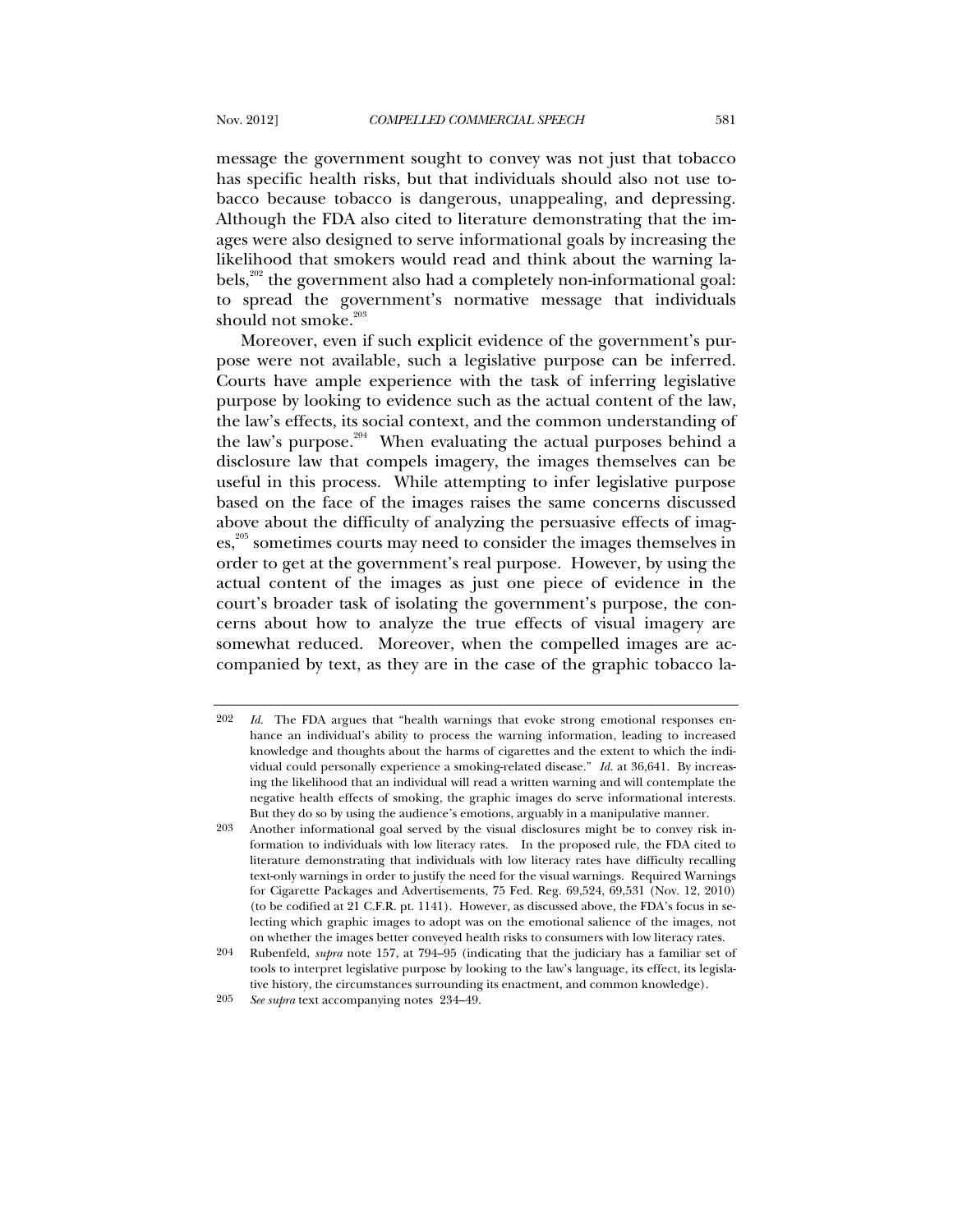message the government sought to convey was not just that tobacco has specific health risks, but that individuals should also not use tobacco because tobacco is dangerous, unappealing, and depressing. Although the FDA also cited to literature demonstrating that the images were also designed to serve informational goals by increasing the likelihood that smokers would read and think about the warning labels,[202] the government also had a completely non-informational goal: to spread the government's normative message that individuals should not smoke.[203]

Moreover, even if such explicit evidence of the government's purpose were not available, such a legislative purpose can be inferred. Courts have ample experience with the task of inferring legislative purpose by looking to evidence such as the actual content of the law, the law's effects, its social context, and the common understanding of the law's purpose.[204] When evaluating the actual purposes behind a disclosure law that compels imagery, the images themselves can be useful in this process. While attempting to infer legislative purpose based on the face of the images raises the same concerns discussed above about the difficulty of analyzing the persuasive effects of images,[205] sometimes courts may need to consider the images themselves in order to get at the government's real purpose. However, by using the actual content of the images as just one piece of evidence in the court's broader task of isolating the government's purpose, the concerns about how to analyze the true effects of visual imagery are somewhat reduced. Moreover, when the compelled images are accompanied by text, as they are in the case of the graphic tobacco la-

---

202 *Id.* The FDA argues that "health warnings that evoke strong emotional responses enhance an individual's ability to process the warning information, leading to increased knowledge and thoughts about the harms of cigarettes and the extent to which the individual could personally experience a smoking-related disease." *Id.* at 36,641. By increasing the likelihood that an individual will read a written warning and will contemplate the negative health effects of smoking, the graphic images do serve informational interests. But they do so by using the audience's emotions, arguably in a manipulative manner.

203 Another informational goal served by the visual disclosures might be to convey risk information to individuals with low literacy rates. In the proposed rule, the FDA cited to literature demonstrating that individuals with low literacy rates have difficulty recalling text-only warnings in order to justify the need for the visual warnings. Required Warnings for Cigarette Packages and Advertisements, 75 Fed. Reg. 69,524, 69,531 (Nov. 12, 2010) (to be codified at 21 C.F.R. pt. 1141). However, as discussed above, the FDA's focus in selecting which graphic images to adopt was on the emotional salience of the images, not on whether the images better conveyed health risks to consumers with low literacy rates.

204 Rubenfeld, *supra* note 157, at 794–95 (indicating that the judiciary has a familiar set of tools to interpret legislative purpose by looking to the law's language, its effect, its legislative history, the circumstances surrounding its enactment, and common knowledge).

205 *See supra* text accompanying notes 234–49.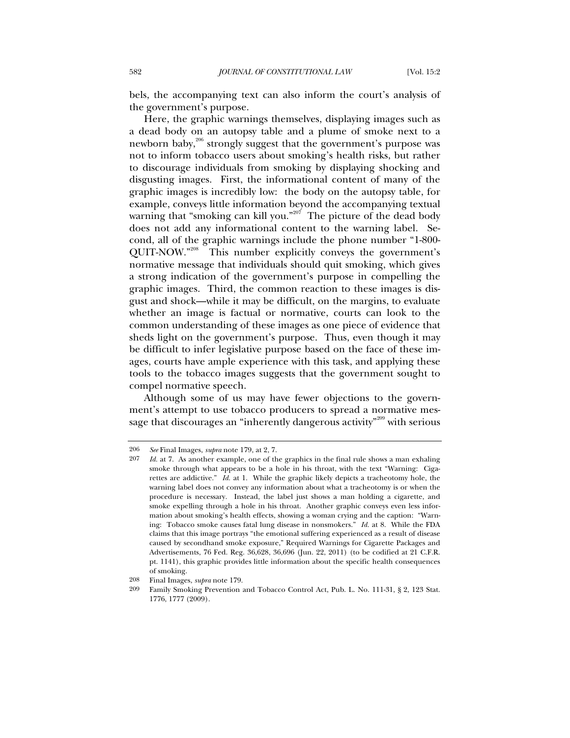bels, the accompanying text can also inform the court's analysis of the government's purpose.

Here, the graphic warnings themselves, displaying images such as a dead body on an autopsy table and a plume of smoke next to a newborn baby,[206] strongly suggest that the government's purpose was not to inform tobacco users about smoking's health risks, but rather to discourage individuals from smoking by displaying shocking and disgusting images. First, the informational content of many of the graphic images is incredibly low: the body on the autopsy table, for example, conveys little information beyond the accompanying textual warning that "smoking can kill you."[207] The picture of the dead body does not add any informational content to the warning label. Second, all of the graphic warnings include the phone number "1-800-QUIT-NOW."[208] This number explicitly conveys the government's normative message that individuals should quit smoking, which gives a strong indication of the government's purpose in compelling the graphic images. Third, the common reaction to these images is disgust and shock—while it may be difficult, on the margins, to evaluate whether an image is factual or normative, courts can look to the common understanding of these images as one piece of evidence that sheds light on the government's purpose. Thus, even though it may be difficult to infer legislative purpose based on the face of these images, courts have ample experience with this task, and applying these tools to the tobacco images suggests that the government sought to compel normative speech.

Although some of us may have fewer objections to the government's attempt to use tobacco producers to spread a normative message that discourages an "inherently dangerous activity"[209] with serious

---

206 *See* Final Images, *supra* note 179, at 2, 7.

207 *Id.* at 7. As another example, one of the graphics in the final rule shows a man exhaling smoke through what appears to be a hole in his throat, with the text "Warning: Cigarettes are addictive." *Id.* at 1. While the graphic likely depicts a tracheotomy hole, the warning label does not convey any information about what a tracheotomy is or when the procedure is necessary. Instead, the label just shows a man holding a cigarette, and smoke expelling through a hole in his throat. Another graphic conveys even less information about smoking's health effects, showing a woman crying and the caption: "Warning: Tobacco smoke causes fatal lung disease in nonsmokers." *Id.* at 8. While the FDA claims that this image portrays "the emotional suffering experienced as a result of disease caused by secondhand smoke exposure," Required Warnings for Cigarette Packages and Advertisements, 76 Fed. Reg. 36,628, 36,696 (Jun. 22, 2011) (to be codified at 21 C.F.R. pt. 1141), this graphic provides little information about the specific health consequences of smoking.

208 Final Images, *supra* note 179.

209 Family Smoking Prevention and Tobacco Control Act, Pub. L. No. 111-31, § 2, 123 Stat. 1776, 1777 (2009).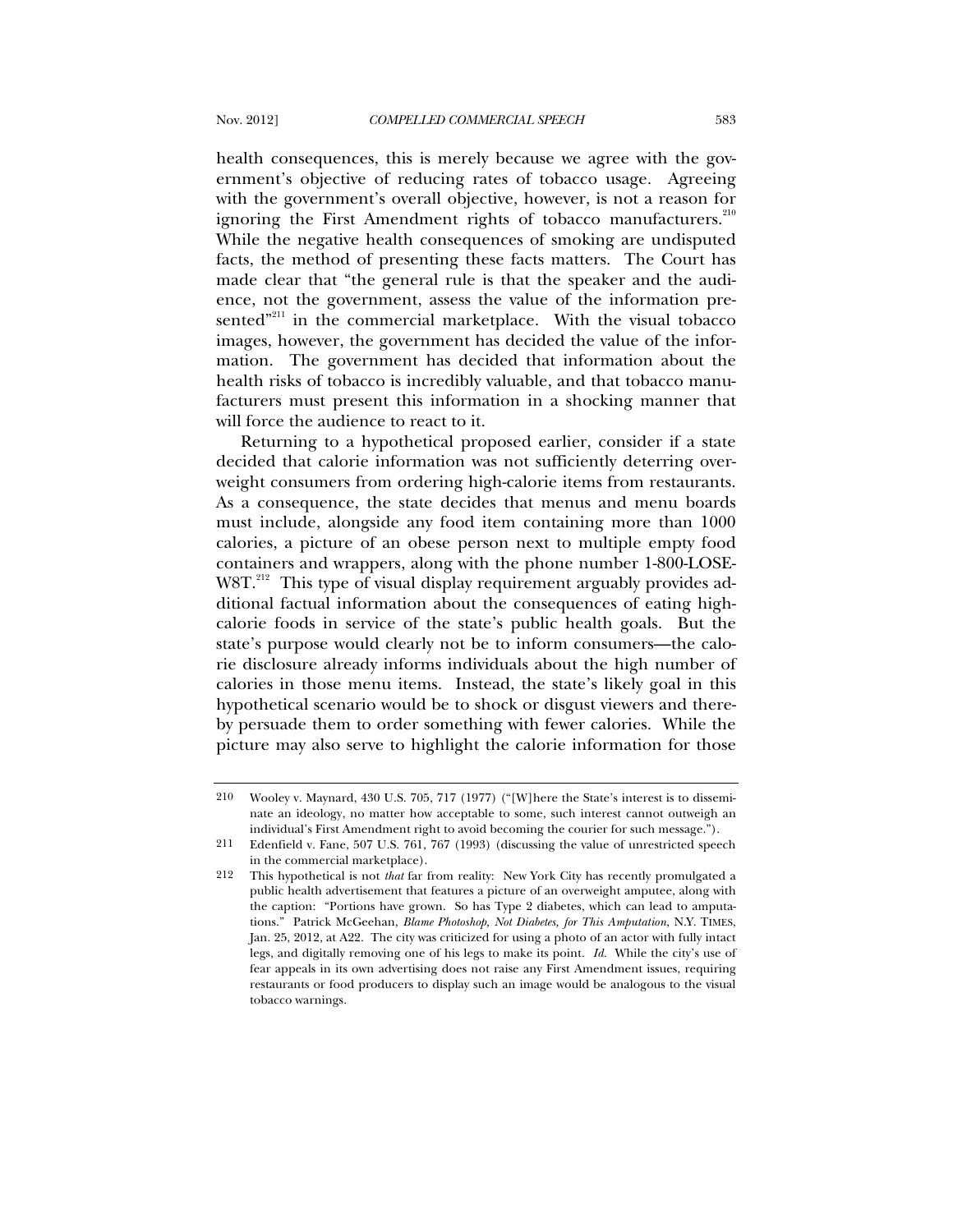health consequences, this is merely because we agree with the government's objective of reducing rates of tobacco usage. Agreeing with the government's overall objective, however, is not a reason for ignoring the First Amendment rights of tobacco manufacturers.[210] While the negative health consequences of smoking are undisputed facts, the method of presenting these facts matters. The Court has made clear that "the general rule is that the speaker and the audience, not the government, assess the value of the information presented"[211] in the commercial marketplace. With the visual tobacco images, however, the government has decided the value of the information. The government has decided that information about the health risks of tobacco is incredibly valuable, and that tobacco manufacturers must present this information in a shocking manner that will force the audience to react to it.

Returning to a hypothetical proposed earlier, consider if a state decided that calorie information was not sufficiently deterring overweight consumers from ordering high-calorie items from restaurants. As a consequence, the state decides that menus and menu boards must include, alongside any food item containing more than 1000 calories, a picture of an obese person next to multiple empty food containers and wrappers, along with the phone number 1-800-LOSE-W8T.[212] This type of visual display requirement arguably provides additional factual information about the consequences of eating high-calorie foods in service of the state's public health goals. But the state's purpose would clearly not be to inform consumers—the calorie disclosure already informs individuals about the high number of calories in those menu items. Instead, the state's likely goal in this hypothetical scenario would be to shock or disgust viewers and thereby persuade them to order something with fewer calories. While the picture may also serve to highlight the calorie information for those

---

210 Wooley v. Maynard, 430 U.S. 705, 717 (1977) ("[W]here the State's interest is to disseminate an ideology, no matter how acceptable to some, such interest cannot outweigh an individual's First Amendment right to avoid becoming the courier for such message.").

211 Edenfield v. Fane, 507 U.S. 761, 767 (1993) (discussing the value of unrestricted speech in the commercial marketplace).

212 This hypothetical is not *that* far from reality: New York City has recently promulgated a public health advertisement that features a picture of an overweight amputee, along with the caption: "Portions have grown. So has Type 2 diabetes, which can lead to amputations." Patrick McGeehan, *Blame Photoshop, Not Diabetes, for This Amputation*, N.Y. TIMES, Jan. 25, 2012, at A22. The city was criticized for using a photo of an actor with fully intact legs, and digitally removing one of his legs to make its point. *Id.* While the city's use of fear appeals in its own advertising does not raise any First Amendment issues, requiring restaurants or food producers to display such an image would be analogous to the visual tobacco warnings.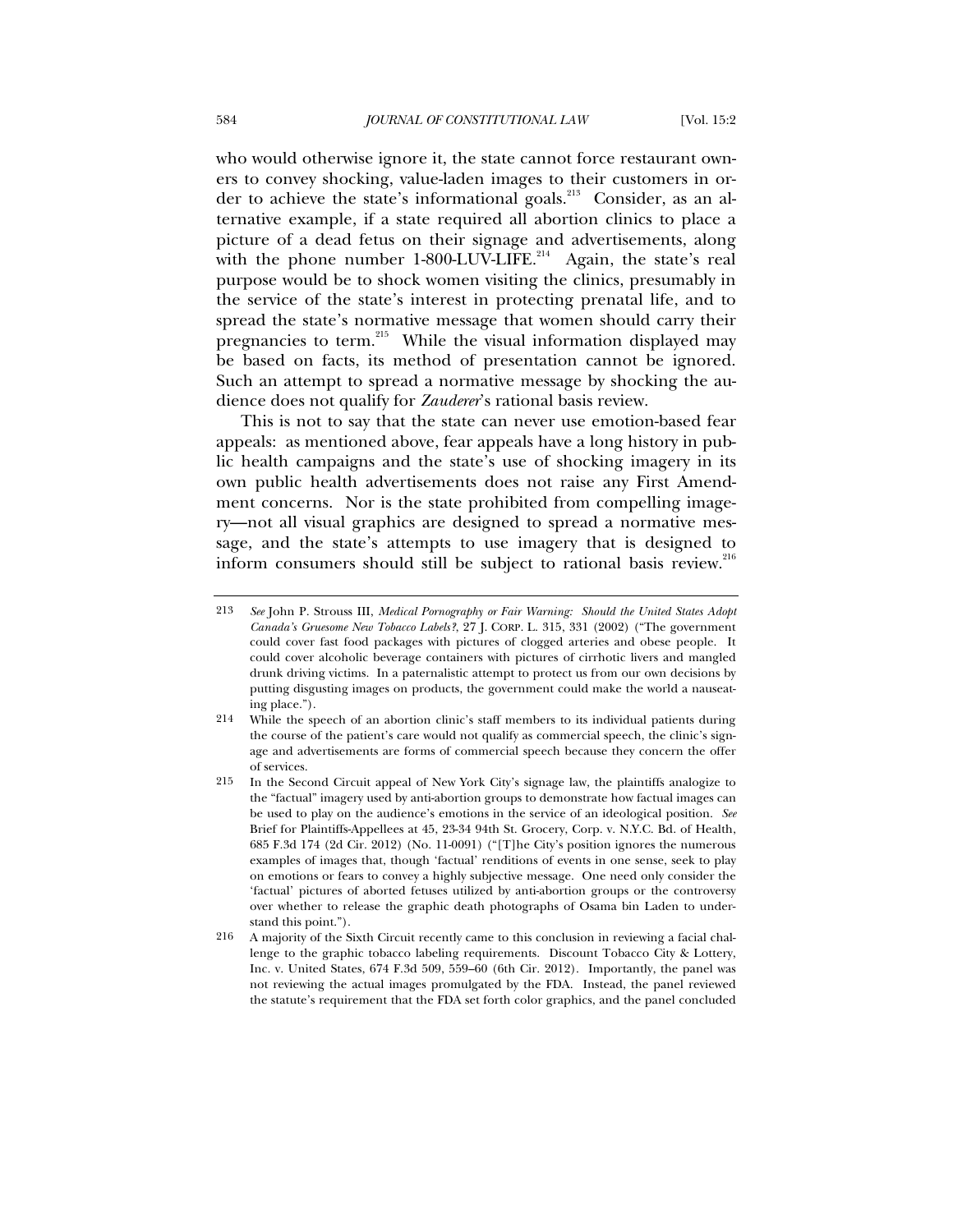who would otherwise ignore it, the state cannot force restaurant owners to convey shocking, value-laden images to their customers in order to achieve the state's informational goals.[213] Consider, as an alternative example, if a state required all abortion clinics to place a picture of a dead fetus on their signage and advertisements, along with the phone number 1-800-LUV-LIFE.[214] Again, the state's real purpose would be to shock women visiting the clinics, presumably in the service of the state's interest in protecting prenatal life, and to spread the state's normative message that women should carry their pregnancies to term.[215] While the visual information displayed may be based on facts, its method of presentation cannot be ignored. Such an attempt to spread a normative message by shocking the audience does not qualify for *Zauderer*'s rational basis review.

This is not to say that the state can never use emotion-based fear appeals: as mentioned above, fear appeals have a long history in public health campaigns and the state's use of shocking imagery in its own public health advertisements does not raise any First Amendment concerns. Nor is the state prohibited from compelling imagery—not all visual graphics are designed to spread a normative message, and the state's attempts to use imagery that is designed to inform consumers should still be subject to rational basis review.[216]

---

213 *See* John P. Strouss III, *Medical Pornography or Fair Warning: Should the United States Adopt Canada's Gruesome New Tobacco Labels?*, 27 J. CORP. L. 315, 331 (2002) ("The government could cover fast food packages with pictures of clogged arteries and obese people. It could cover alcoholic beverage containers with pictures of cirrhotic livers and mangled drunk driving victims. In a paternalistic attempt to protect us from our own decisions by putting disgusting images on products, the government could make the world a nauseating place.").

214 While the speech of an abortion clinic's staff members to its individual patients during the course of the patient's care would not qualify as commercial speech, the clinic's signage and advertisements are forms of commercial speech because they concern the offer of services.

215 In the Second Circuit appeal of New York City's signage law, the plaintiffs analogize to the "factual" imagery used by anti-abortion groups to demonstrate how factual images can be used to play on the audience's emotions in the service of an ideological position. *See* Brief for Plaintiffs-Appellees at 45, 23-34 94th St. Grocery, Corp. v. N.Y.C. Bd. of Health, 685 F.3d 174 (2d Cir. 2012) (No. 11-0091) ("[T]he City's position ignores the numerous examples of images that, though 'factual' renditions of events in one sense, seek to play on emotions or fears to convey a highly subjective message. One need only consider the 'factual' pictures of aborted fetuses utilized by anti-abortion groups or the controversy over whether to release the graphic death photographs of Osama bin Laden to understand this point.").

216 A majority of the Sixth Circuit recently came to this conclusion in reviewing a facial challenge to the graphic tobacco labeling requirements. Discount Tobacco City & Lottery, Inc. v. United States, 674 F.3d 509, 559–60 (6th Cir. 2012). Importantly, the panel was not reviewing the actual images promulgated by the FDA. Instead, the panel reviewed the statute's requirement that the FDA set forth color graphics, and the panel concluded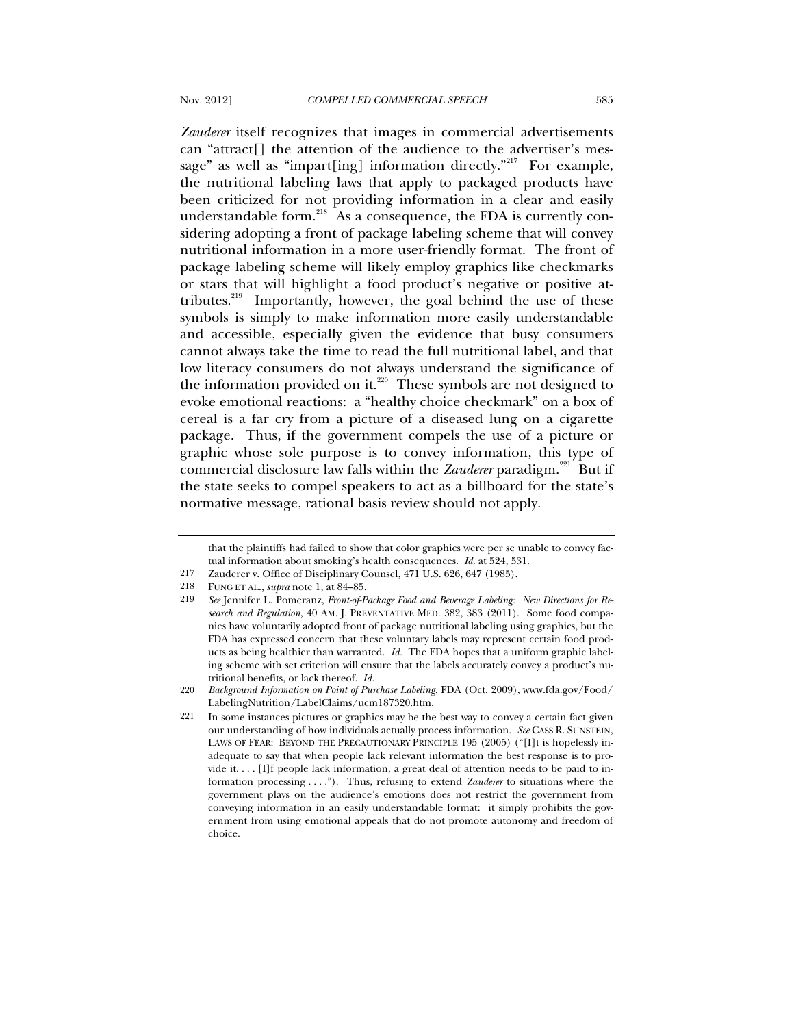*Zauderer* itself recognizes that images in commercial advertisements can "attract[] the attention of the audience to the advertiser's message" as well as "impart[ing] information directly."[217] For example, the nutritional labeling laws that apply to packaged products have been criticized for not providing information in a clear and easily understandable form.[218] As a consequence, the FDA is currently considering adopting a front of package labeling scheme that will convey nutritional information in a more user-friendly format. The front of package labeling scheme will likely employ graphics like checkmarks or stars that will highlight a food product's negative or positive attributes.[219] Importantly, however, the goal behind the use of these symbols is simply to make information more easily understandable and accessible, especially given the evidence that busy consumers cannot always take the time to read the full nutritional label, and that low literacy consumers do not always understand the significance of the information provided on it.[220] These symbols are not designed to evoke emotional reactions: a "healthy choice checkmark" on a box of cereal is a far cry from a picture of a diseased lung on a cigarette package. Thus, if the government compels the use of a picture or graphic whose sole purpose is to convey information, this type of commercial disclosure law falls within the *Zauderer* paradigm.[221] But if the state seeks to compel speakers to act as a billboard for the state's normative message, rational basis review should not apply.

---

that the plaintiffs had failed to show that color graphics were per se unable to convey factual information about smoking's health consequences. *Id.* at 524, 531.

217 Zauderer v. Office of Disciplinary Counsel, 471 U.S. 626, 647 (1985).

218 FUNG ET AL., *supra* note 1, at 84–85.

219 *See* Jennifer L. Pomeranz, *Front-of-Package Food and Beverage Labeling: New Directions for Research and Regulation*, 40 AM. J. PREVENTATIVE MED. 382, 383 (2011). Some food companies have voluntarily adopted front of package nutritional labeling using graphics, but the FDA has expressed concern that these voluntary labels may represent certain food products as being healthier than warranted. *Id.* The FDA hopes that a uniform graphic labeling scheme with set criterion will ensure that the labels accurately convey a product's nutritional benefits, or lack thereof. *Id.*

220 *Background Information on Point of Purchase Labeling*, FDA (Oct. 2009), www.fda.gov/Food/LabelingNutrition/LabelClaims/ucm187320.htm.

221 In some instances pictures or graphics may be the best way to convey a certain fact given our understanding of how individuals actually process information. *See* CASS R. SUNSTEIN, LAWS OF FEAR: BEYOND THE PRECAUTIONARY PRINCIPLE 195 (2005) ("[I]t is hopelessly inadequate to say that when people lack relevant information the best response is to provide it. . . . [I]f people lack information, a great deal of attention needs to be paid to information processing . . . ."). Thus, refusing to extend *Zauderer* to situations where the government plays on the audience's emotions does not restrict the government from conveying information in an easily understandable format: it simply prohibits the government from using emotional appeals that do not promote autonomy and freedom of choice.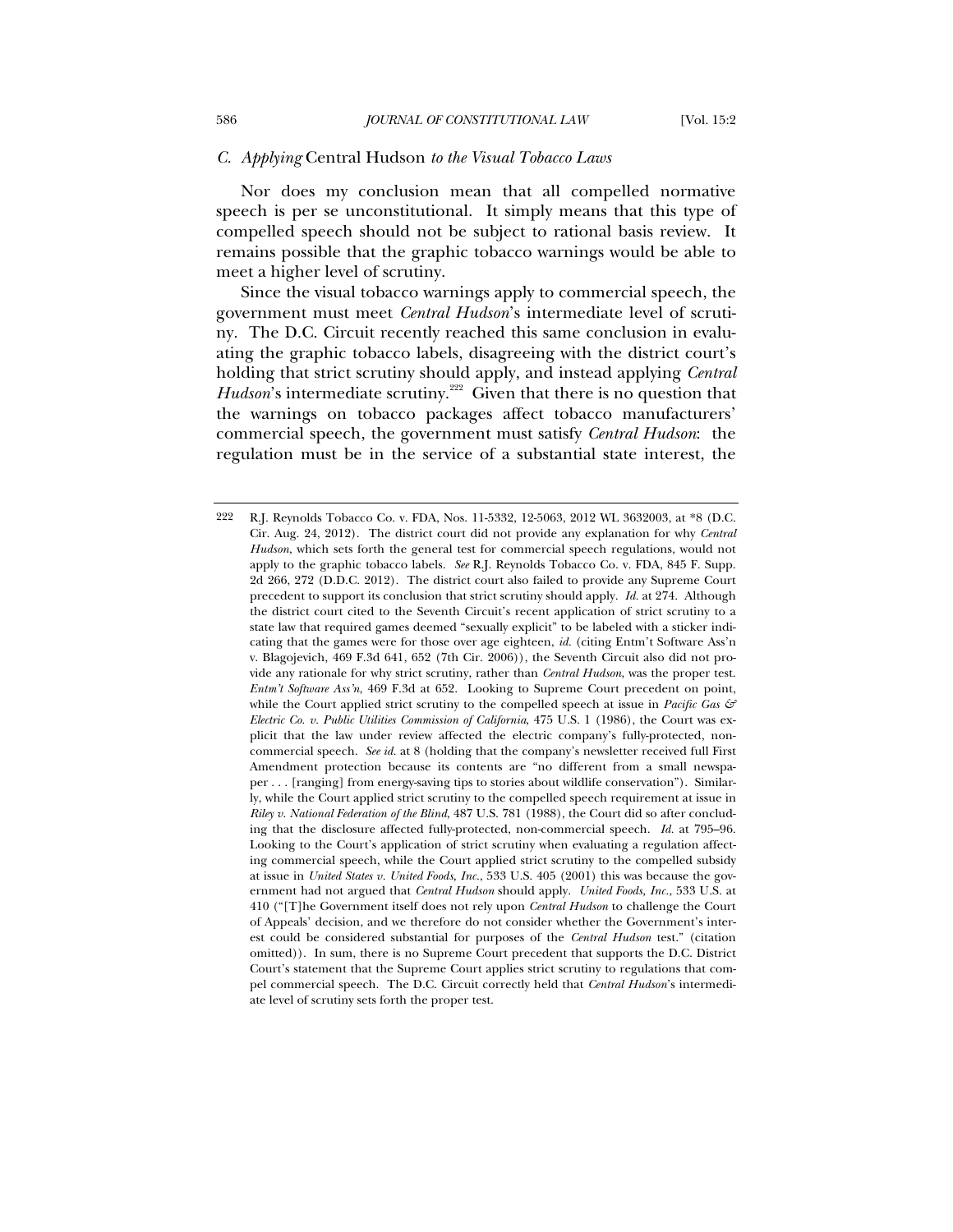### C. *Applying* Central Hudson *to the Visual Tobacco Laws*

Nor does my conclusion mean that all compelled normative speech is per se unconstitutional. It simply means that this type of compelled speech should not be subject to rational basis review. It remains possible that the graphic tobacco warnings would be able to meet a higher level of scrutiny.

Since the visual tobacco warnings apply to commercial speech, the government must meet *Central Hudson*'s intermediate level of scrutiny. The D.C. Circuit recently reached this same conclusion in evaluating the graphic tobacco labels, disagreeing with the district court's holding that strict scrutiny should apply, and instead applying *Central Hudson*'s intermediate scrutiny.[222] Given that there is no question that the warnings on tobacco packages affect tobacco manufacturers' commercial speech, the government must satisfy *Central Hudson*: the regulation must be in the service of a substantial state interest, the

---

222 R.J. Reynolds Tobacco Co. v. FDA, Nos. 11-5332, 12-5063, 2012 WL 3632003, at *8 (D.C. Cir. Aug. 24, 2012). The district court did not provide any explanation for why *Central Hudson*, which sets forth the general test for commercial speech regulations, would not apply to the graphic tobacco labels. *See* R.J. Reynolds Tobacco Co. v. FDA, 845 F. Supp. 2d 266, 272 (D.D.C. 2012). The district court also failed to provide any Supreme Court precedent to support its conclusion that strict scrutiny should apply. *Id.* at 274. Although the district court cited to the Seventh Circuit's recent application of strict scrutiny to a state law that required games deemed "sexually explicit" to be labeled with a sticker indicating that the games were for those over age eighteen, *id.* (citing Entm't Software Ass'n v. Blagojevich, 469 F.3d 641, 652 (7th Cir. 2006)), the Seventh Circuit also did not provide any rationale for why strict scrutiny, rather than *Central Hudson*, was the proper test. *Entm't Software Ass'n*, 469 F.3d at 652. Looking to Supreme Court precedent on point, while the Court applied strict scrutiny to the compelled speech at issue in *Pacific Gas & Electric Co. v. Public Utilities Commission of California*, 475 U.S. 1 (1986), the Court was explicit that the law under review affected the electric company's fully-protected, non-commercial speech. *See id.* at 8 (holding that the company's newsletter received full First Amendment protection because its contents are "no different from a small newspaper . . . [ranging] from energy-saving tips to stories about wildlife conservation"). Similarly, while the Court applied strict scrutiny to the compelled speech requirement at issue in *Riley v. National Federation of the Blind*, 487 U.S. 781 (1988), the Court did so after concluding that the disclosure affected fully-protected, non-commercial speech. *Id.* at 795–96. Looking to the Court's application of strict scrutiny when evaluating a regulation affecting commercial speech, while the Court applied strict scrutiny to the compelled subsidy at issue in *United States v. United Foods, Inc.*, 533 U.S. 405 (2001) this was because the government had not argued that *Central Hudson* should apply. *United Foods, Inc.*, 533 U.S. at 410 ("[T]he Government itself does not rely upon *Central Hudson* to challenge the Court of Appeals' decision, and we therefore do not consider whether the Government's interest could be considered substantial for purposes of the *Central Hudson* test." (citation omitted)). In sum, there is no Supreme Court precedent that supports the D.C. District Court's statement that the Supreme Court applies strict scrutiny to regulations that compel commercial speech. The D.C. Circuit correctly held that *Central Hudson*'s intermediate level of scrutiny sets forth the proper test.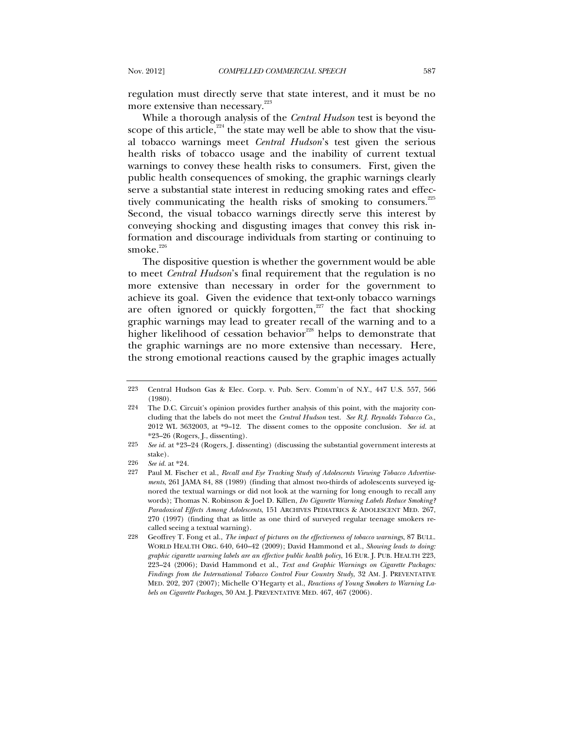regulation must directly serve that state interest, and it must be no more extensive than necessary.[223]

While a thorough analysis of the *Central Hudson* test is beyond the scope of this article,[224] the state may well be able to show that the visual tobacco warnings meet *Central Hudson*'s test given the serious health risks of tobacco usage and the inability of current textual warnings to convey these health risks to consumers. First, given the public health consequences of smoking, the graphic warnings clearly serve a substantial state interest in reducing smoking rates and effectively communicating the health risks of smoking to consumers.[225] Second, the visual tobacco warnings directly serve this interest by conveying shocking and disgusting images that convey this risk information and discourage individuals from starting or continuing to smoke.[226]

The dispositive question is whether the government would be able to meet *Central Hudson*'s final requirement that the regulation is no more extensive than necessary in order for the government to achieve its goal. Given the evidence that text-only tobacco warnings are often ignored or quickly forgotten,[227] the fact that shocking graphic warnings may lead to greater recall of the warning and to a higher likelihood of cessation behavior[228] helps to demonstrate that the graphic warnings are no more extensive than necessary. Here, the strong emotional reactions caused by the graphic images actually

---

223 Central Hudson Gas & Elec. Corp. v. Pub. Serv. Comm'n of N.Y., 447 U.S. 557, 566 (1980).

224 The D.C. Circuit's opinion provides further analysis of this point, with the majority concluding that the labels do not meet the *Central Hudson* test. *See R.J. Reynolds Tobacco Co.*, 2012 WL 3632003, at \*9–12. The dissent comes to the opposite conclusion. *See id.* at \*23–26 (Rogers, J., dissenting).

225 *See id.* at \*23–24 (Rogers, J. dissenting) (discussing the substantial government interests at stake).

226 *See id.* at \*24.

227 Paul M. Fischer et al., *Recall and Eye Tracking Study of Adolescents Viewing Tobacco Advertisements*, 261 JAMA 84, 88 (1989) (finding that almost two-thirds of adolescents surveyed ignored the textual warnings or did not look at the warning for long enough to recall any words); Thomas N. Robinson & Joel D. Killen, *Do Cigarette Warning Labels Reduce Smoking? Paradoxical Effects Among Adolescents*, 151 ARCHIVES PEDIATRICS & ADOLESCENT MED. 267, 270 (1997) (finding that as little as one third of surveyed regular teenage smokers recalled seeing a textual warning).

228 Geoffrey T. Fong et al., *The impact of pictures on the effectiveness of tobacco warnings*, 87 BULL. WORLD HEALTH ORG. 640, 640–42 (2009); David Hammond et al., *Showing leads to doing: graphic cigarette warning labels are an effective public health policy*, 16 EUR. J. PUB. HEALTH 223, 223–24 (2006); David Hammond et al., *Text and Graphic Warnings on Cigarette Packages: Findings from the International Tobacco Control Four Country Study*, 32 AM. J. PREVENTATIVE MED. 202, 207 (2007); Michelle O'Hegarty et al., *Reactions of Young Smokers to Warning Labels on Cigarette Packages*, 30 AM. J. PREVENTATIVE MED. 467, 467 (2006).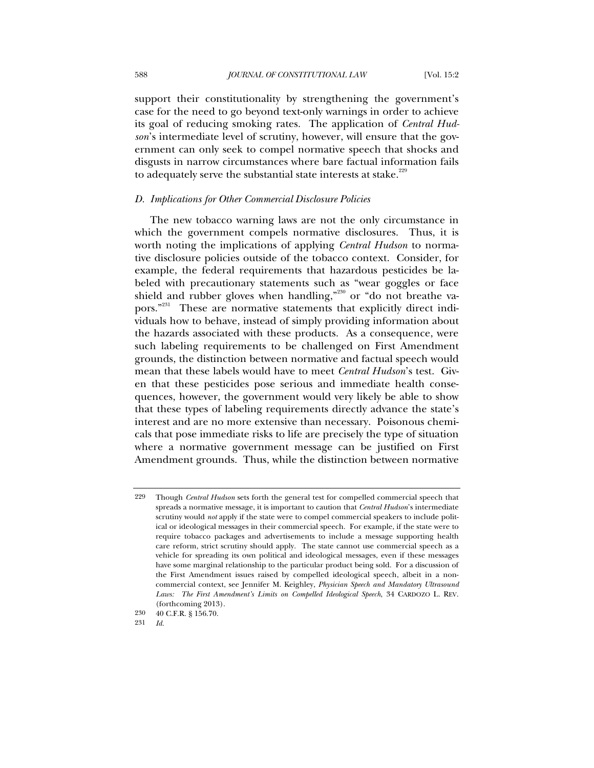support their constitutionality by strengthening the government's case for the need to go beyond text-only warnings in order to achieve its goal of reducing smoking rates. The application of *Central Hudson*'s intermediate level of scrutiny, however, will ensure that the government can only seek to compel normative speech that shocks and disgusts in narrow circumstances where bare factual information fails to adequately serve the substantial state interests at stake.[229]

### *D. Implications for Other Commercial Disclosure Policies*

The new tobacco warning laws are not the only circumstance in which the government compels normative disclosures. Thus, it is worth noting the implications of applying *Central Hudson* to normative disclosure policies outside of the tobacco context. Consider, for example, the federal requirements that hazardous pesticides be labeled with precautionary statements such as "wear goggles or face shield and rubber gloves when handling,"[230] or "do not breathe vapors."[231] These are normative statements that explicitly direct individuals how to behave, instead of simply providing information about the hazards associated with these products. As a consequence, were such labeling requirements to be challenged on First Amendment grounds, the distinction between normative and factual speech would mean that these labels would have to meet *Central Hudson*'s test. Given that these pesticides pose serious and immediate health consequences, however, the government would very likely be able to show that these types of labeling requirements directly advance the state's interest and are no more extensive than necessary. Poisonous chemicals that pose immediate risks to life are precisely the type of situation where a normative government message can be justified on First Amendment grounds. Thus, while the distinction between normative

---

229 Though *Central Hudson* sets forth the general test for compelled commercial speech that spreads a normative message, it is important to caution that *Central Hudson*'s intermediate scrutiny would *not* apply if the state were to compel commercial speakers to include political or ideological messages in their commercial speech. For example, if the state were to require tobacco packages and advertisements to include a message supporting health care reform, strict scrutiny should apply. The state cannot use commercial speech as a vehicle for spreading its own political and ideological messages, even if these messages have some marginal relationship to the particular product being sold. For a discussion of the First Amendment issues raised by compelled ideological speech, albeit in a non-commercial context, see Jennifer M. Keighley, *Physician Speech and Mandatory Ultrasound Laws: The First Amendment's Limits on Compelled Ideological Speech*, 34 CARDOZO L. REV. (forthcoming 2013).

230 40 C.F.R. § 156.70.

231 *Id.*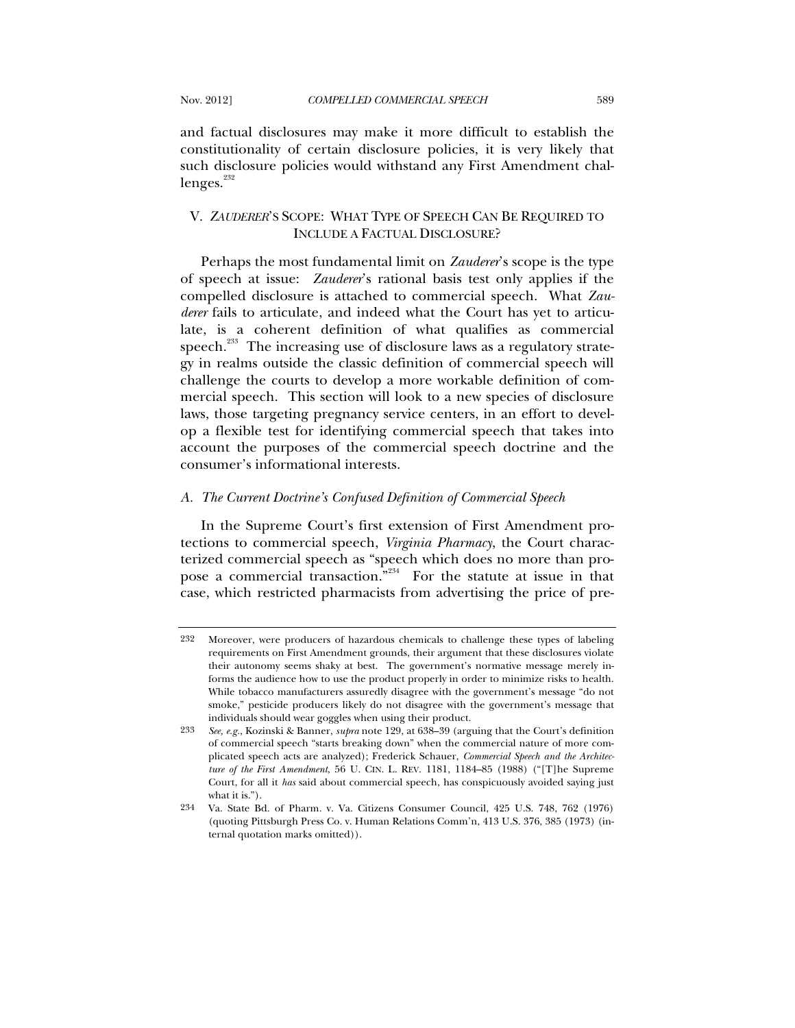and factual disclosures may make it more difficult to establish the constitutionality of certain disclosure policies, it is very likely that such disclosure policies would withstand any First Amendment challenges.[232]

## V. *ZAUDERER*'S SCOPE: WHAT TYPE OF SPEECH CAN BE REQUIRED TO INCLUDE A FACTUAL DISCLOSURE?

Perhaps the most fundamental limit on *Zauderer*'s scope is the type of speech at issue: *Zauderer*'s rational basis test only applies if the compelled disclosure is attached to commercial speech. What *Zauderer* fails to articulate, and indeed what the Court has yet to articulate, is a coherent definition of what qualifies as commercial speech.[233] The increasing use of disclosure laws as a regulatory strategy in realms outside the classic definition of commercial speech will challenge the courts to develop a more workable definition of commercial speech. This section will look to a new species of disclosure laws, those targeting pregnancy service centers, in an effort to develop a flexible test for identifying commercial speech that takes into account the purposes of the commercial speech doctrine and the consumer's informational interests.

### A. *The Current Doctrine's Confused Definition of Commercial Speech*

In the Supreme Court's first extension of First Amendment protections to commercial speech, *Virginia Pharmacy*, the Court characterized commercial speech as "speech which does no more than propose a commercial transaction."[234] For the statute at issue in that case, which restricted pharmacists from advertising the price of pre-

---

232 Moreover, were producers of hazardous chemicals to challenge these types of labeling requirements on First Amendment grounds, their argument that these disclosures violate their autonomy seems shaky at best. The government's normative message merely informs the audience how to use the product properly in order to minimize risks to health. While tobacco manufacturers assuredly disagree with the government's message "do not smoke," pesticide producers likely do not disagree with the government's message that individuals should wear goggles when using their product.

233 *See, e.g.*, Kozinski & Banner, *supra* note 129, at 638–39 (arguing that the Court's definition of commercial speech "starts breaking down" when the commercial nature of more complicated speech acts are analyzed); Frederick Schauer, *Commercial Speech and the Architecture of the First Amendment*, 56 U. CIN. L. REV. 1181, 1184–85 (1988) ("[T]he Supreme Court, for all it *has* said about commercial speech, has conspicuously avoided saying just what it is.").

234 Va. State Bd. of Pharm. v. Va. Citizens Consumer Council, 425 U.S. 748, 762 (1976) (quoting Pittsburgh Press Co. v. Human Relations Comm'n, 413 U.S. 376, 385 (1973) (internal quotation marks omitted)).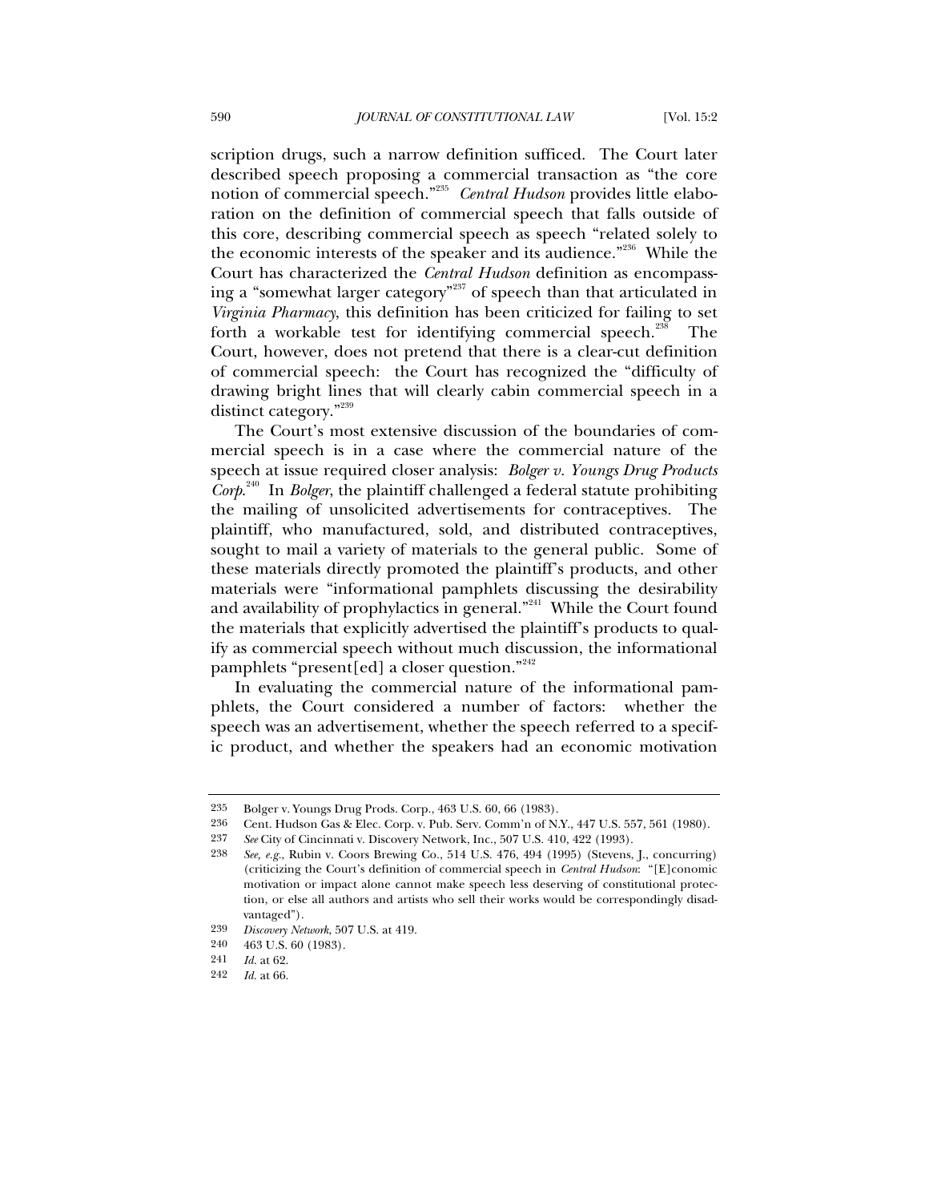scription drugs, such a narrow definition sufficed. The Court later described speech proposing a commercial transaction as "the core notion of commercial speech."[235] *Central Hudson* provides little elaboration on the definition of commercial speech that falls outside of this core, describing commercial speech as speech "related solely to the economic interests of the speaker and its audience."[236] While the Court has characterized the *Central Hudson* definition as encompassing a "somewhat larger category"[237] of speech than that articulated in *Virginia Pharmacy*, this definition has been criticized for failing to set forth a workable test for identifying commercial speech.[238] The Court, however, does not pretend that there is a clear-cut definition of commercial speech: the Court has recognized the "difficulty of drawing bright lines that will clearly cabin commercial speech in a distinct category."[239]

The Court's most extensive discussion of the boundaries of commercial speech is in a case where the commercial nature of the speech at issue required closer analysis: *Bolger v. Youngs Drug Products Corp.*[240] In *Bolger*, the plaintiff challenged a federal statute prohibiting the mailing of unsolicited advertisements for contraceptives. The plaintiff, who manufactured, sold, and distributed contraceptives, sought to mail a variety of materials to the general public. Some of these materials directly promoted the plaintiff's products, and other materials were "informational pamphlets discussing the desirability and availability of prophylactics in general."[241] While the Court found the materials that explicitly advertised the plaintiff's products to qualify as commercial speech without much discussion, the informational pamphlets "present[ed] a closer question."[242]

In evaluating the commercial nature of the informational pamphlets, the Court considered a number of factors: whether the speech was an advertisement, whether the speech referred to a specific product, and whether the speakers had an economic motivation

---

235 Bolger v. Youngs Drug Prods. Corp., 463 U.S. 60, 66 (1983).

236 Cent. Hudson Gas & Elec. Corp. v. Pub. Serv. Comm'n of N.Y., 447 U.S. 557, 561 (1980).

237 *See* City of Cincinnati v. Discovery Network, Inc., 507 U.S. 410, 422 (1993).

238 *See, e.g.*, Rubin v. Coors Brewing Co., 514 U.S. 476, 494 (1995) (Stevens, J., concurring) (criticizing the Court's definition of commercial speech in *Central Hudson*: "[E]conomic motivation or impact alone cannot make speech less deserving of constitutional protection, or else all authors and artists who sell their works would be correspondingly disadvantaged").

239 *Discovery Network*, 507 U.S. at 419.

240 463 U.S. 60 (1983).

241 *Id.* at 62.

242 *Id.* at 66.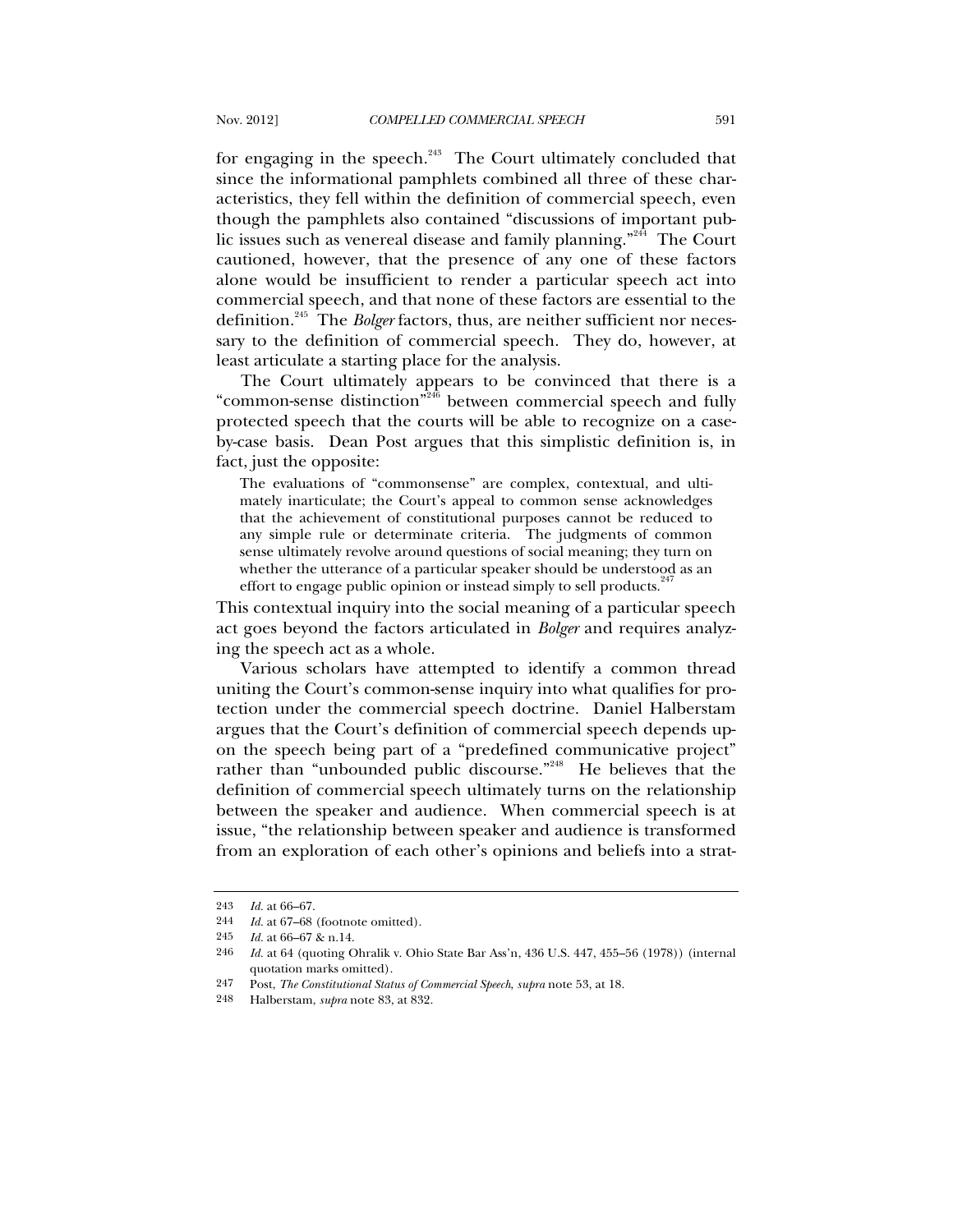for engaging in the speech.[243] The Court ultimately concluded that since the informational pamphlets combined all three of these characteristics, they fell within the definition of commercial speech, even though the pamphlets also contained "discussions of important public issues such as venereal disease and family planning."[244] The Court cautioned, however, that the presence of any one of these factors alone would be insufficient to render a particular speech act into commercial speech, and that none of these factors are essential to the definition.[245] The *Bolger* factors, thus, are neither sufficient nor necessary to the definition of commercial speech. They do, however, at least articulate a starting place for the analysis.

The Court ultimately appears to be convinced that there is a "common-sense distinction"[246] between commercial speech and fully protected speech that the courts will be able to recognize on a case-by-case basis. Dean Post argues that this simplistic definition is, in fact, just the opposite:

> The evaluations of "commonsense" are complex, contextual, and ultimately inarticulate; the Court's appeal to common sense acknowledges that the achievement of constitutional purposes cannot be reduced to any simple rule or determinate criteria. The judgments of common sense ultimately revolve around questions of social meaning; they turn on whether the utterance of a particular speaker should be understood as an effort to engage public opinion or instead simply to sell products.[247]

This contextual inquiry into the social meaning of a particular speech act goes beyond the factors articulated in *Bolger* and requires analyzing the speech act as a whole.

Various scholars have attempted to identify a common thread uniting the Court's common-sense inquiry into what qualifies for protection under the commercial speech doctrine. Daniel Halberstam argues that the Court's definition of commercial speech depends upon the speech being part of a "predefined communicative project" rather than "unbounded public discourse."[248] He believes that the definition of commercial speech ultimately turns on the relationship between the speaker and audience. When commercial speech is at issue, "the relationship between speaker and audience is transformed from an exploration of each other's opinions and beliefs into a strat-

---

243 *Id.* at 66–67.

244 *Id.* at 67–68 (footnote omitted).

245 *Id.* at 66–67 & n.14.

246 *Id.* at 64 (quoting Ohralik v. Ohio State Bar Ass'n, 436 U.S. 447, 455–56 (1978)) (internal quotation marks omitted).

247 Post, *The Constitutional Status of Commercial Speech*, *supra* note 53, at 18.

248 Halberstam, *supra* note 83, at 832.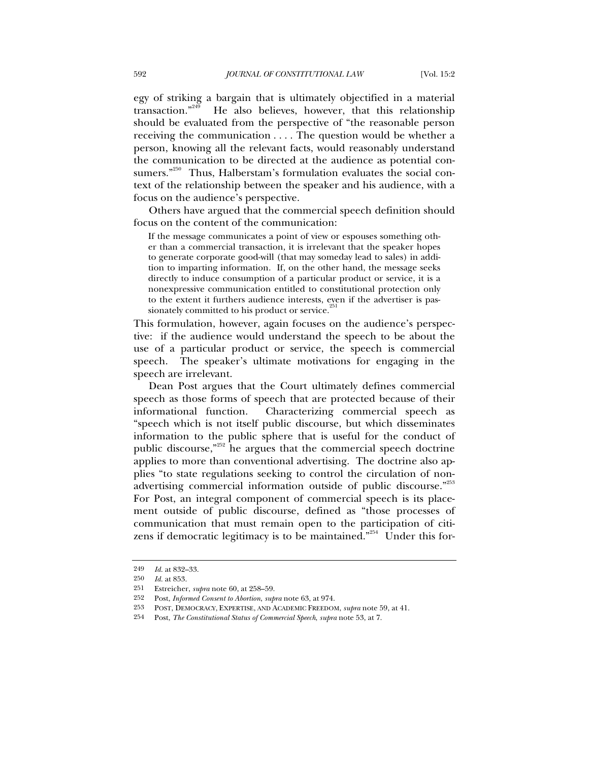egy of striking a bargain that is ultimately objectified in a material transaction."[249] He also believes, however, that this relationship should be evaluated from the perspective of "the reasonable person receiving the communication . . . . The question would be whether a person, knowing all the relevant facts, would reasonably understand the communication to be directed at the audience as potential consumers."[250] Thus, Halberstam's formulation evaluates the social context of the relationship between the speaker and his audience, with a focus on the audience's perspective.

Others have argued that the commercial speech definition should focus on the content of the communication:

> If the message communicates a point of view or espouses something other than a commercial transaction, it is irrelevant that the speaker hopes to generate corporate good-will (that may someday lead to sales) in addition to imparting information. If, on the other hand, the message seeks directly to induce consumption of a particular product or service, it is a nonexpressive communication entitled to constitutional protection only to the extent it furthers audience interests, even if the advertiser is passionately committed to his product or service.[251]

This formulation, however, again focuses on the audience's perspective: if the audience would understand the speech to be about the use of a particular product or service, the speech is commercial speech. The speaker's ultimate motivations for engaging in the speech are irrelevant.

Dean Post argues that the Court ultimately defines commercial speech as those forms of speech that are protected because of their informational function. Characterizing commercial speech as "speech which is not itself public discourse, but which disseminates information to the public sphere that is useful for the conduct of public discourse,"[252] he argues that the commercial speech doctrine applies to more than conventional advertising. The doctrine also applies "to state regulations seeking to control the circulation of non-advertising commercial information outside of public discourse."[253] For Post, an integral component of commercial speech is its placement outside of public discourse, defined as "those processes of communication that must remain open to the participation of citizens if democratic legitimacy is to be maintained."[254] Under this for-

---

249 *Id.* at 832–33.

250 *Id.* at 853.

251 Estreicher, *supra* note 60, at 258–59.

252 Post, *Informed Consent to Abortion*, *supra* note 63, at 974.

253 POST, DEMOCRACY, EXPERTISE, AND ACADEMIC FREEDOM, *supra* note 59, at 41.

254 Post, *The Constitutional Status of Commercial Speech*, *supra* note 53, at 7.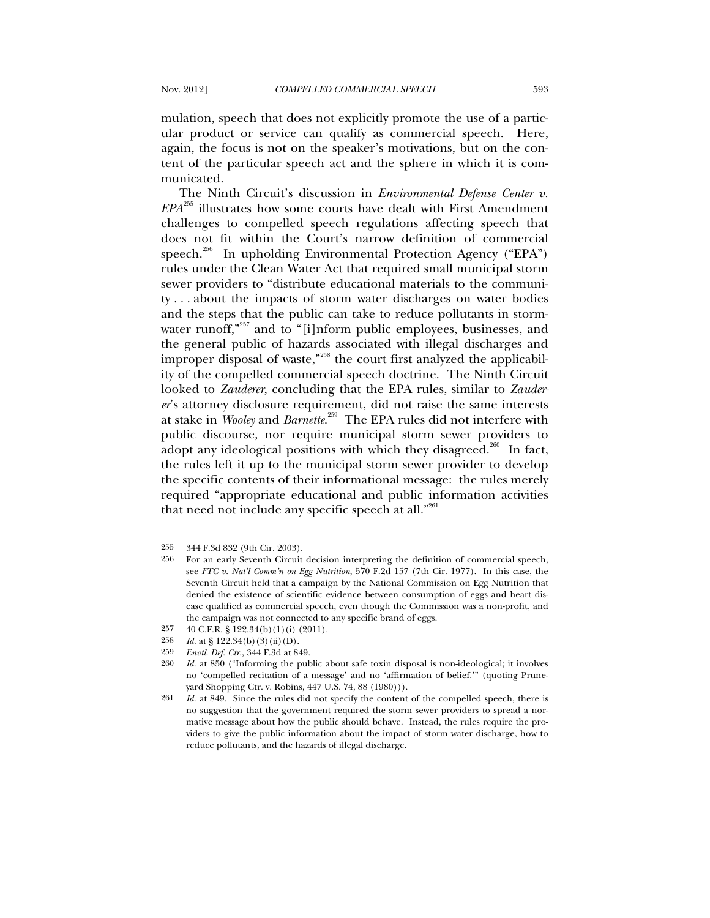mulation, speech that does not explicitly promote the use of a particular product or service can qualify as commercial speech. Here, again, the focus is not on the speaker's motivations, but on the content of the particular speech act and the sphere in which it is communicated.

The Ninth Circuit's discussion in *Environmental Defense Center v. EPA*[255] illustrates how some courts have dealt with First Amendment challenges to compelled speech regulations affecting speech that does not fit within the Court's narrow definition of commercial speech.[256] In upholding Environmental Protection Agency ("EPA") rules under the Clean Water Act that required small municipal storm sewer providers to "distribute educational materials to the community . . . about the impacts of storm water discharges on water bodies and the steps that the public can take to reduce pollutants in stormwater runoff,"[257] and to "[i]nform public employees, businesses, and the general public of hazards associated with illegal discharges and improper disposal of waste,"[258] the court first analyzed the applicability of the compelled commercial speech doctrine. The Ninth Circuit looked to *Zauderer*, concluding that the EPA rules, similar to *Zauderer*'s attorney disclosure requirement, did not raise the same interests at stake in *Wooley* and *Barnette*.[259] The EPA rules did not interfere with public discourse, nor require municipal storm sewer providers to adopt any ideological positions with which they disagreed.[260] In fact, the rules left it up to the municipal storm sewer provider to develop the specific contents of their informational message: the rules merely required "appropriate educational and public information activities that need not include any specific speech at all."[261]

---

255 344 F.3d 832 (9th Cir. 2003).

256 For an early Seventh Circuit decision interpreting the definition of commercial speech, see *FTC v. Nat'l Comm'n on Egg Nutrition*, 570 F.2d 157 (7th Cir. 1977). In this case, the Seventh Circuit held that a campaign by the National Commission on Egg Nutrition that denied the existence of scientific evidence between consumption of eggs and heart disease qualified as commercial speech, even though the Commission was a non-profit, and the campaign was not connected to any specific brand of eggs.

257 40 C.F.R. § 122.34(b)(1)(i) (2011).

258 *Id.* at § 122.34(b)(3)(ii)(D).

259 *Envtl. Def. Ctr.*, 344 F.3d at 849.

260 *Id.* at 850 ("Informing the public about safe toxin disposal is non-ideological; it involves no 'compelled recitation of a message' and no 'affirmation of belief.'" (quoting Pruneyard Shopping Ctr. v. Robins, 447 U.S. 74, 88 (1980))).

261 *Id.* at 849. Since the rules did not specify the content of the compelled speech, there is no suggestion that the government required the storm sewer providers to spread a normative message about how the public should behave. Instead, the rules require the providers to give the public information about the impact of storm water discharge, how to reduce pollutants, and the hazards of illegal discharge.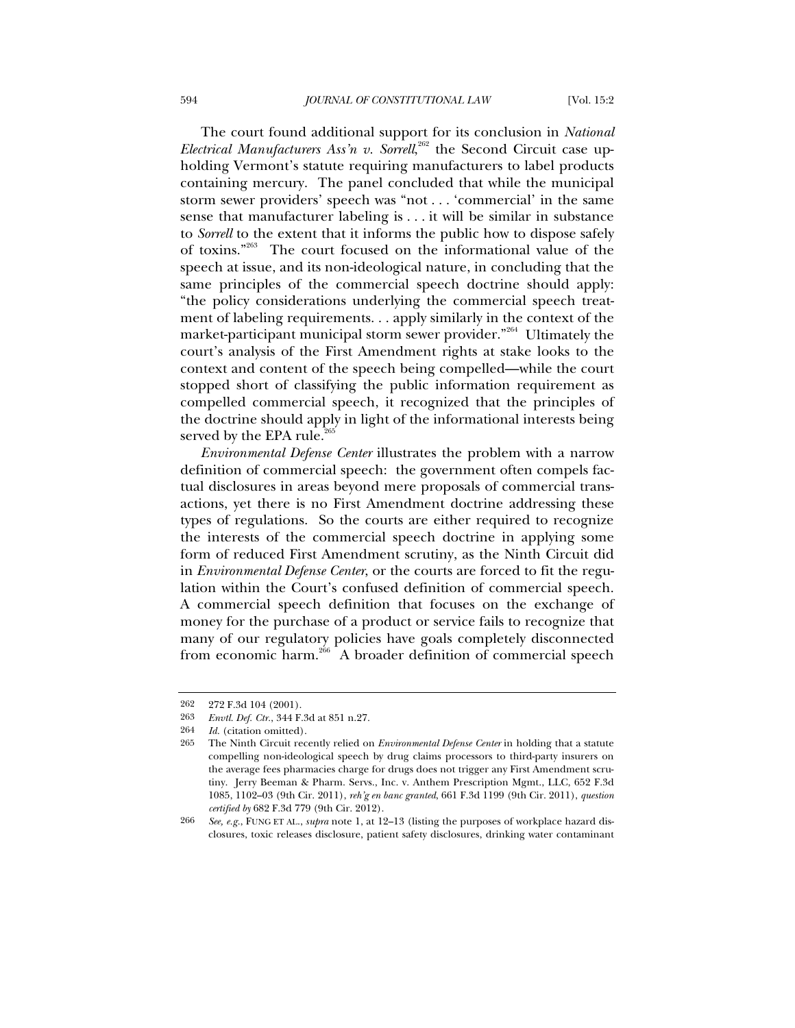The court found additional support for its conclusion in *National Electrical Manufacturers Ass'n v. Sorrell*,[262] the Second Circuit case upholding Vermont's statute requiring manufacturers to label products containing mercury. The panel concluded that while the municipal storm sewer providers' speech was "not . . . 'commercial' in the same sense that manufacturer labeling is . . . it will be similar in substance to *Sorrell* to the extent that it informs the public how to dispose safely of toxins."[263] The court focused on the informational value of the speech at issue, and its non-ideological nature, in concluding that the same principles of the commercial speech doctrine should apply: "the policy considerations underlying the commercial speech treatment of labeling requirements. . . apply similarly in the context of the market-participant municipal storm sewer provider."[264] Ultimately the court's analysis of the First Amendment rights at stake looks to the context and content of the speech being compelled—while the court stopped short of classifying the public information requirement as compelled commercial speech, it recognized that the principles of the doctrine should apply in light of the informational interests being served by the EPA rule.[265]

*Environmental Defense Center* illustrates the problem with a narrow definition of commercial speech: the government often compels factual disclosures in areas beyond mere proposals of commercial transactions, yet there is no First Amendment doctrine addressing these types of regulations. So the courts are either required to recognize the interests of the commercial speech doctrine in applying some form of reduced First Amendment scrutiny, as the Ninth Circuit did in *Environmental Defense Center*, or the courts are forced to fit the regulation within the Court's confused definition of commercial speech. A commercial speech definition that focuses on the exchange of money for the purchase of a product or service fails to recognize that many of our regulatory policies have goals completely disconnected from economic harm.[266] A broader definition of commercial speech

---

262 272 F.3d 104 (2001).

263 *Envtl. Def. Ctr.*, 344 F.3d at 851 n.27.

264 *Id.* (citation omitted).

265 The Ninth Circuit recently relied on *Environmental Defense Center* in holding that a statute compelling non-ideological speech by drug claims processors to third-party insurers on the average fees pharmacies charge for drugs does not trigger any First Amendment scrutiny. Jerry Beeman & Pharm. Servs., Inc. v. Anthem Prescription Mgmt., LLC, 652 F.3d 1085, 1102–03 (9th Cir. 2011), *reh'g en banc granted*, 661 F.3d 1199 (9th Cir. 2011), *question certified by* 682 F.3d 779 (9th Cir. 2012).

266 *See, e.g.*, FUNG ET AL., *supra* note 1, at 12–13 (listing the purposes of workplace hazard disclosures, toxic releases disclosure, patient safety disclosures, drinking water contaminant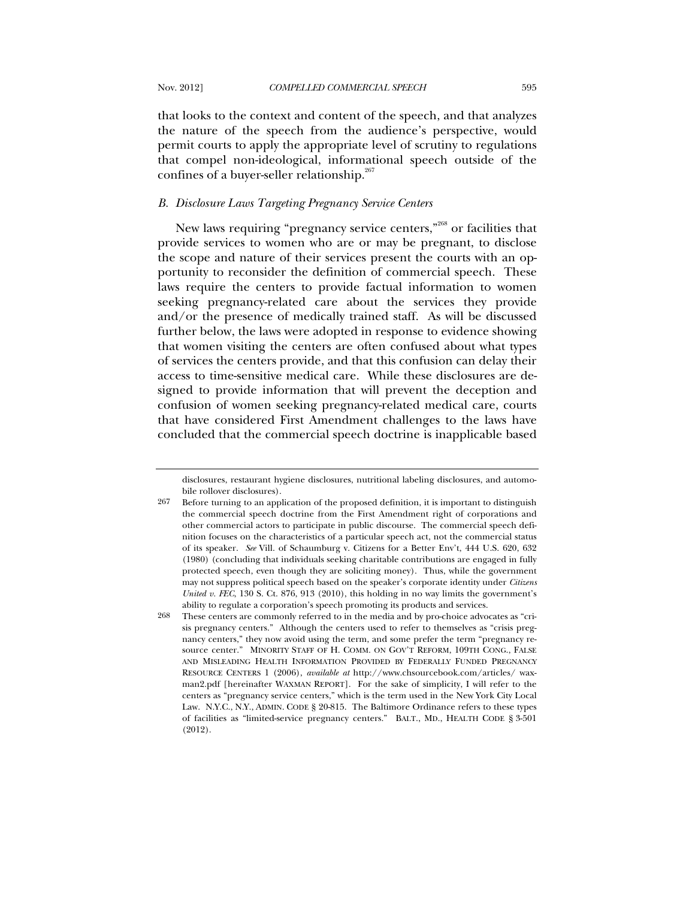that looks to the context and content of the speech, and that analyzes the nature of the speech from the audience's perspective, would permit courts to apply the appropriate level of scrutiny to regulations that compel non-ideological, informational speech outside of the confines of a buyer-seller relationship.[267]

### *B. Disclosure Laws Targeting Pregnancy Service Centers*

New laws requiring "pregnancy service centers,"[268] or facilities that provide services to women who are or may be pregnant, to disclose the scope and nature of their services present the courts with an opportunity to reconsider the definition of commercial speech. These laws require the centers to provide factual information to women seeking pregnancy-related care about the services they provide and/or the presence of medically trained staff. As will be discussed further below, the laws were adopted in response to evidence showing that women visiting the centers are often confused about what types of services the centers provide, and that this confusion can delay their access to time-sensitive medical care. While these disclosures are designed to provide information that will prevent the deception and confusion of women seeking pregnancy-related medical care, courts that have considered First Amendment challenges to the laws have concluded that the commercial speech doctrine is inapplicable based

---

disclosures, restaurant hygiene disclosures, nutritional labeling disclosures, and automobile rollover disclosures).

267 Before turning to an application of the proposed definition, it is important to distinguish the commercial speech doctrine from the First Amendment right of corporations and other commercial actors to participate in public discourse. The commercial speech definition focuses on the characteristics of a particular speech act, not the commercial status of its speaker. *See* Vill. of Schaumburg v. Citizens for a Better Env't, 444 U.S. 620, 632 (1980) (concluding that individuals seeking charitable contributions are engaged in fully protected speech, even though they are soliciting money). Thus, while the government may not suppress political speech based on the speaker's corporate identity under *Citizens United v. FEC*, 130 S. Ct. 876, 913 (2010), this holding in no way limits the government's ability to regulate a corporation's speech promoting its products and services.

268 These centers are commonly referred to in the media and by pro-choice advocates as "crisis pregnancy centers." Although the centers used to refer to themselves as "crisis pregnancy centers," they now avoid using the term, and some prefer the term "pregnancy resource center." MINORITY STAFF OF H. COMM. ON GOV'T REFORM, 109TH CONG., FALSE AND MISLEADING HEALTH INFORMATION PROVIDED BY FEDERALLY FUNDED PREGNANCY RESOURCE CENTERS 1 (2006), *available at* http://www.chsourcebook.com/articles/waxman2.pdf [hereinafter WAXMAN REPORT]. For the sake of simplicity, I will refer to the centers as "pregnancy service centers," which is the term used in the New York City Local Law. N.Y.C., N.Y., ADMIN. CODE § 20-815. The Baltimore Ordinance refers to these types of facilities as "limited-service pregnancy centers." BALT., MD., HEALTH CODE § 3-501 (2012).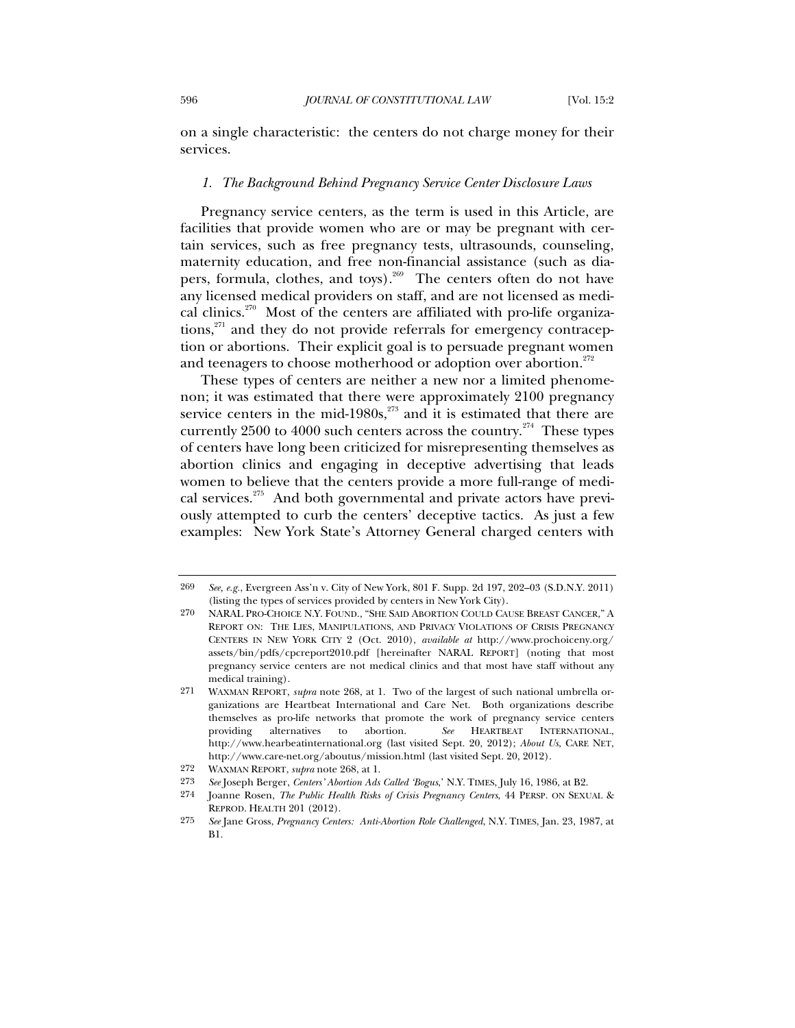on a single characteristic: the centers do not charge money for their services.

### *1. The Background Behind Pregnancy Service Center Disclosure Laws*

Pregnancy service centers, as the term is used in this Article, are facilities that provide women who are or may be pregnant with certain services, such as free pregnancy tests, ultrasounds, counseling, maternity education, and free non-financial assistance (such as diapers, formula, clothes, and toys).[269] The centers often do not have any licensed medical providers on staff, and are not licensed as medical clinics.[270] Most of the centers are affiliated with pro-life organizations,[271] and they do not provide referrals for emergency contraception or abortions. Their explicit goal is to persuade pregnant women and teenagers to choose motherhood or adoption over abortion.[272]

These types of centers are neither a new nor a limited phenomenon; it was estimated that there were approximately 2100 pregnancy service centers in the mid-1980s,[273] and it is estimated that there are currently 2500 to 4000 such centers across the country.[274] These types of centers have long been criticized for misrepresenting themselves as abortion clinics and engaging in deceptive advertising that leads women to believe that the centers provide a more full-range of medical services.[275] And both governmental and private actors have previously attempted to curb the centers' deceptive tactics. As just a few examples: New York State's Attorney General charged centers with

---

269 *See, e.g.*, Evergreen Ass'n v. City of New York, 801 F. Supp. 2d 197, 202–03 (S.D.N.Y. 2011) (listing the types of services provided by centers in New York City).

270 NARAL PRO-CHOICE N.Y. FOUND., "SHE SAID ABORTION COULD CAUSE BREAST CANCER," A REPORT ON: THE LIES, MANIPULATIONS, AND PRIVACY VIOLATIONS OF CRISIS PREGNANCY CENTERS IN NEW YORK CITY 2 (Oct. 2010), *available at* http://www.prochoiceny.org/assets/bin/pdfs/cpcreport2010.pdf [hereinafter NARAL REPORT] (noting that most pregnancy service centers are not medical clinics and that most have staff without any medical training).

271 WAXMAN REPORT, *supra* note 268, at 1. Two of the largest of such national umbrella organizations are Heartbeat International and Care Net. Both organizations describe themselves as pro-life networks that promote the work of pregnancy service centers providing alternatives to abortion. *See* HEARTBEAT INTERNATIONAL, http://www.hearbeatinternational.org (last visited Sept. 20, 2012); *About Us*, CARE NET, http://www.care-net.org/aboutus/mission.html (last visited Sept. 20, 2012).

272 WAXMAN REPORT, *supra* note 268, at 1.

273 *See* Joseph Berger, *Centers' Abortion Ads Called 'Bogus*,' N.Y. TIMES, July 16, 1986, at B2.

274 Joanne Rosen, *The Public Health Risks of Crisis Pregnancy Centers*, 44 PERSP. ON SEXUAL & REPROD. HEALTH 201 (2012).

275 *See* Jane Gross, *Pregnancy Centers: Anti-Abortion Role Challenged*, N.Y. TIMES, Jan. 23, 1987, at B1.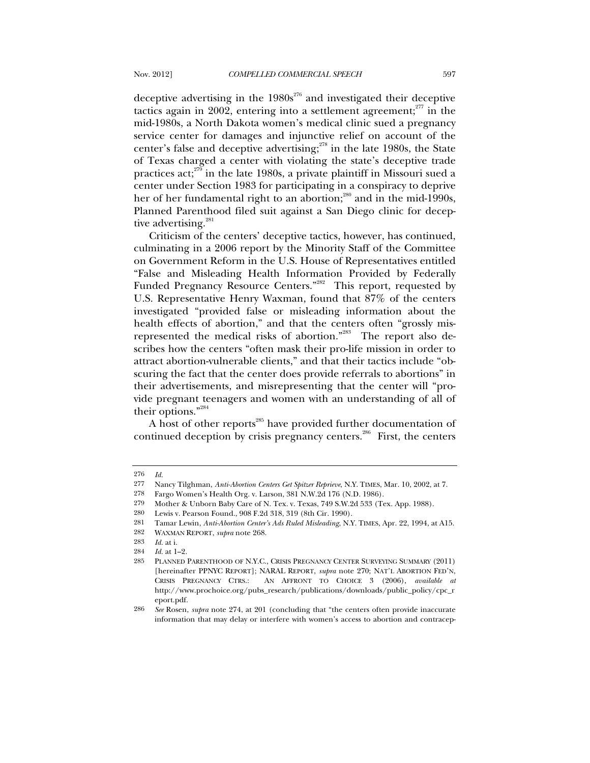deceptive advertising in the 1980s[276] and investigated their deceptive tactics again in 2002, entering into a settlement agreement;[277] in the mid-1980s, a North Dakota women's medical clinic sued a pregnancy service center for damages and injunctive relief on account of the center's false and deceptive advertising;[278] in the late 1980s, the State of Texas charged a center with violating the state's deceptive trade practices act;[279] in the late 1980s, a private plaintiff in Missouri sued a center under Section 1983 for participating in a conspiracy to deprive her of her fundamental right to an abortion;[280] and in the mid-1990s, Planned Parenthood filed suit against a San Diego clinic for deceptive advertising.[281]

Criticism of the centers' deceptive tactics, however, has continued, culminating in a 2006 report by the Minority Staff of the Committee on Government Reform in the U.S. House of Representatives entitled "False and Misleading Health Information Provided by Federally Funded Pregnancy Resource Centers."[282] This report, requested by U.S. Representative Henry Waxman, found that 87% of the centers investigated "provided false or misleading information about the health effects of abortion," and that the centers often "grossly misrepresented the medical risks of abortion."[283] The report also describes how the centers "often mask their pro-life mission in order to attract abortion-vulnerable clients," and that their tactics include "obscuring the fact that the center does provide referrals to abortions" in their advertisements, and misrepresenting that the center will "provide pregnant teenagers and women with an understanding of all of their options."[284]

A host of other reports[285] have provided further documentation of continued deception by crisis pregnancy centers.[286] First, the centers

---

276 *Id.*

277 Nancy Tilghman, *Anti-Abortion Centers Get Spitzer Reprieve*, N.Y. TIMES, Mar. 10, 2002, at 7.

278 Fargo Women's Health Org. v. Larson, 381 N.W.2d 176 (N.D. 1986).

279 Mother & Unborn Baby Care of N. Tex. v. Texas, 749 S.W.2d 533 (Tex. App. 1988).

280 Lewis v. Pearson Found., 908 F.2d 318, 319 (8th Cir. 1990).

281 Tamar Lewin, *Anti-Abortion Center's Ads Ruled Misleading*, N.Y. TIMES, Apr. 22, 1994, at A15.

282 WAXMAN REPORT, *supra* note 268.

283 *Id.* at i.

284 *Id.* at 1–2.

285 PLANNED PARENTHOOD OF N.Y.C., CRISIS PREGNANCY CENTER SURVEYING SUMMARY (2011) [hereinafter PPNYC REPORT]; NARAL REPORT, *supra* note 270; NAT'L ABORTION FED'N, CRISIS PREGNANCY CTRS.: AN AFFRONT TO CHOICE 3 (2006), *available at* http://www.prochoice.org/pubs_research/publications/downloads/public_policy/cpc_report.pdf.

286 *See* Rosen, *supra* note 274, at 201 (concluding that "the centers often provide inaccurate information that may delay or interfere with women's access to abortion and contracep-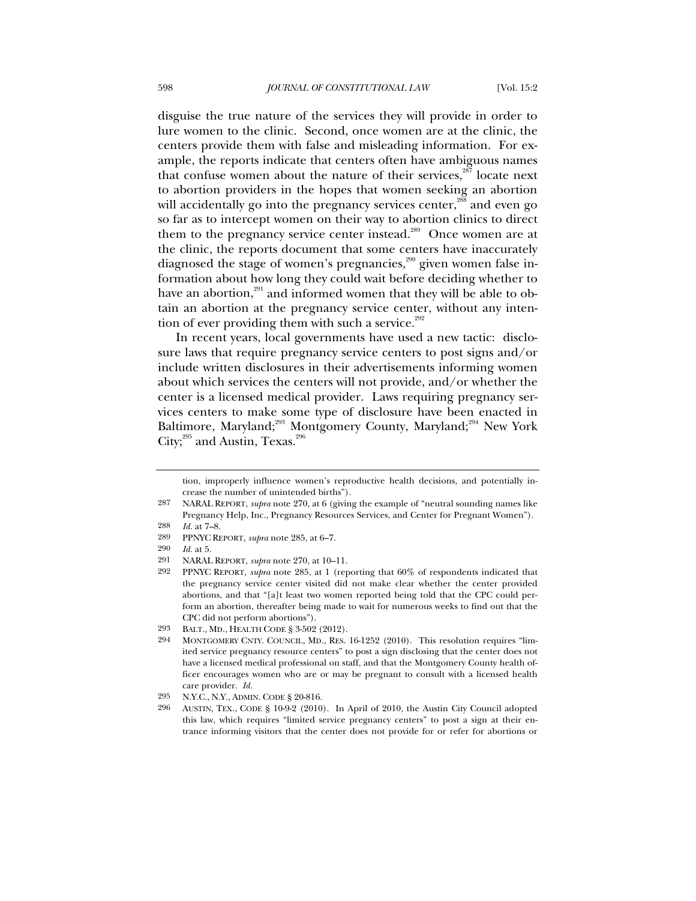disguise the true nature of the services they will provide in order to lure women to the clinic. Second, once women are at the clinic, the centers provide them with false and misleading information. For example, the reports indicate that centers often have ambiguous names that confuse women about the nature of their services,[287] locate next to abortion providers in the hopes that women seeking an abortion will accidentally go into the pregnancy services center,[288] and even go so far as to intercept women on their way to abortion clinics to direct them to the pregnancy service center instead.[289] Once women are at the clinic, the reports document that some centers have inaccurately diagnosed the stage of women's pregnancies,[290] given women false information about how long they could wait before deciding whether to have an abortion,[291] and informed women that they will be able to obtain an abortion at the pregnancy service center, without any intention of ever providing them with such a service.[292]

In recent years, local governments have used a new tactic: disclosure laws that require pregnancy service centers to post signs and/or include written disclosures in their advertisements informing women about which services the centers will not provide, and/or whether the center is a licensed medical provider. Laws requiring pregnancy services centers to make some type of disclosure have been enacted in Baltimore, Maryland;[293] Montgomery County, Maryland;[294] New York City;[295] and Austin, Texas.[296]

---

tion, improperly influence women's reproductive health decisions, and potentially increase the number of unintended births").

287 NARAL REPORT, *supra* note 270, at 6 (giving the example of "neutral sounding names like Pregnancy Help, Inc., Pregnancy Resources Services, and Center for Pregnant Women").

288 *Id.* at 7–8.

289 PPNYC REPORT, *supra* note 285, at 6–7.

290 *Id.* at 5.

291 NARAL REPORT, *supra* note 270, at 10–11.

292 PPNYC REPORT, *supra* note 285, at 1 (reporting that 60% of respondents indicated that the pregnancy service center visited did not make clear whether the center provided abortions, and that "[a]t least two women reported being told that the CPC could perform an abortion, thereafter being made to wait for numerous weeks to find out that the CPC did not perform abortions").

293 BALT., MD., HEALTH CODE § 3-502 (2012).

294 MONTGOMERY CNTY. COUNCIL, MD., RES. 16-1252 (2010). This resolution requires "limited service pregnancy resource centers" to post a sign disclosing that the center does not have a licensed medical professional on staff, and that the Montgomery County health officer encourages women who are or may be pregnant to consult with a licensed health care provider. *Id.*

295 N.Y.C., N.Y., ADMIN. CODE § 20-816.

296 AUSTIN, TEX., CODE § 10-9-2 (2010). In April of 2010, the Austin City Council adopted this law, which requires "limited service pregnancy centers" to post a sign at their entrance informing visitors that the center does not provide for or refer for abortions or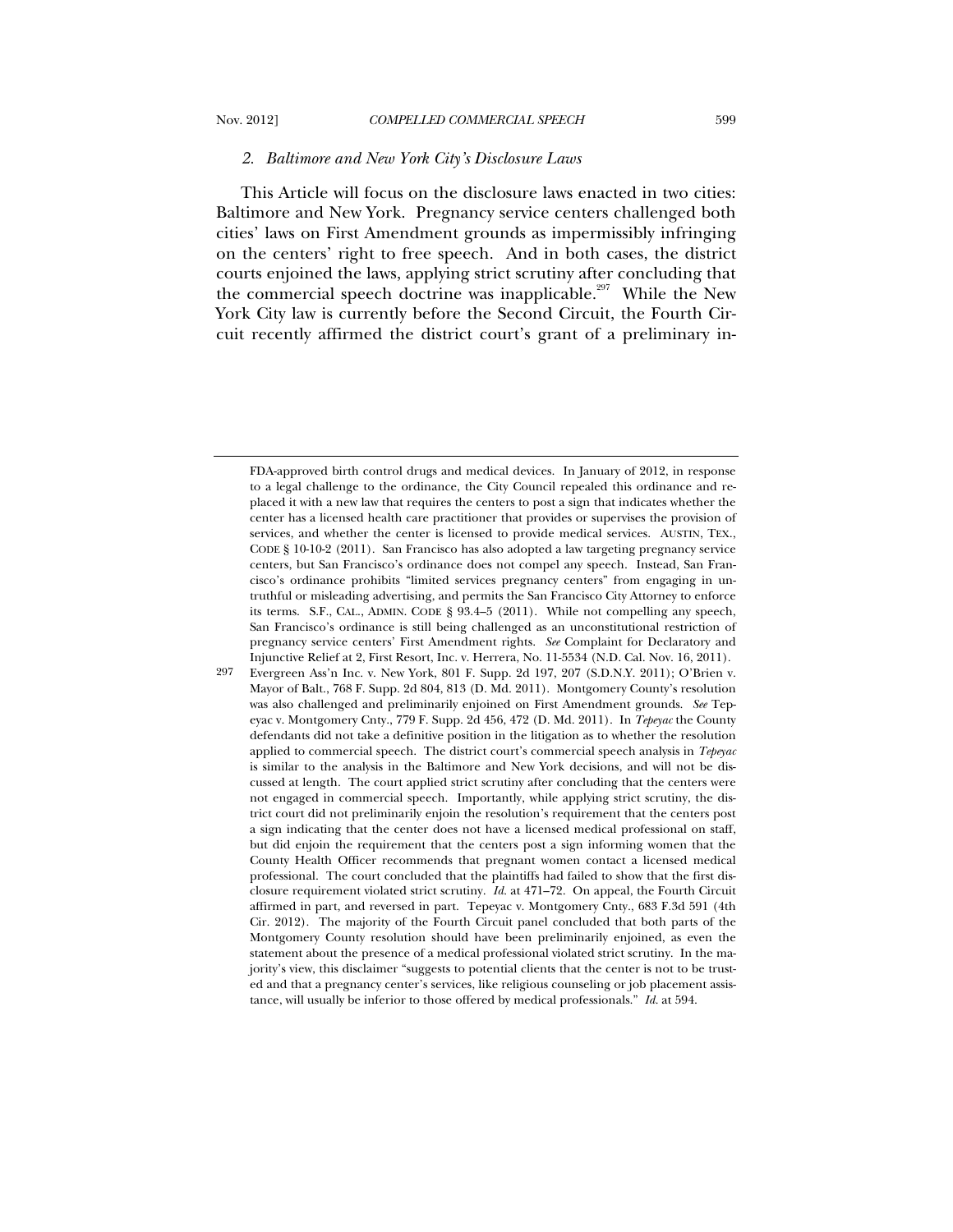### *2. Baltimore and New York City's Disclosure Laws*

This Article will focus on the disclosure laws enacted in two cities: Baltimore and New York. Pregnancy service centers challenged both cities' laws on First Amendment grounds as impermissibly infringing on the centers' right to free speech. And in both cases, the district courts enjoined the laws, applying strict scrutiny after concluding that the commercial speech doctrine was inapplicable.[297] While the New York City law is currently before the Second Circuit, the Fourth Circuit recently affirmed the district court's grant of a preliminary in-

---

FDA-approved birth control drugs and medical devices. In January of 2012, in response to a legal challenge to the ordinance, the City Council repealed this ordinance and replaced it with a new law that requires the centers to post a sign that indicates whether the center has a licensed health care practitioner that provides or supervises the provision of services, and whether the center is licensed to provide medical services. AUSTIN, TEX., CODE § 10-10-2 (2011). San Francisco has also adopted a law targeting pregnancy service centers, but San Francisco's ordinance does not compel any speech. Instead, San Francisco's ordinance prohibits "limited services pregnancy centers" from engaging in untruthful or misleading advertising, and permits the San Francisco City Attorney to enforce its terms. S.F., CAL., ADMIN. CODE § 93.4–5 (2011). While not compelling any speech, San Francisco's ordinance is still being challenged as an unconstitutional restriction of pregnancy service centers' First Amendment rights. *See* Complaint for Declaratory and Injunctive Relief at 2, First Resort, Inc. v. Herrera, No. 11-5534 (N.D. Cal. Nov. 16, 2011).

297 Evergreen Ass'n Inc. v. New York, 801 F. Supp. 2d 197, 207 (S.D.N.Y. 2011); O'Brien v. Mayor of Balt., 768 F. Supp. 2d 804, 813 (D. Md. 2011). Montgomery County's resolution was also challenged and preliminarily enjoined on First Amendment grounds. *See* Tepeyac v. Montgomery Cnty., 779 F. Supp. 2d 456, 472 (D. Md. 2011). In *Tepeyac* the County defendants did not take a definitive position in the litigation as to whether the resolution applied to commercial speech. The district court's commercial speech analysis in *Tepeyac* is similar to the analysis in the Baltimore and New York decisions, and will not be discussed at length. The court applied strict scrutiny after concluding that the centers were not engaged in commercial speech. Importantly, while applying strict scrutiny, the district court did not preliminarily enjoin the resolution's requirement that the centers post a sign indicating that the center does not have a licensed medical professional on staff, but did enjoin the requirement that the centers post a sign informing women that the County Health Officer recommends that pregnant women contact a licensed medical professional. The court concluded that the plaintiffs had failed to show that the first disclosure requirement violated strict scrutiny. *Id.* at 471–72. On appeal, the Fourth Circuit affirmed in part, and reversed in part. Tepeyac v. Montgomery Cnty., 683 F.3d 591 (4th Cir. 2012). The majority of the Fourth Circuit panel concluded that both parts of the Montgomery County resolution should have been preliminarily enjoined, as even the statement about the presence of a medical professional violated strict scrutiny. In the majority's view, this disclaimer "suggests to potential clients that the center is not to be trusted and that a pregnancy center's services, like religious counseling or job placement assistance, will usually be inferior to those offered by medical professionals." *Id.* at 594.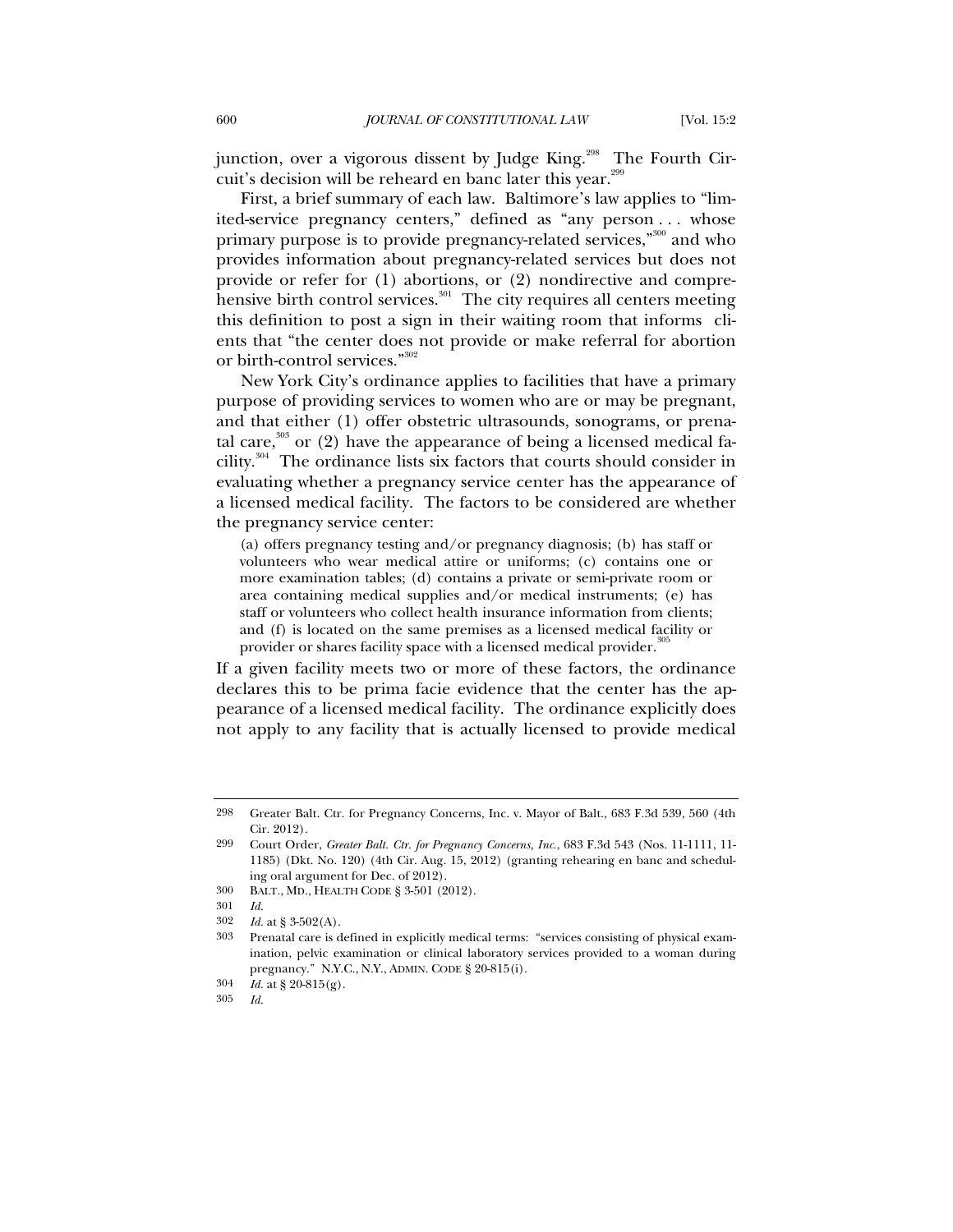junction, over a vigorous dissent by Judge King.[298] The Fourth Circuit's decision will be reheard en banc later this year.[299]

First, a brief summary of each law. Baltimore's law applies to "limited-service pregnancy centers," defined as "any person . . . whose primary purpose is to provide pregnancy-related services,"[300] and who provides information about pregnancy-related services but does not provide or refer for (1) abortions, or (2) nondirective and comprehensive birth control services.[301] The city requires all centers meeting this definition to post a sign in their waiting room that informs clients that "the center does not provide or make referral for abortion or birth-control services."[302]

New York City's ordinance applies to facilities that have a primary purpose of providing services to women who are or may be pregnant, and that either (1) offer obstetric ultrasounds, sonograms, or prenatal care,[303] or (2) have the appearance of being a licensed medical facility.[304] The ordinance lists six factors that courts should consider in evaluating whether a pregnancy service center has the appearance of a licensed medical facility. The factors to be considered are whether the pregnancy service center:

> (a) offers pregnancy testing and/or pregnancy diagnosis; (b) has staff or volunteers who wear medical attire or uniforms; (c) contains one or more examination tables; (d) contains a private or semi-private room or area containing medical supplies and/or medical instruments; (e) has staff or volunteers who collect health insurance information from clients; and (f) is located on the same premises as a licensed medical facility or provider or shares facility space with a licensed medical provider.[305]

If a given facility meets two or more of these factors, the ordinance declares this to be prima facie evidence that the center has the appearance of a licensed medical facility. The ordinance explicitly does not apply to any facility that is actually licensed to provide medical

---

298 Greater Balt. Ctr. for Pregnancy Concerns, Inc. v. Mayor of Balt., 683 F.3d 539, 560 (4th Cir. 2012).

299 Court Order, *Greater Balt. Ctr. for Pregnancy Concerns, Inc.*, 683 F.3d 543 (Nos. 11-1111, 11-1185) (Dkt. No. 120) (4th Cir. Aug. 15, 2012) (granting rehearing en banc and scheduling oral argument for Dec. of 2012).

300 BALT., MD., HEALTH CODE § 3-501 (2012).

301 *Id.*

302 *Id.* at § 3-502(A).

303 Prenatal care is defined in explicitly medical terms: "services consisting of physical examination, pelvic examination or clinical laboratory services provided to a woman during pregnancy." N.Y.C., N.Y., ADMIN. CODE § 20-815(i).

304 *Id.* at § 20-815(g).

305 *Id.*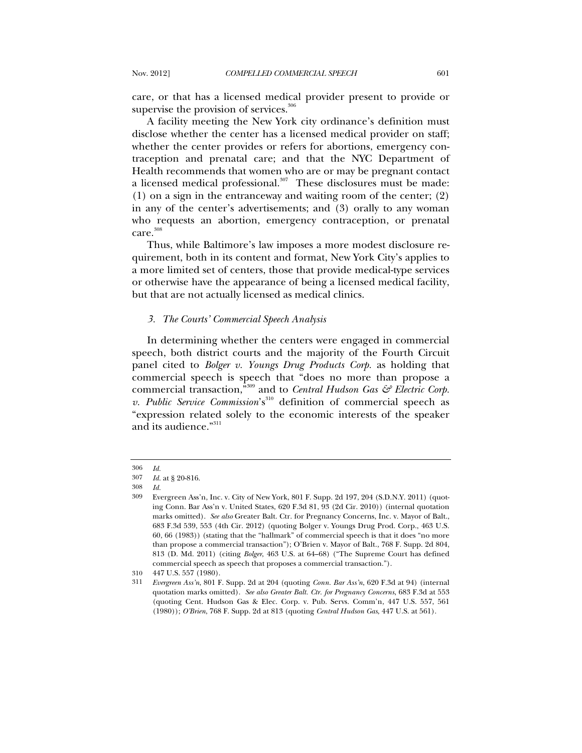care, or that has a licensed medical provider present to provide or supervise the provision of services.[306]

A facility meeting the New York city ordinance's definition must disclose whether the center has a licensed medical provider on staff; whether the center provides or refers for abortions, emergency contraception and prenatal care; and that the NYC Department of Health recommends that women who are or may be pregnant contact a licensed medical professional.[307] These disclosures must be made: (1) on a sign in the entranceway and waiting room of the center; (2) in any of the center's advertisements; and (3) orally to any woman who requests an abortion, emergency contraception, or prenatal care.[308]

Thus, while Baltimore's law imposes a more modest disclosure requirement, both in its content and format, New York City's applies to a more limited set of centers, those that provide medical-type services or otherwise have the appearance of being a licensed medical facility, but that are not actually licensed as medical clinics.

### *3. The Courts' Commercial Speech Analysis*

In determining whether the centers were engaged in commercial speech, both district courts and the majority of the Fourth Circuit panel cited to *Bolger v. Youngs Drug Products Corp.* as holding that commercial speech is speech that "does no more than propose a commercial transaction,"[309] and to *Central Hudson Gas & Electric Corp. v. Public Service Commission*'s[310] definition of commercial speech as "expression related solely to the economic interests of the speaker and its audience."[311]

---

306 *Id.*

307 *Id.* at § 20-816.

308 *Id.*

309 Evergreen Ass'n, Inc. v. City of New York, 801 F. Supp. 2d 197, 204 (S.D.N.Y. 2011) (quoting Conn. Bar Ass'n v. United States, 620 F.3d 81, 93 (2d Cir. 2010)) (internal quotation marks omitted). *See also* Greater Balt. Ctr. for Pregnancy Concerns, Inc. v. Mayor of Balt., 683 F.3d 539, 553 (4th Cir. 2012) (quoting Bolger v. Youngs Drug Prod. Corp., 463 U.S. 60, 66 (1983)) (stating that the "hallmark" of commercial speech is that it does "no more than propose a commercial transaction"); O'Brien v. Mayor of Balt., 768 F. Supp. 2d 804, 813 (D. Md. 2011) (citing *Bolger*, 463 U.S. at 64–68) ("The Supreme Court has defined commercial speech as speech that proposes a commercial transaction.").

310 447 U.S. 557 (1980).

311 *Evergreen Ass'n*, 801 F. Supp. 2d at 204 (quoting *Conn. Bar Ass'n*, 620 F.3d at 94) (internal quotation marks omitted). *See also Greater Balt. Ctr. for Pregnancy Concerns*, 683 F.3d at 553 (quoting Cent. Hudson Gas & Elec. Corp. v. Pub. Servs. Comm'n, 447 U.S. 557, 561 (1980)); *O'Brien*, 768 F. Supp. 2d at 813 (quoting *Central Hudson Gas*, 447 U.S. at 561).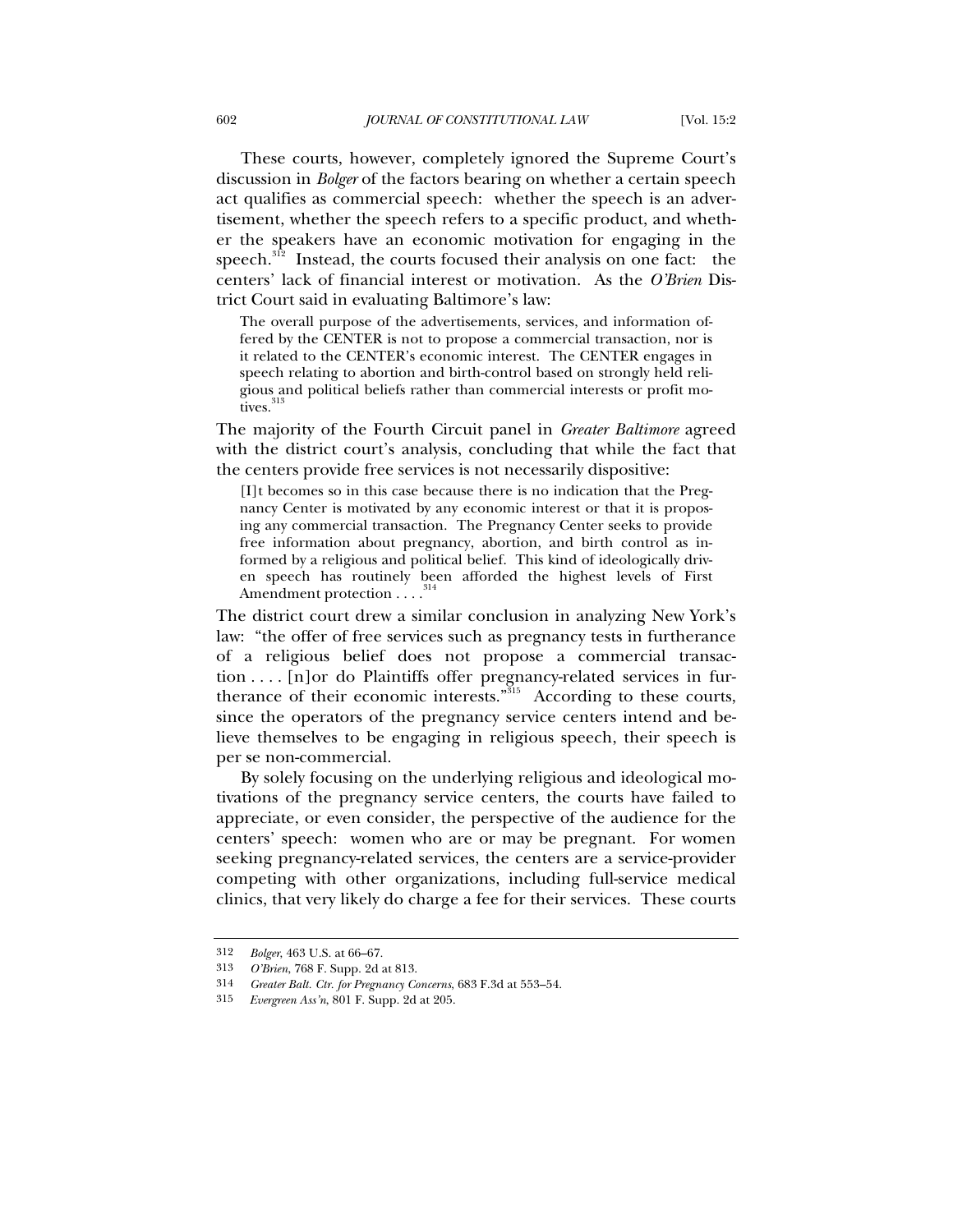These courts, however, completely ignored the Supreme Court's discussion in *Bolger* of the factors bearing on whether a certain speech act qualifies as commercial speech: whether the speech is an advertisement, whether the speech refers to a specific product, and whether the speakers have an economic motivation for engaging in the speech.[312] Instead, the courts focused their analysis on one fact: the centers' lack of financial interest or motivation. As the *O'Brien* District Court said in evaluating Baltimore's law:

> The overall purpose of the advertisements, services, and information offered by the CENTER is not to propose a commercial transaction, nor is it related to the CENTER's economic interest. The CENTER engages in speech relating to abortion and birth-control based on strongly held religious and political beliefs rather than commercial interests or profit motives.[313]

The majority of the Fourth Circuit panel in *Greater Baltimore* agreed with the district court's analysis, concluding that while the fact that the centers provide free services is not necessarily dispositive:

> [I]t becomes so in this case because there is no indication that the Pregnancy Center is motivated by any economic interest or that it is proposing any commercial transaction. The Pregnancy Center seeks to provide free information about pregnancy, abortion, and birth control as informed by a religious and political belief. This kind of ideologically driven speech has routinely been afforded the highest levels of First Amendment protection . . . .[314]

The district court drew a similar conclusion in analyzing New York's law: "the offer of free services such as pregnancy tests in furtherance of a religious belief does not propose a commercial transaction . . . . [n]or do Plaintiffs offer pregnancy-related services in furtherance of their economic interests."[315] According to these courts, since the operators of the pregnancy service centers intend and believe themselves to be engaging in religious speech, their speech is per se non-commercial.

By solely focusing on the underlying religious and ideological motivations of the pregnancy service centers, the courts have failed to appreciate, or even consider, the perspective of the audience for the centers' speech: women who are or may be pregnant. For women seeking pregnancy-related services, the centers are a service-provider competing with other organizations, including full-service medical clinics, that very likely do charge a fee for their services. These courts

---

312 *Bolger*, 463 U.S. at 66–67.

313 *O'Brien*, 768 F. Supp. 2d at 813.

314 *Greater Balt. Ctr. for Pregnancy Concerns*, 683 F.3d at 553–54.

315 *Evergreen Ass'n*, 801 F. Supp. 2d at 205.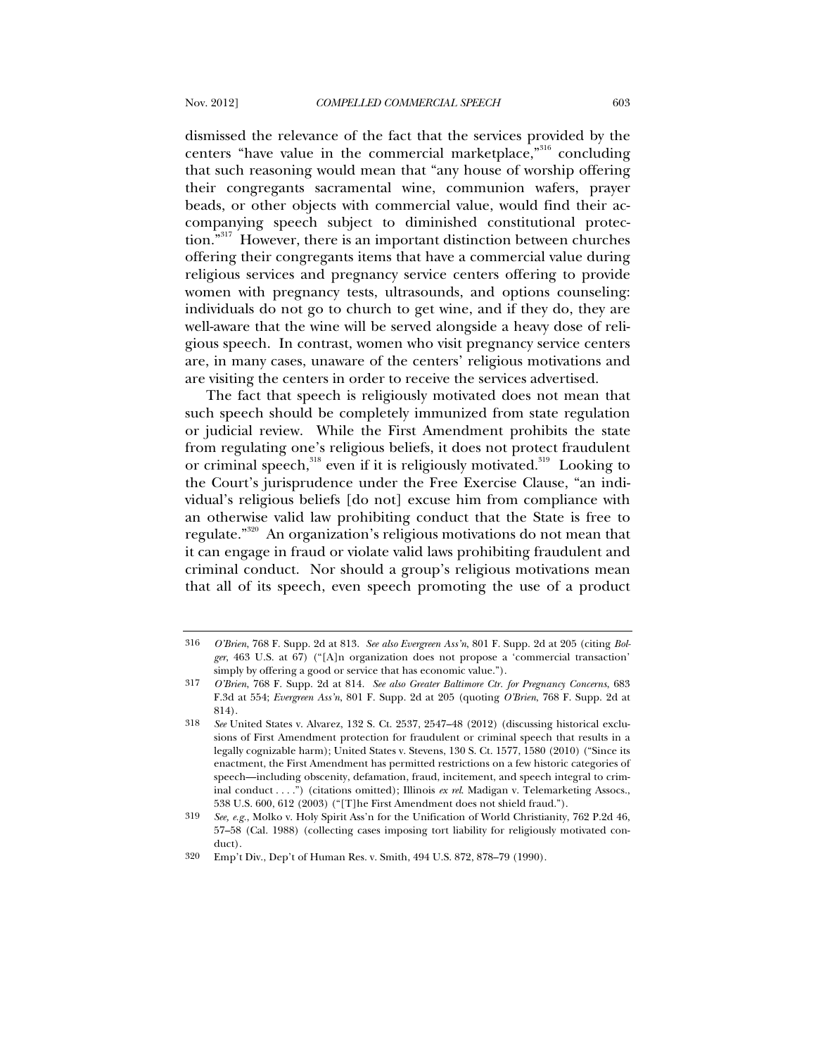dismissed the relevance of the fact that the services provided by the centers "have value in the commercial marketplace,"[316] concluding that such reasoning would mean that "any house of worship offering their congregants sacramental wine, communion wafers, prayer beads, or other objects with commercial value, would find their accompanying speech subject to diminished constitutional protection."[317] However, there is an important distinction between churches offering their congregants items that have a commercial value during religious services and pregnancy service centers offering to provide women with pregnancy tests, ultrasounds, and options counseling: individuals do not go to church to get wine, and if they do, they are well-aware that the wine will be served alongside a heavy dose of religious speech. In contrast, women who visit pregnancy service centers are, in many cases, unaware of the centers' religious motivations and are visiting the centers in order to receive the services advertised.

The fact that speech is religiously motivated does not mean that such speech should be completely immunized from state regulation or judicial review. While the First Amendment prohibits the state from regulating one's religious beliefs, it does not protect fraudulent or criminal speech,[318] even if it is religiously motivated.[319] Looking to the Court's jurisprudence under the Free Exercise Clause, "an individual's religious beliefs [do not] excuse him from compliance with an otherwise valid law prohibiting conduct that the State is free to regulate."[320] An organization's religious motivations do not mean that it can engage in fraud or violate valid laws prohibiting fraudulent and criminal conduct. Nor should a group's religious motivations mean that all of its speech, even speech promoting the use of a product

---

316 *O'Brien*, 768 F. Supp. 2d at 813. *See also Evergreen Ass'n*, 801 F. Supp. 2d at 205 (citing *Bolger*, 463 U.S. at 67) ("[A]n organization does not propose a 'commercial transaction' simply by offering a good or service that has economic value.").

317 *O'Brien*, 768 F. Supp. 2d at 814. *See also Greater Baltimore Ctr. for Pregnancy Concerns*, 683 F.3d at 554; *Evergreen Ass'n*, 801 F. Supp. 2d at 205 (quoting *O'Brien*, 768 F. Supp. 2d at 814).

318 *See* United States v. Alvarez, 132 S. Ct. 2537, 2547–48 (2012) (discussing historical exclusions of First Amendment protection for fraudulent or criminal speech that results in a legally cognizable harm); United States v. Stevens, 130 S. Ct. 1577, 1580 (2010) ("Since its enactment, the First Amendment has permitted restrictions on a few historic categories of speech—including obscenity, defamation, fraud, incitement, and speech integral to criminal conduct . . . .") (citations omitted); Illinois *ex rel.* Madigan v. Telemarketing Assocs., 538 U.S. 600, 612 (2003) ("[T]he First Amendment does not shield fraud.").

319 *See, e.g.*, Molko v. Holy Spirit Ass'n for the Unification of World Christianity, 762 P.2d 46, 57–58 (Cal. 1988) (collecting cases imposing tort liability for religiously motivated conduct).

320 Emp't Div., Dep't of Human Res. v. Smith, 494 U.S. 872, 878–79 (1990).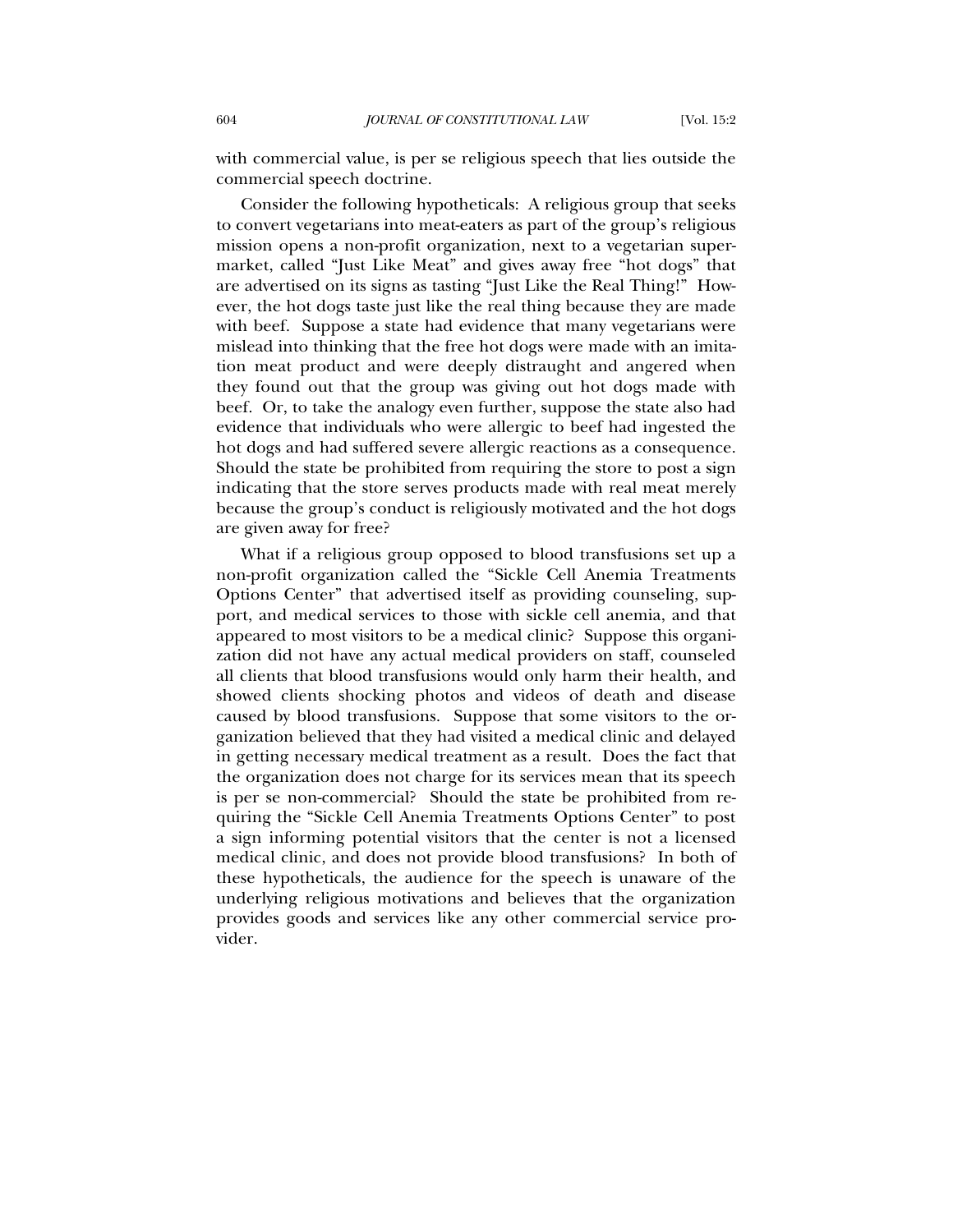with commercial value, is per se religious speech that lies outside the commercial speech doctrine.

Consider the following hypotheticals: A religious group that seeks to convert vegetarians into meat-eaters as part of the group's religious mission opens a non-profit organization, next to a vegetarian supermarket, called "Just Like Meat" and gives away free "hot dogs" that are advertised on its signs as tasting "Just Like the Real Thing!" However, the hot dogs taste just like the real thing because they are made with beef. Suppose a state had evidence that many vegetarians were mislead into thinking that the free hot dogs were made with an imitation meat product and were deeply distraught and angered when they found out that the group was giving out hot dogs made with beef. Or, to take the analogy even further, suppose the state also had evidence that individuals who were allergic to beef had ingested the hot dogs and had suffered severe allergic reactions as a consequence. Should the state be prohibited from requiring the store to post a sign indicating that the store serves products made with real meat merely because the group's conduct is religiously motivated and the hot dogs are given away for free?

What if a religious group opposed to blood transfusions set up a non-profit organization called the "Sickle Cell Anemia Treatments Options Center" that advertised itself as providing counseling, support, and medical services to those with sickle cell anemia, and that appeared to most visitors to be a medical clinic? Suppose this organization did not have any actual medical providers on staff, counseled all clients that blood transfusions would only harm their health, and showed clients shocking photos and videos of death and disease caused by blood transfusions. Suppose that some visitors to the organization believed that they had visited a medical clinic and delayed in getting necessary medical treatment as a result. Does the fact that the organization does not charge for its services mean that its speech is per se non-commercial? Should the state be prohibited from requiring the "Sickle Cell Anemia Treatments Options Center" to post a sign informing potential visitors that the center is not a licensed medical clinic, and does not provide blood transfusions? In both of these hypotheticals, the audience for the speech is unaware of the underlying religious motivations and believes that the organization provides goods and services like any other commercial service provider.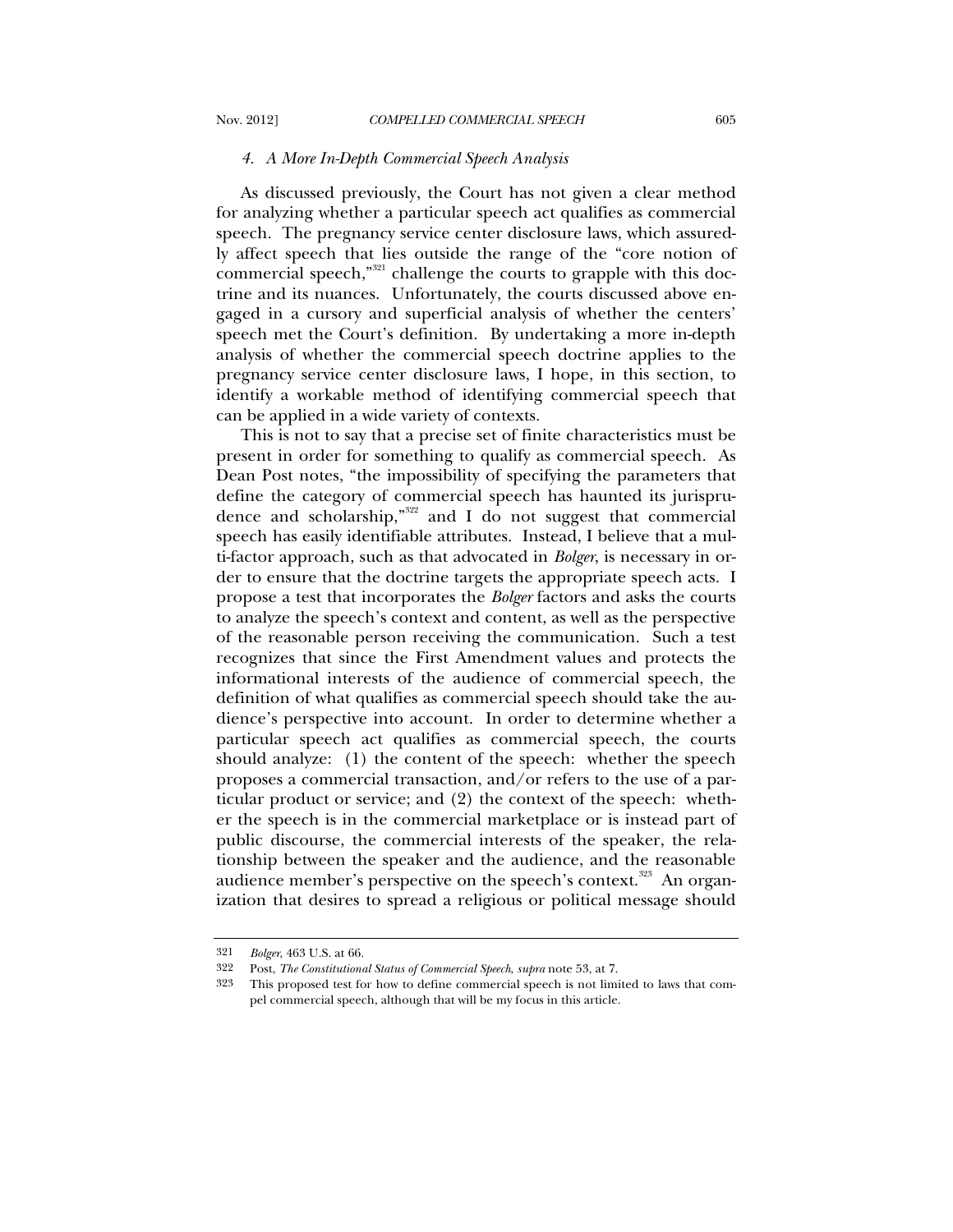#### *4. A More In-Depth Commercial Speech Analysis*

As discussed previously, the Court has not given a clear method for analyzing whether a particular speech act qualifies as commercial speech. The pregnancy service center disclosure laws, which assuredly affect speech that lies outside the range of the "core notion of commercial speech,"[321] challenge the courts to grapple with this doctrine and its nuances. Unfortunately, the courts discussed above engaged in a cursory and superficial analysis of whether the centers' speech met the Court's definition. By undertaking a more in-depth analysis of whether the commercial speech doctrine applies to the pregnancy service center disclosure laws, I hope, in this section, to identify a workable method of identifying commercial speech that can be applied in a wide variety of contexts.

This is not to say that a precise set of finite characteristics must be present in order for something to qualify as commercial speech. As Dean Post notes, "the impossibility of specifying the parameters that define the category of commercial speech has haunted its jurisprudence and scholarship,"[322] and I do not suggest that commercial speech has easily identifiable attributes. Instead, I believe that a multi-factor approach, such as that advocated in *Bolger*, is necessary in order to ensure that the doctrine targets the appropriate speech acts. I propose a test that incorporates the *Bolger* factors and asks the courts to analyze the speech's context and content, as well as the perspective of the reasonable person receiving the communication. Such a test recognizes that since the First Amendment values and protects the informational interests of the audience of commercial speech, the definition of what qualifies as commercial speech should take the audience's perspective into account. In order to determine whether a particular speech act qualifies as commercial speech, the courts should analyze: (1) the content of the speech: whether the speech proposes a commercial transaction, and/or refers to the use of a particular product or service; and (2) the context of the speech: whether the speech is in the commercial marketplace or is instead part of public discourse, the commercial interests of the speaker, the relationship between the speaker and the audience, and the reasonable audience member's perspective on the speech's context.[323] An organization that desires to spread a religious or political message should

---

321 *Bolger*, 463 U.S. at 66.

322 Post, *The Constitutional Status of Commercial Speech*, *supra* note 53, at 7.

323 This proposed test for how to define commercial speech is not limited to laws that compel commercial speech, although that will be my focus in this article.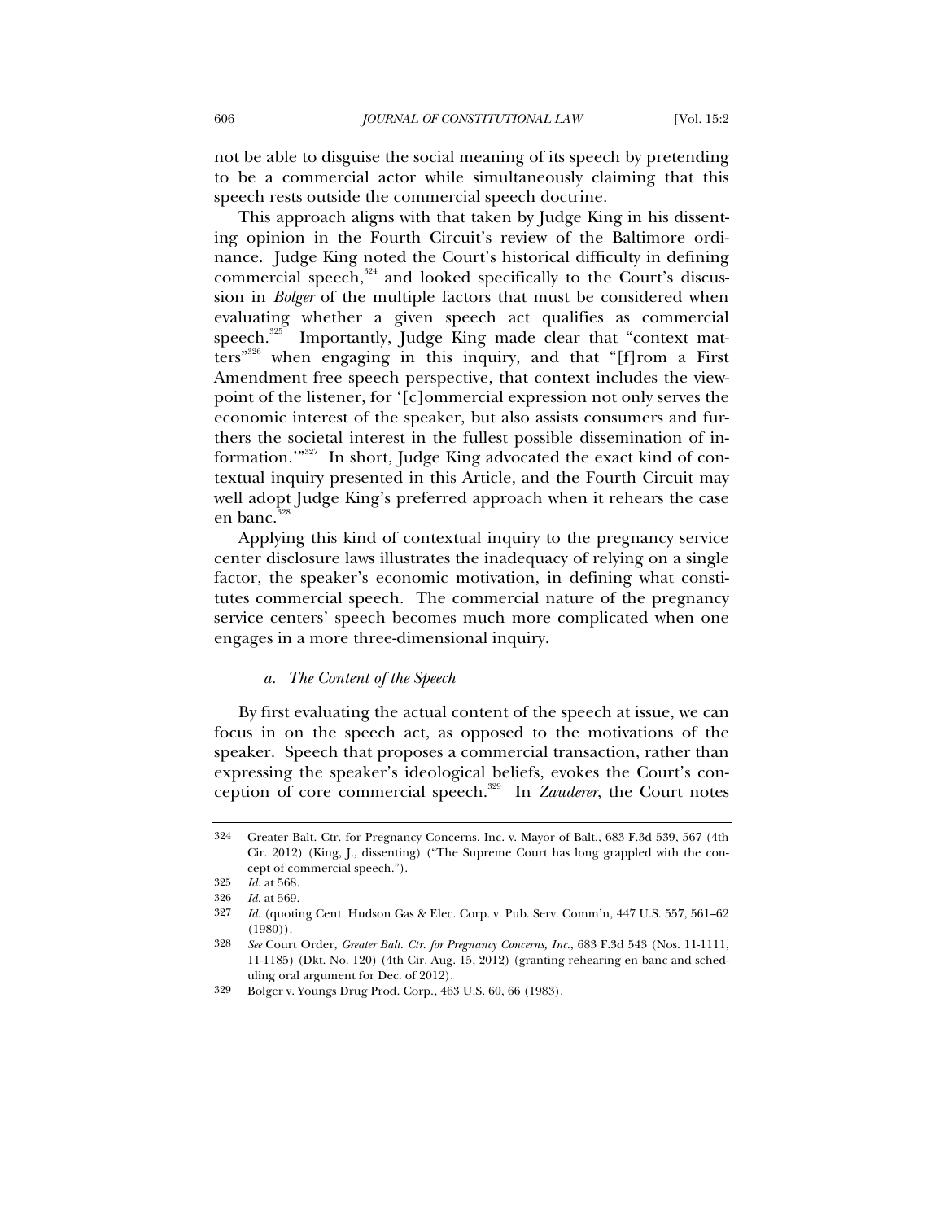not be able to disguise the social meaning of its speech by pretending to be a commercial actor while simultaneously claiming that this speech rests outside the commercial speech doctrine.

This approach aligns with that taken by Judge King in his dissenting opinion in the Fourth Circuit's review of the Baltimore ordinance. Judge King noted the Court's historical difficulty in defining commercial speech,[324] and looked specifically to the Court's discussion in *Bolger* of the multiple factors that must be considered when evaluating whether a given speech act qualifies as commercial speech.[325] Importantly, Judge King made clear that "context matters"[326] when engaging in this inquiry, and that "[f]rom a First Amendment free speech perspective, that context includes the viewpoint of the listener, for '[c]ommercial expression not only serves the economic interest of the speaker, but also assists consumers and furthers the societal interest in the fullest possible dissemination of information.'"[327] In short, Judge King advocated the exact kind of contextual inquiry presented in this Article, and the Fourth Circuit may well adopt Judge King's preferred approach when it rehears the case en banc.[328]

Applying this kind of contextual inquiry to the pregnancy service center disclosure laws illustrates the inadequacy of relying on a single factor, the speaker's economic motivation, in defining what constitutes commercial speech. The commercial nature of the pregnancy service centers' speech becomes much more complicated when one engages in a more three-dimensional inquiry.

#### *a. The Content of the Speech*

By first evaluating the actual content of the speech at issue, we can focus in on the speech act, as opposed to the motivations of the speaker. Speech that proposes a commercial transaction, rather than expressing the speaker's ideological beliefs, evokes the Court's conception of core commercial speech.[329] In *Zauderer*, the Court notes

---

324 Greater Balt. Ctr. for Pregnancy Concerns, Inc. v. Mayor of Balt., 683 F.3d 539, 567 (4th Cir. 2012) (King, J., dissenting) ("The Supreme Court has long grappled with the concept of commercial speech.").

325 *Id.* at 568.

326 *Id.* at 569.

327 *Id.* (quoting Cent. Hudson Gas & Elec. Corp. v. Pub. Serv. Comm'n, 447 U.S. 557, 561–62 (1980)).

328 *See* Court Order, *Greater Balt. Ctr. for Pregnancy Concerns, Inc.*, 683 F.3d 543 (Nos. 11-1111, 11-1185) (Dkt. No. 120) (4th Cir. Aug. 15, 2012) (granting rehearing en banc and scheduling oral argument for Dec. of 2012).

329 Bolger v. Youngs Drug Prod. Corp., 463 U.S. 60, 66 (1983).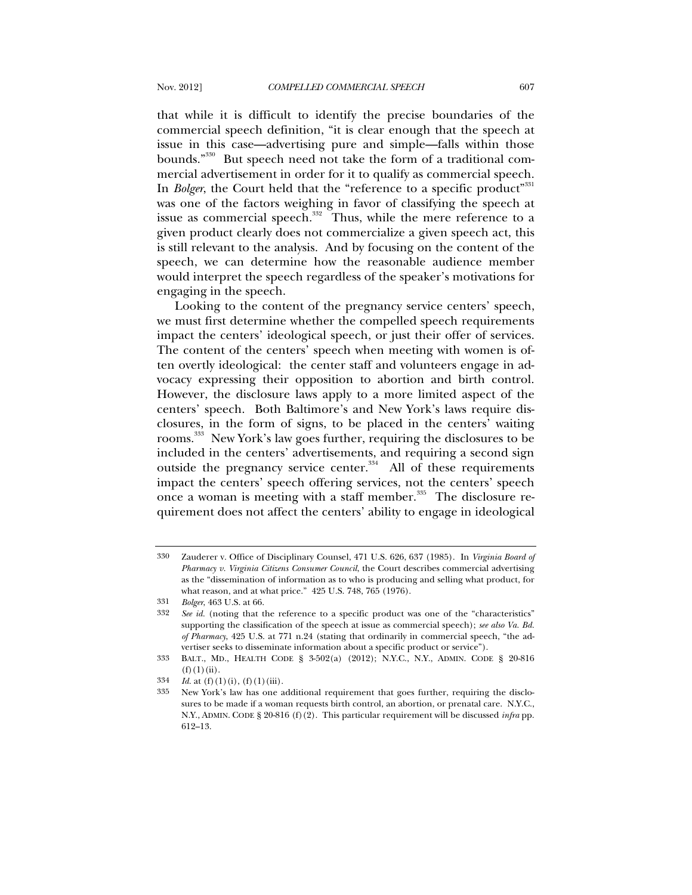that while it is difficult to identify the precise boundaries of the commercial speech definition, "it is clear enough that the speech at issue in this case—advertising pure and simple—falls within those bounds."[330] But speech need not take the form of a traditional commercial advertisement in order for it to qualify as commercial speech. In *Bolger*, the Court held that the "reference to a specific product"[331] was one of the factors weighing in favor of classifying the speech at issue as commercial speech.[332] Thus, while the mere reference to a given product clearly does not commercialize a given speech act, this is still relevant to the analysis. And by focusing on the content of the speech, we can determine how the reasonable audience member would interpret the speech regardless of the speaker's motivations for engaging in the speech.

Looking to the content of the pregnancy service centers' speech, we must first determine whether the compelled speech requirements impact the centers' ideological speech, or just their offer of services. The content of the centers' speech when meeting with women is often overtly ideological: the center staff and volunteers engage in advocacy expressing their opposition to abortion and birth control. However, the disclosure laws apply to a more limited aspect of the centers' speech. Both Baltimore's and New York's laws require disclosures, in the form of signs, to be placed in the centers' waiting rooms.[333] New York's law goes further, requiring the disclosures to be included in the centers' advertisements, and requiring a second sign outside the pregnancy service center.[334] All of these requirements impact the centers' speech offering services, not the centers' speech once a woman is meeting with a staff member.[335] The disclosure requirement does not affect the centers' ability to engage in ideological

---

330 Zauderer v. Office of Disciplinary Counsel, 471 U.S. 626, 637 (1985). In *Virginia Board of Pharmacy v. Virginia Citizens Consumer Council*, the Court describes commercial advertising as the "dissemination of information as to who is producing and selling what product, for what reason, and at what price." 425 U.S. 748, 765 (1976).

331 *Bolger*, 463 U.S. at 66.

332 *See id.* (noting that the reference to a specific product was one of the "characteristics" supporting the classification of the speech at issue as commercial speech); *see also Va. Bd. of Pharmacy*, 425 U.S. at 771 n.24 (stating that ordinarily in commercial speech, "the advertiser seeks to disseminate information about a specific product or service").

333 BALT., MD., HEALTH CODE § 3-502(a) (2012); N.Y.C., N.Y., ADMIN. CODE § 20-816 (f)(1)(ii).

334 *Id.* at (f)(1)(i), (f)(1)(iii).

335 New York's law has one additional requirement that goes further, requiring the disclosures to be made if a woman requests birth control, an abortion, or prenatal care. N.Y.C., N.Y., ADMIN. CODE § 20-816 (f)(2). This particular requirement will be discussed *infra* pp. 612–13.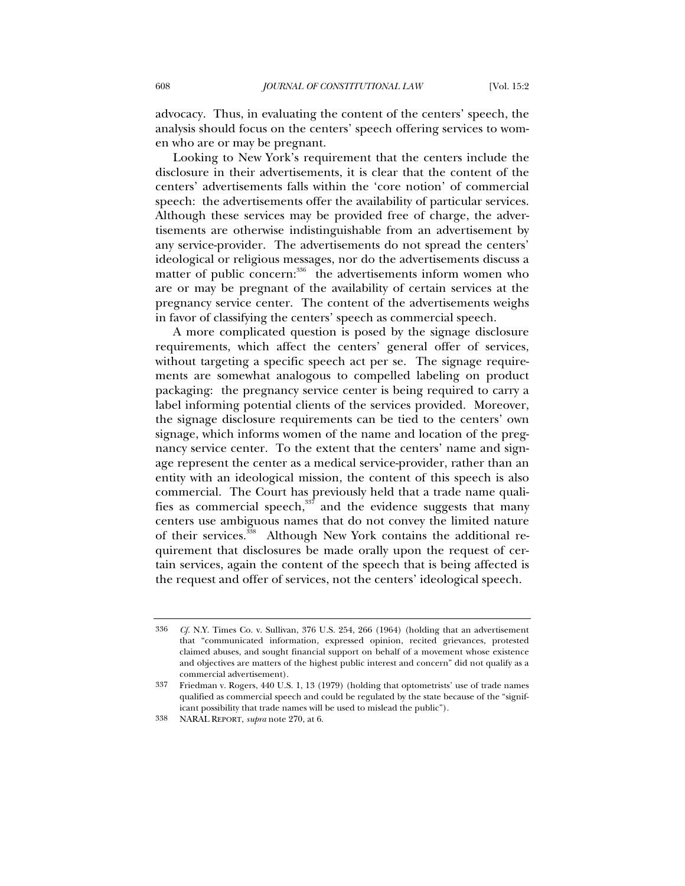advocacy. Thus, in evaluating the content of the centers' speech, the analysis should focus on the centers' speech offering services to women who are or may be pregnant.

Looking to New York's requirement that the centers include the disclosure in their advertisements, it is clear that the content of the centers' advertisements falls within the 'core notion' of commercial speech: the advertisements offer the availability of particular services. Although these services may be provided free of charge, the advertisements are otherwise indistinguishable from an advertisement by any service-provider. The advertisements do not spread the centers' ideological or religious messages, nor do the advertisements discuss a matter of public concern:[336] the advertisements inform women who are or may be pregnant of the availability of certain services at the pregnancy service center. The content of the advertisements weighs in favor of classifying the centers' speech as commercial speech.

A more complicated question is posed by the signage disclosure requirements, which affect the centers' general offer of services, without targeting a specific speech act per se. The signage requirements are somewhat analogous to compelled labeling on product packaging: the pregnancy service center is being required to carry a label informing potential clients of the services provided. Moreover, the signage disclosure requirements can be tied to the centers' own signage, which informs women of the name and location of the pregnancy service center. To the extent that the centers' name and signage represent the center as a medical service-provider, rather than an entity with an ideological mission, the content of this speech is also commercial. The Court has previously held that a trade name qualifies as commercial speech,[337] and the evidence suggests that many centers use ambiguous names that do not convey the limited nature of their services.[338] Although New York contains the additional requirement that disclosures be made orally upon the request of certain services, again the content of the speech that is being affected is the request and offer of services, not the centers' ideological speech.

---

336 *Cf.* N.Y. Times Co. v. Sullivan, 376 U.S. 254, 266 (1964) (holding that an advertisement that "communicated information, expressed opinion, recited grievances, protested claimed abuses, and sought financial support on behalf of a movement whose existence and objectives are matters of the highest public interest and concern" did not qualify as a commercial advertisement).

337 Friedman v. Rogers, 440 U.S. 1, 13 (1979) (holding that optometrists' use of trade names qualified as commercial speech and could be regulated by the state because of the "significant possibility that trade names will be used to mislead the public").

338 NARAL REPORT, *supra* note 270, at 6.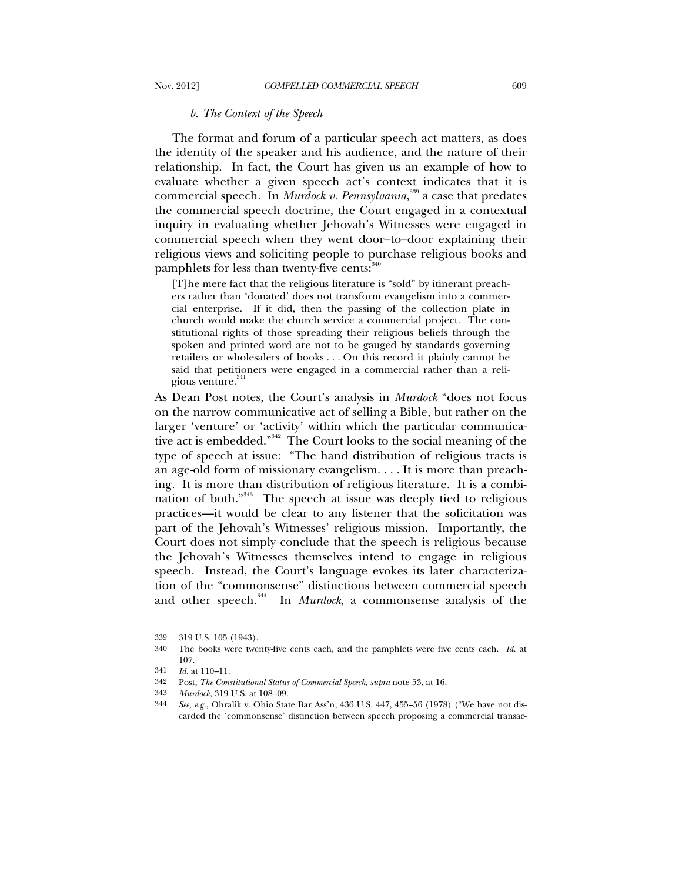#### *b. The Context of the Speech*

The format and forum of a particular speech act matters, as does the identity of the speaker and his audience, and the nature of their relationship. In fact, the Court has given us an example of how to evaluate whether a given speech act's context indicates that it is commercial speech. In *Murdock v. Pennsylvania*,[339] a case that predates the commercial speech doctrine, the Court engaged in a contextual inquiry in evaluating whether Jehovah's Witnesses were engaged in commercial speech when they went door–to–door explaining their religious views and soliciting people to purchase religious books and pamphlets for less than twenty-five cents:[340]

> [T]he mere fact that the religious literature is "sold" by itinerant preachers rather than 'donated' does not transform evangelism into a commercial enterprise. If it did, then the passing of the collection plate in church would make the church service a commercial project. The constitutional rights of those spreading their religious beliefs through the spoken and printed word are not to be gauged by standards governing retailers or wholesalers of books . . . On this record it plainly cannot be said that petitioners were engaged in a commercial rather than a religious venture.[341]

As Dean Post notes, the Court's analysis in *Murdock* "does not focus on the narrow communicative act of selling a Bible, but rather on the larger 'venture' or 'activity' within which the particular communicative act is embedded."[342] The Court looks to the social meaning of the type of speech at issue: "The hand distribution of religious tracts is an age-old form of missionary evangelism. . . . It is more than preaching. It is more than distribution of religious literature. It is a combination of both."[343] The speech at issue was deeply tied to religious practices—it would be clear to any listener that the solicitation was part of the Jehovah's Witnesses' religious mission. Importantly, the Court does not simply conclude that the speech is religious because the Jehovah's Witnesses themselves intend to engage in religious speech. Instead, the Court's language evokes its later characterization of the "commonsense" distinctions between commercial speech and other speech.[344] In *Murdock*, a commonsense analysis of the

---

339 319 U.S. 105 (1943).

340 The books were twenty-five cents each, and the pamphlets were five cents each. *Id.* at 107.

341 *Id.* at 110–11.

342 Post, *The Constitutional Status of Commercial Speech*, *supra* note 53, at 16.

343 *Murdock*, 319 U.S. at 108–09.

344 *See, e.g.*, Ohralik v. Ohio State Bar Ass'n, 436 U.S. 447, 455–56 (1978) ("We have not discarded the 'commonsense' distinction between speech proposing a commercial transac-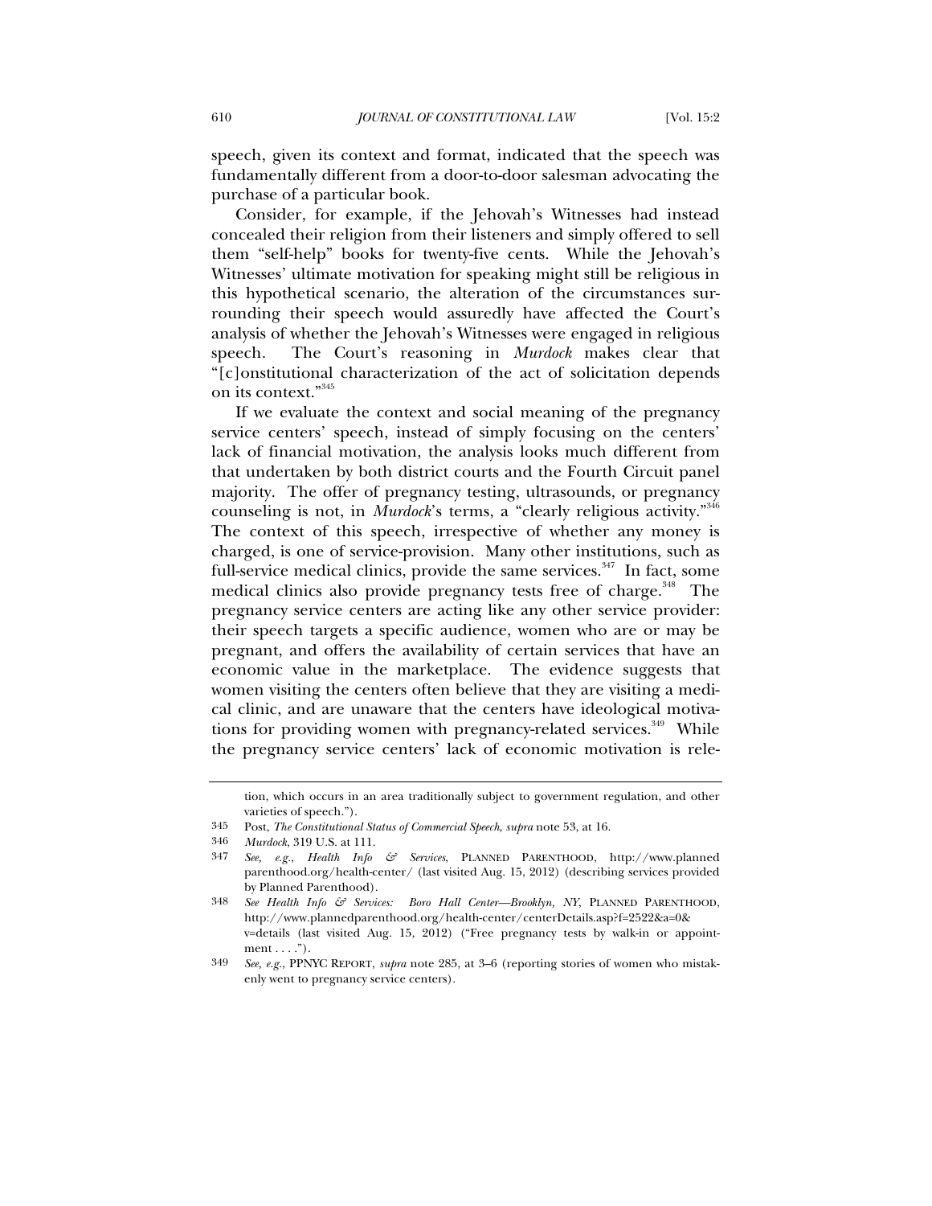speech, given its context and format, indicated that the speech was fundamentally different from a door-to-door salesman advocating the purchase of a particular book.

Consider, for example, if the Jehovah's Witnesses had instead concealed their religion from their listeners and simply offered to sell them "self-help" books for twenty-five cents. While the Jehovah's Witnesses' ultimate motivation for speaking might still be religious in this hypothetical scenario, the alteration of the circumstances surrounding their speech would assuredly have affected the Court's analysis of whether the Jehovah's Witnesses were engaged in religious speech. The Court's reasoning in *Murdock* makes clear that "[c]onstitutional characterization of the act of solicitation depends on its context."[345]

If we evaluate the context and social meaning of the pregnancy service centers' speech, instead of simply focusing on the centers' lack of financial motivation, the analysis looks much different from that undertaken by both district courts and the Fourth Circuit panel majority. The offer of pregnancy testing, ultrasounds, or pregnancy counseling is not, in *Murdock*'s terms, a "clearly religious activity."[346] The context of this speech, irrespective of whether any money is charged, is one of service-provision. Many other institutions, such as full-service medical clinics, provide the same services.[347] In fact, some medical clinics also provide pregnancy tests free of charge.[348] The pregnancy service centers are acting like any other service provider: their speech targets a specific audience, women who are or may be pregnant, and offers the availability of certain services that have an economic value in the marketplace. The evidence suggests that women visiting the centers often believe that they are visiting a medical clinic, and are unaware that the centers have ideological motivations for providing women with pregnancy-related services.[349] While the pregnancy service centers' lack of economic motivation is rele-

---

tion, which occurs in an area traditionally subject to government regulation, and other varieties of speech.").

345 Post, *The Constitutional Status of Commercial Speech*, *supra* note 53, at 16.

346 *Murdock*, 319 U.S. at 111.

347 *See, e.g.*, *Health Info & Services*, PLANNED PARENTHOOD, http://www.plannedparenthood.org/health-center/ (last visited Aug. 15, 2012) (describing services provided by Planned Parenthood).

348 *See Health Info & Services: Boro Hall Center—Brooklyn, NY*, PLANNED PARENTHOOD, http://www.plannedparenthood.org/health-center/centerDetails.asp?f=2522&a=0&v=details (last visited Aug. 15, 2012) ("Free pregnancy tests by walk-in or appointment . . . .").

349 *See, e.g.*, PPNYC REPORT, *supra* note 285, at 3–6 (reporting stories of women who mistakenly went to pregnancy service centers).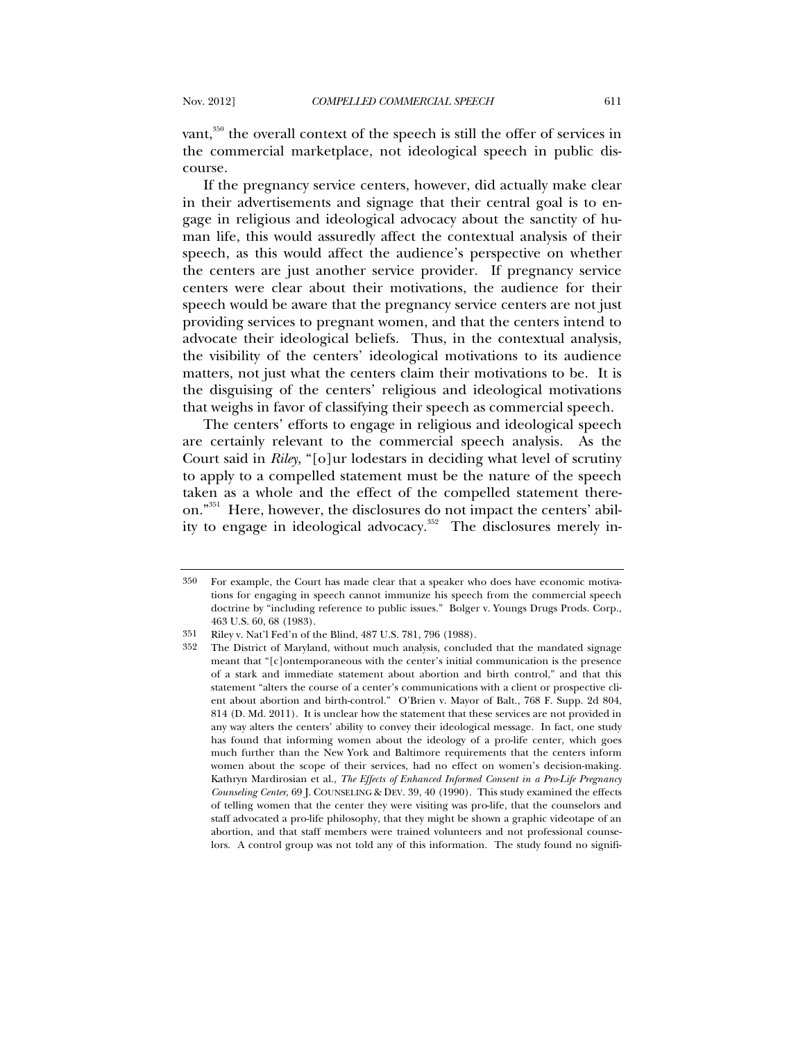vant,[350] the overall context of the speech is still the offer of services in the commercial marketplace, not ideological speech in public discourse.

If the pregnancy service centers, however, did actually make clear in their advertisements and signage that their central goal is to engage in religious and ideological advocacy about the sanctity of human life, this would assuredly affect the contextual analysis of their speech, as this would affect the audience's perspective on whether the centers are just another service provider. If pregnancy service centers were clear about their motivations, the audience for their speech would be aware that the pregnancy service centers are not just providing services to pregnant women, and that the centers intend to advocate their ideological beliefs. Thus, in the contextual analysis, the visibility of the centers' ideological motivations to its audience matters, not just what the centers claim their motivations to be. It is the disguising of the centers' religious and ideological motivations that weighs in favor of classifying their speech as commercial speech.

The centers' efforts to engage in religious and ideological speech are certainly relevant to the commercial speech analysis. As the Court said in *Riley*, "[o]ur lodestars in deciding what level of scrutiny to apply to a compelled statement must be the nature of the speech taken as a whole and the effect of the compelled statement thereon."[351] Here, however, the disclosures do not impact the centers' ability to engage in ideological advocacy.[352] The disclosures merely in-

---

350 For example, the Court has made clear that a speaker who does have economic motivations for engaging in speech cannot immunize his speech from the commercial speech doctrine by "including reference to public issues." Bolger v. Youngs Drugs Prods. Corp., 463 U.S. 60, 68 (1983).

351 Riley v. Nat'l Fed'n of the Blind, 487 U.S. 781, 796 (1988).

352 The District of Maryland, without much analysis, concluded that the mandated signage meant that "[c]ontemporaneous with the center's initial communication is the presence of a stark and immediate statement about abortion and birth control," and that this statement "alters the course of a center's communications with a client or prospective client about abortion and birth-control." O'Brien v. Mayor of Balt., 768 F. Supp. 2d 804, 814 (D. Md. 2011). It is unclear how the statement that these services are not provided in any way alters the centers' ability to convey their ideological message. In fact, one study has found that informing women about the ideology of a pro-life center, which goes much further than the New York and Baltimore requirements that the centers inform women about the scope of their services, had no effect on women's decision-making. Kathryn Mardirosian et al., *The Effects of Enhanced Informed Consent in a Pro-Life Pregnancy Counseling Center*, 69 J. COUNSELING & DEV. 39, 40 (1990). This study examined the effects of telling women that the center they were visiting was pro-life, that the counselors and staff advocated a pro-life philosophy, that they might be shown a graphic videotape of an abortion, and that staff members were trained volunteers and not professional counselors. A control group was not told any of this information. The study found no signifi-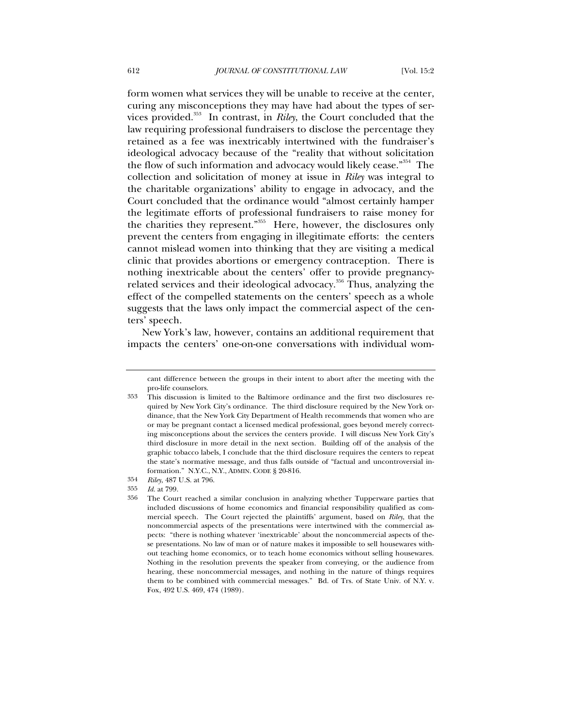form women what services they will be unable to receive at the center, curing any misconceptions they may have had about the types of services provided.[353] In contrast, in *Riley*, the Court concluded that the law requiring professional fundraisers to disclose the percentage they retained as a fee was inextricably intertwined with the fundraiser's ideological advocacy because of the "reality that without solicitation the flow of such information and advocacy would likely cease."[354] The collection and solicitation of money at issue in *Riley* was integral to the charitable organizations' ability to engage in advocacy, and the Court concluded that the ordinance would "almost certainly hamper the legitimate efforts of professional fundraisers to raise money for the charities they represent."[355] Here, however, the disclosures only prevent the centers from engaging in illegitimate efforts: the centers cannot mislead women into thinking that they are visiting a medical clinic that provides abortions or emergency contraception. There is nothing inextricable about the centers' offer to provide pregnancy-related services and their ideological advocacy.[356] Thus, analyzing the effect of the compelled statements on the centers' speech as a whole suggests that the laws only impact the commercial aspect of the centers' speech.

New York's law, however, contains an additional requirement that impacts the centers' one-on-one conversations with individual wom-

---

cant difference between the groups in their intent to abort after the meeting with the pro-life counselors.

353 This discussion is limited to the Baltimore ordinance and the first two disclosures required by New York City's ordinance. The third disclosure required by the New York ordinance, that the New York City Department of Health recommends that women who are or may be pregnant contact a licensed medical professional, goes beyond merely correcting misconceptions about the services the centers provide. I will discuss New York City's third disclosure in more detail in the next section. Building off of the analysis of the graphic tobacco labels, I conclude that the third disclosure requires the centers to repeat the state's normative message, and thus falls outside of "factual and uncontroversial information." N.Y.C., N.Y., ADMIN. CODE § 20-816.

354 *Riley*, 487 U.S. at 796.

355 *Id.* at 799.

356 The Court reached a similar conclusion in analyzing whether Tupperware parties that included discussions of home economics and financial responsibility qualified as commercial speech. The Court rejected the plaintiffs' argument, based on *Riley*, that the noncommercial aspects of the presentations were intertwined with the commercial aspects: "there is nothing whatever 'inextricable' about the noncommercial aspects of these presentations. No law of man or of nature makes it impossible to sell housewares without teaching home economics, or to teach home economics without selling housewares. Nothing in the resolution prevents the speaker from conveying, or the audience from hearing, these noncommercial messages, and nothing in the nature of things requires them to be combined with commercial messages." Bd. of Trs. of State Univ. of N.Y. v. Fox, 492 U.S. 469, 474 (1989).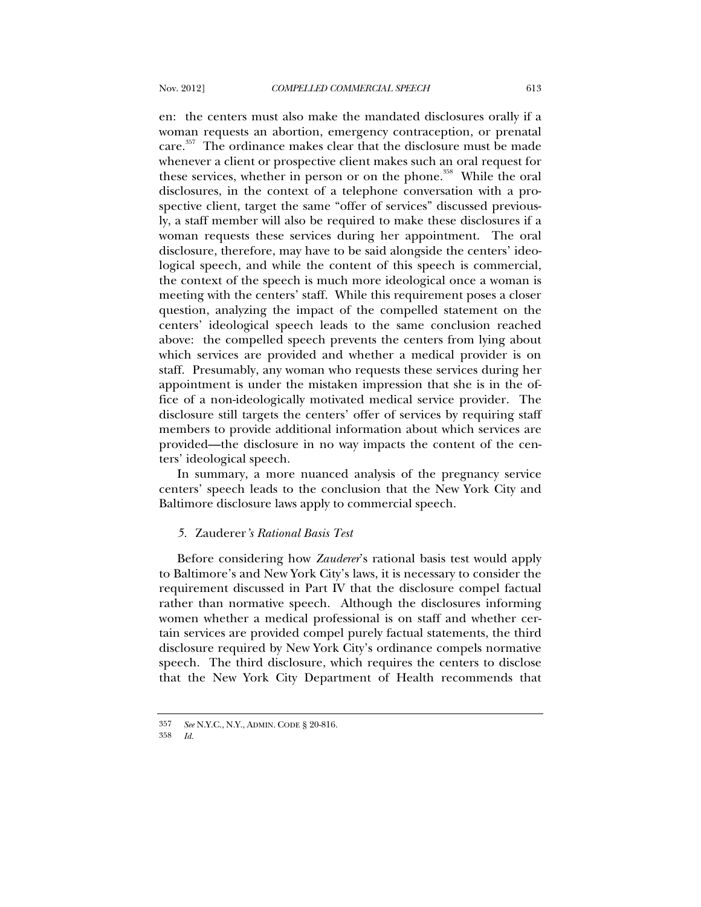en: the centers must also make the mandated disclosures orally if a woman requests an abortion, emergency contraception, or prenatal care.[357] The ordinance makes clear that the disclosure must be made whenever a client or prospective client makes such an oral request for these services, whether in person or on the phone.[358] While the oral disclosures, in the context of a telephone conversation with a prospective client, target the same "offer of services" discussed previously, a staff member will also be required to make these disclosures if a woman requests these services during her appointment. The oral disclosure, therefore, may have to be said alongside the centers' ideological speech, and while the content of this speech is commercial, the context of the speech is much more ideological once a woman is meeting with the centers' staff. While this requirement poses a closer question, analyzing the impact of the compelled statement on the centers' ideological speech leads to the same conclusion reached above: the compelled speech prevents the centers from lying about which services are provided and whether a medical provider is on staff. Presumably, any woman who requests these services during her appointment is under the mistaken impression that she is in the office of a non-ideologically motivated medical service provider. The disclosure still targets the centers' offer of services by requiring staff members to provide additional information about which services are provided—the disclosure in no way impacts the content of the centers' ideological speech.

In summary, a more nuanced analysis of the pregnancy service centers' speech leads to the conclusion that the New York City and Baltimore disclosure laws apply to commercial speech.

### 5. *Zauderer's Rational Basis Test*

Before considering how *Zauderer*'s rational basis test would apply to Baltimore's and New York City's laws, it is necessary to consider the requirement discussed in Part IV that the disclosure compel factual rather than normative speech. Although the disclosures informing women whether a medical professional is on staff and whether certain services are provided compel purely factual statements, the third disclosure required by New York City's ordinance compels normative speech. The third disclosure, which requires the centers to disclose that the New York City Department of Health recommends that

---

357 *See* N.Y.C., N.Y., ADMIN. CODE § 20-816.

358 *Id.*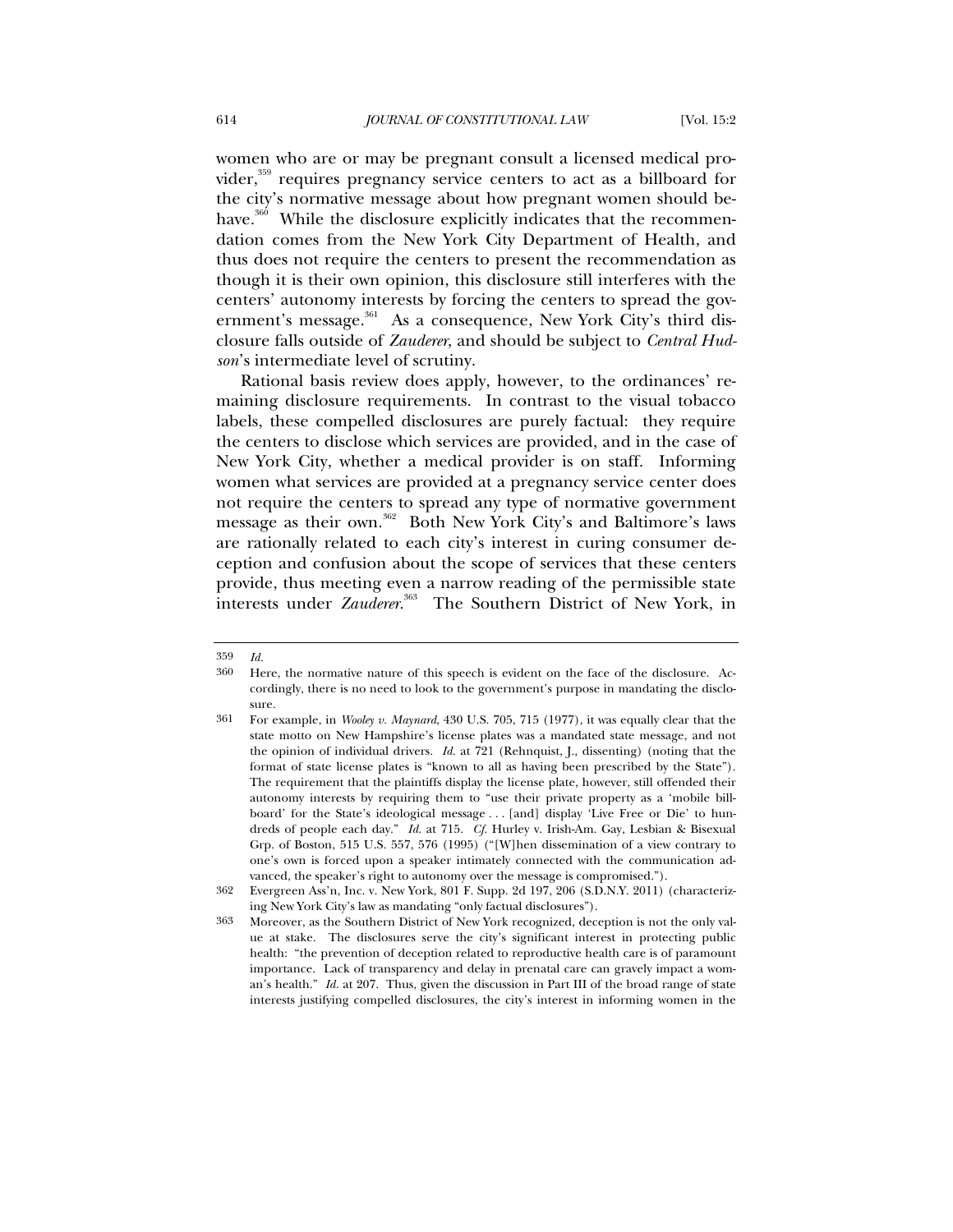women who are or may be pregnant consult a licensed medical provider,[359] requires pregnancy service centers to act as a billboard for the city's normative message about how pregnant women should behave.[360] While the disclosure explicitly indicates that the recommendation comes from the New York City Department of Health, and thus does not require the centers to present the recommendation as though it is their own opinion, this disclosure still interferes with the centers' autonomy interests by forcing the centers to spread the government's message.[361] As a consequence, New York City's third disclosure falls outside of *Zauderer*, and should be subject to *Central Hudson*'s intermediate level of scrutiny.

Rational basis review does apply, however, to the ordinances' remaining disclosure requirements. In contrast to the visual tobacco labels, these compelled disclosures are purely factual: they require the centers to disclose which services are provided, and in the case of New York City, whether a medical provider is on staff. Informing women what services are provided at a pregnancy service center does not require the centers to spread any type of normative government message as their own.[362] Both New York City's and Baltimore's laws are rationally related to each city's interest in curing consumer deception and confusion about the scope of services that these centers provide, thus meeting even a narrow reading of the permissible state interests under *Zauderer*.[363] The Southern District of New York, in

---

359 *Id.*

360 Here, the normative nature of this speech is evident on the face of the disclosure. Accordingly, there is no need to look to the government's purpose in mandating the disclosure.

361 For example, in *Wooley v. Maynard*, 430 U.S. 705, 715 (1977), it was equally clear that the state motto on New Hampshire's license plates was a mandated state message, and not the opinion of individual drivers. *Id.* at 721 (Rehnquist, J., dissenting) (noting that the format of state license plates is "known to all as having been prescribed by the State"). The requirement that the plaintiffs display the license plate, however, still offended their autonomy interests by requiring them to "use their private property as a 'mobile billboard' for the State's ideological message . . . [and] display 'Live Free or Die' to hundreds of people each day." *Id.* at 715. *Cf.* Hurley v. Irish-Am. Gay, Lesbian & Bisexual Grp. of Boston, 515 U.S. 557, 576 (1995) ("[W]hen dissemination of a view contrary to one's own is forced upon a speaker intimately connected with the communication advanced, the speaker's right to autonomy over the message is compromised.").

362 Evergreen Ass'n, Inc. v. New York, 801 F. Supp. 2d 197, 206 (S.D.N.Y. 2011) (characterizing New York City's law as mandating "only factual disclosures").

363 Moreover, as the Southern District of New York recognized, deception is not the only value at stake. The disclosures serve the city's significant interest in protecting public health: "the prevention of deception related to reproductive health care is of paramount importance. Lack of transparency and delay in prenatal care can gravely impact a woman's health." *Id.* at 207. Thus, given the discussion in Part III of the broad range of state interests justifying compelled disclosures, the city's interest in informing women in the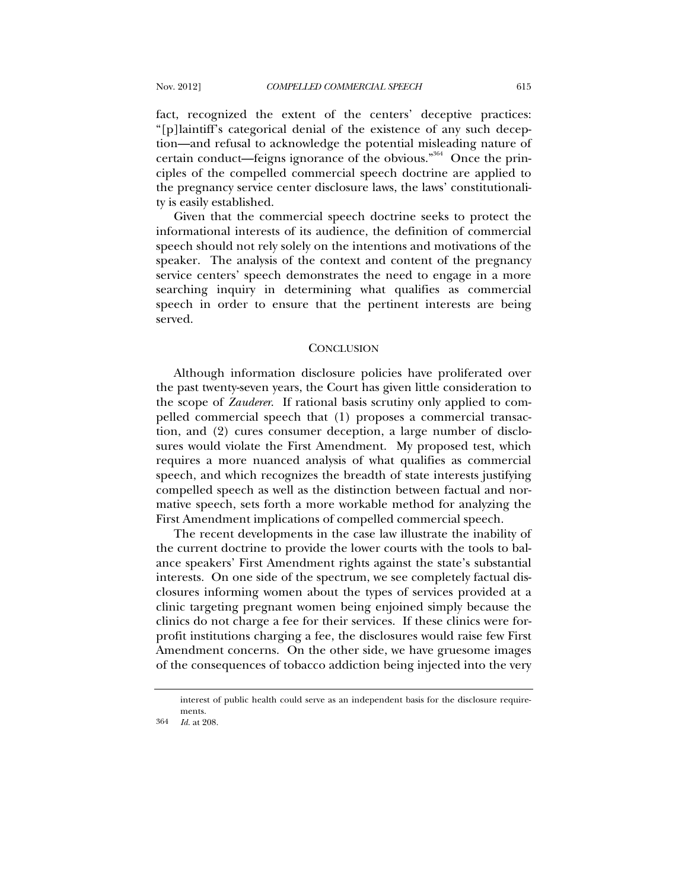fact, recognized the extent of the centers' deceptive practices: "[p]laintiff's categorical denial of the existence of any such deception—and refusal to acknowledge the potential misleading nature of certain conduct—feigns ignorance of the obvious."[364] Once the principles of the compelled commercial speech doctrine are applied to the pregnancy service center disclosure laws, the laws' constitutionality is easily established.

Given that the commercial speech doctrine seeks to protect the informational interests of its audience, the definition of commercial speech should not rely solely on the intentions and motivations of the speaker. The analysis of the context and content of the pregnancy service centers' speech demonstrates the need to engage in a more searching inquiry in determining what qualifies as commercial speech in order to ensure that the pertinent interests are being served.

## CONCLUSION

Although information disclosure policies have proliferated over the past twenty-seven years, the Court has given little consideration to the scope of *Zauderer*. If rational basis scrutiny only applied to compelled commercial speech that (1) proposes a commercial transaction, and (2) cures consumer deception, a large number of disclosures would violate the First Amendment. My proposed test, which requires a more nuanced analysis of what qualifies as commercial speech, and which recognizes the breadth of state interests justifying compelled speech as well as the distinction between factual and normative speech, sets forth a more workable method for analyzing the First Amendment implications of compelled commercial speech.

The recent developments in the case law illustrate the inability of the current doctrine to provide the lower courts with the tools to balance speakers' First Amendment rights against the state's substantial interests. On one side of the spectrum, we see completely factual disclosures informing women about the types of services provided at a clinic targeting pregnant women being enjoined simply because the clinics do not charge a fee for their services. If these clinics were for-profit institutions charging a fee, the disclosures would raise few First Amendment concerns. On the other side, we have gruesome images of the consequences of tobacco addiction being injected into the very

interest of public health could serve as an independent basis for the disclosure requirements.

364 *Id.* at 208.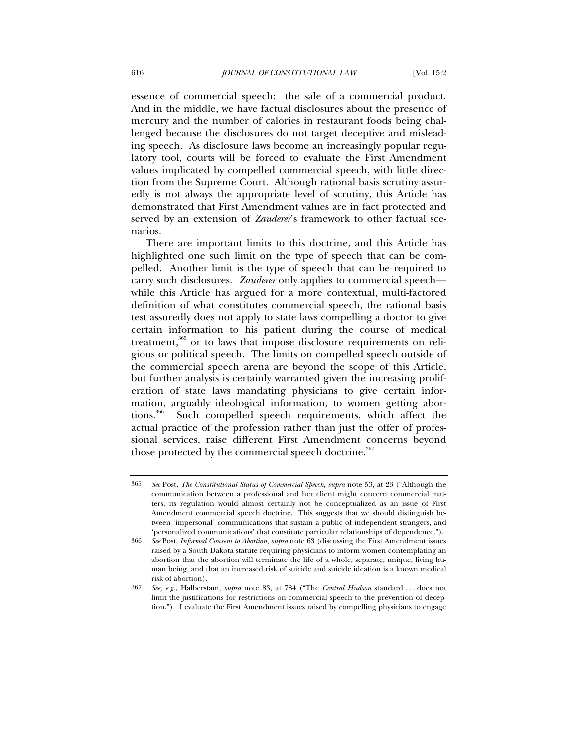essence of commercial speech: the sale of a commercial product. And in the middle, we have factual disclosures about the presence of mercury and the number of calories in restaurant foods being challenged because the disclosures do not target deceptive and misleading speech. As disclosure laws become an increasingly popular regulatory tool, courts will be forced to evaluate the First Amendment values implicated by compelled commercial speech, with little direction from the Supreme Court. Although rational basis scrutiny assuredly is not always the appropriate level of scrutiny, this Article has demonstrated that First Amendment values are in fact protected and served by an extension of *Zauderer*'s framework to other factual scenarios.

There are important limits to this doctrine, and this Article has highlighted one such limit on the type of speech that can be compelled. Another limit is the type of speech that can be required to carry such disclosures. *Zauderer* only applies to commercial speech—while this Article has argued for a more contextual, multi-factored definition of what constitutes commercial speech, the rational basis test assuredly does not apply to state laws compelling a doctor to give certain information to his patient during the course of medical treatment,[365] or to laws that impose disclosure requirements on religious or political speech. The limits on compelled speech outside of the commercial speech arena are beyond the scope of this Article, but further analysis is certainly warranted given the increasing proliferation of state laws mandating physicians to give certain information, arguably ideological information, to women getting abortions.[366] Such compelled speech requirements, which affect the actual practice of the profession rather than just the offer of professional services, raise different First Amendment concerns beyond those protected by the commercial speech doctrine.[367]

---

365 *See* Post, *The Constitutional Status of Commercial Speech*, *supra* note 53, at 23 ("Although the communication between a professional and her client might concern commercial matters, its regulation would almost certainly not be conceptualized as an issue of First Amendment commercial speech doctrine. This suggests that we should distinguish between 'impersonal' communications that sustain a public of independent strangers, and 'personalized communications' that constitute particular relationships of dependence.").

366 *See* Post, *Informed Consent to Abortion*, *supra* note 63 (discussing the First Amendment issues raised by a South Dakota statute requiring physicians to inform women contemplating an abortion that the abortion will terminate the life of a whole, separate, unique, living human being, and that an increased risk of suicide and suicide ideation is a known medical risk of abortion).

367 *See, e.g.*, Halberstam, *supra* note 83, at 784 ("The *Central Hudson* standard . . . does not limit the justifications for restrictions on commercial speech to the prevention of deception."). I evaluate the First Amendment issues raised by compelling physicians to engage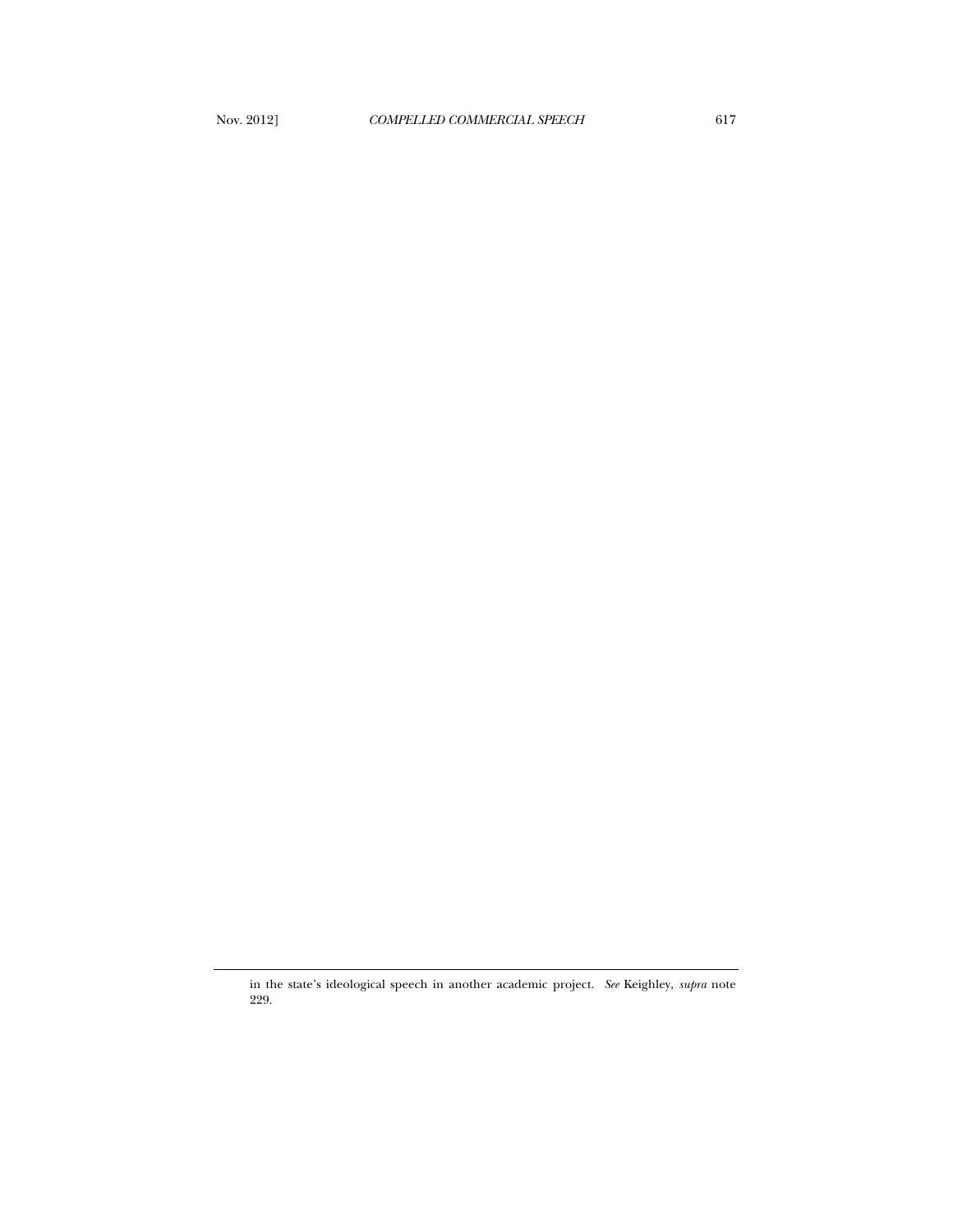in the state's ideological speech in another academic project. *See* Keighley, *supra* note 229.